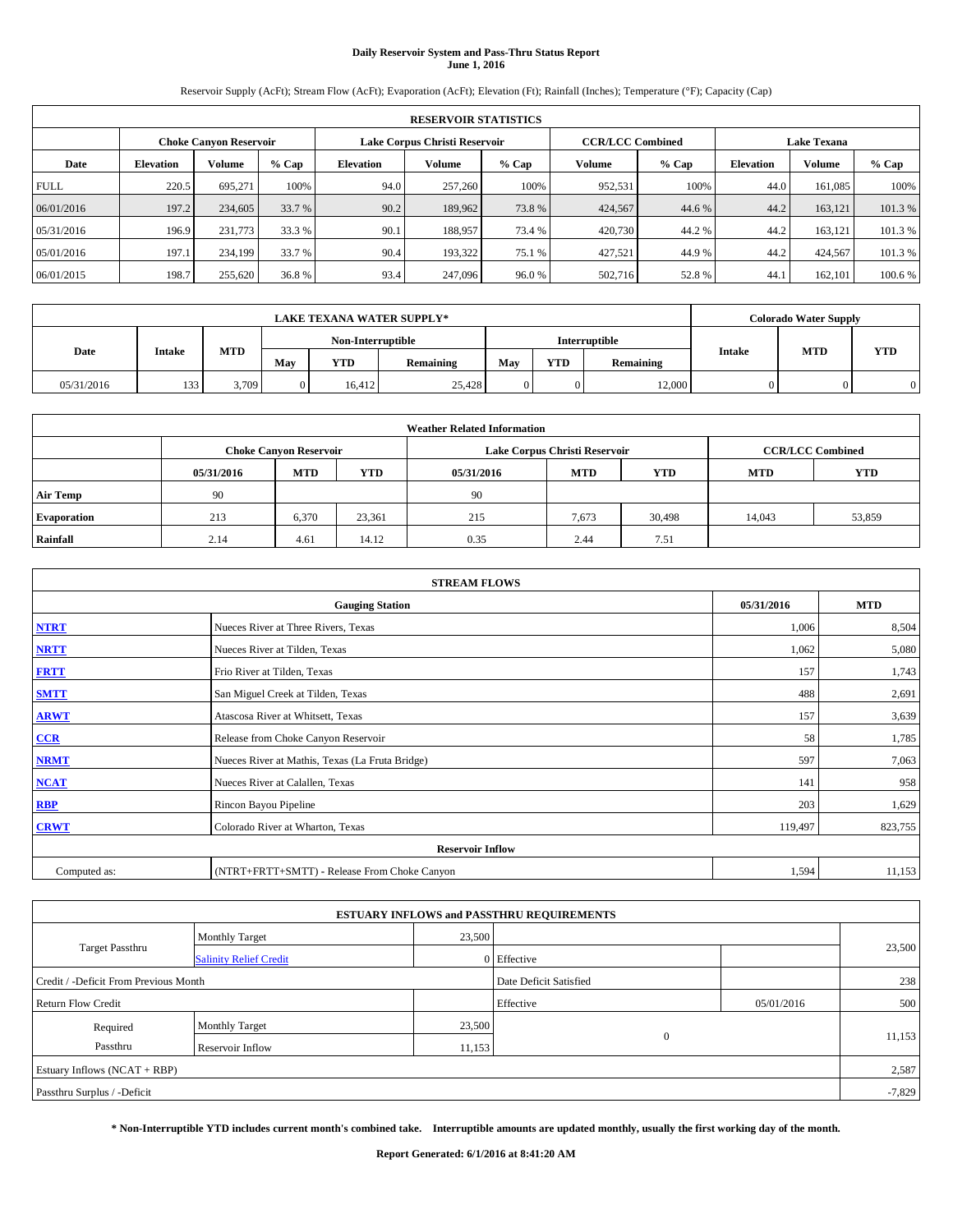# Daily Reservoir System and Pass-Thru Status Report
## June 1, 2016

Reservoir Supply (AcFt); Stream Flow (AcFt); Evaporation (AcFt); Elevation (Ft); Rainfall (Inches); Temperature (°F); Capacity (Cap)

| RESERVOIR STATISTICS | | | | | | | | | | | |
|---|---|---|---|---|---|---|---|---|---|---|---|
| | Choke Canyon Reservoir | | | Lake Corpus Christi Reservoir | | | CCR/LCC Combined | | Lake Texana | | |
| Date | Elevation | Volume | % Cap | Elevation | Volume | % Cap | Volume | % Cap | Elevation | Volume | % Cap |
| FULL | 220.5 | 695,271 | 100% | 94.0 | 257,260 | 100% | 952,531 | 100% | 44.0 | 161,085 | 100% |
| 06/01/2016 | 197.2 | 234,605 | 33.7 % | 90.2 | 189,962 | 73.8 % | 424,567 | 44.6 % | 44.2 | 163,121 | 101.3 % |
| 05/31/2016 | 196.9 | 231,773 | 33.3 % | 90.1 | 188,957 | 73.4 % | 420,730 | 44.2 % | 44.2 | 163,121 | 101.3 % |
| 05/01/2016 | 197.1 | 234,199 | 33.7 % | 90.4 | 193,322 | 75.1 % | 427,521 | 44.9 % | 44.2 | 424,567 | 101.3 % |
| 06/01/2015 | 198.7 | 255,620 | 36.8 % | 93.4 | 247,096 | 96.0 % | 502,716 | 52.8 % | 44.1 | 162,101 | 100.6 % |

| LAKE TEXANA WATER SUPPLY* | | | | | | | | | Colorado Water Supply | | |
|---|---|---|---|---|---|---|---|---|---|---|---|
| Date | Intake | MTD | Non-Interruptible | | | Interruptible | | | Intake | MTD | YTD |
| | | | May | YTD | Remaining | May | YTD | Remaining | | | |
| 05/31/2016 | 133 | 3,709 | 0 | 16,412 | 25,428 | 0 | 0 | 12,000 | 0 | 0 | 0 |

| Weather Related Information | | | | | | | | |
|---|---|---|---|---|---|---|---|---|
| | Choke Canyon Reservoir | | | Lake Corpus Christi Reservoir | | | CCR/LCC Combined | |
| | 05/31/2016 | MTD | YTD | 05/31/2016 | MTD | YTD | MTD | YTD |
| Air Temp | 90 | | | 90 | | | | |
| Evaporation | 213 | 6,370 | 23,361 | 215 | 7,673 | 30,498 | 14,043 | 53,859 |
| Rainfall | 2.14 | 4.61 | 14.12 | 0.35 | 2.44 | 7.51 | | |

| STREAM FLOWS | | | |
|---|---|---|---|
| Gauging Station | | 05/31/2016 | MTD |
| NTRT | Nueces River at Three Rivers, Texas | 1,006 | 8,504 |
| NRTT | Nueces River at Tilden, Texas | 1,062 | 5,080 |
| FRTT | Frio River at Tilden, Texas | 157 | 1,743 |
| SMTT | San Miguel Creek at Tilden, Texas | 488 | 2,691 |
| ARWT | Atascosa River at Whitsett, Texas | 157 | 3,639 |
| CCR | Release from Choke Canyon Reservoir | 58 | 1,785 |
| NRMT | Nueces River at Mathis, Texas (La Fruta Bridge) | 597 | 7,063 |
| NCAT | Nueces River at Calallen, Texas | 141 | 958 |
| RBP | Rincon Bayou Pipeline | 203 | 1,629 |
| CRWT | Colorado River at Wharton, Texas | 119,497 | 823,755 |
| Reservoir Inflow | | | |
| Computed as: | (NTRT+FRTT+SMTT) - Release From Choke Canyon | 1,594 | 11,153 |

| ESTUARY INFLOWS and PASSTHRU REQUIREMENTS | | | | | |
|---|---|---|---|---|---|
| Target Passthru | Monthly Target | 23,500 | | | 23,500 |
| | Salinity Relief Credit | 0 | Effective | | |
| Credit / -Deficit From Previous Month | | | Date Deficit Satisfied | | 238 |
| Return Flow Credit | | | Effective | 05/01/2016 | 500 |
| Required Passthru | Monthly Target | 23,500 | 0 | | 11,153 |
| | Reservoir Inflow | 11,153 | | | |
| Estuary Inflows (NCAT + RBP) | | | | | 2,587 |
| Passthru Surplus / -Deficit | | | | | -7,829 |

**\* Non-Interruptible YTD includes current month's combined take. Interruptible amounts are updated monthly, usually the first working day of the month.**

**Report Generated: 6/1/2016 at 8:41:20 AM**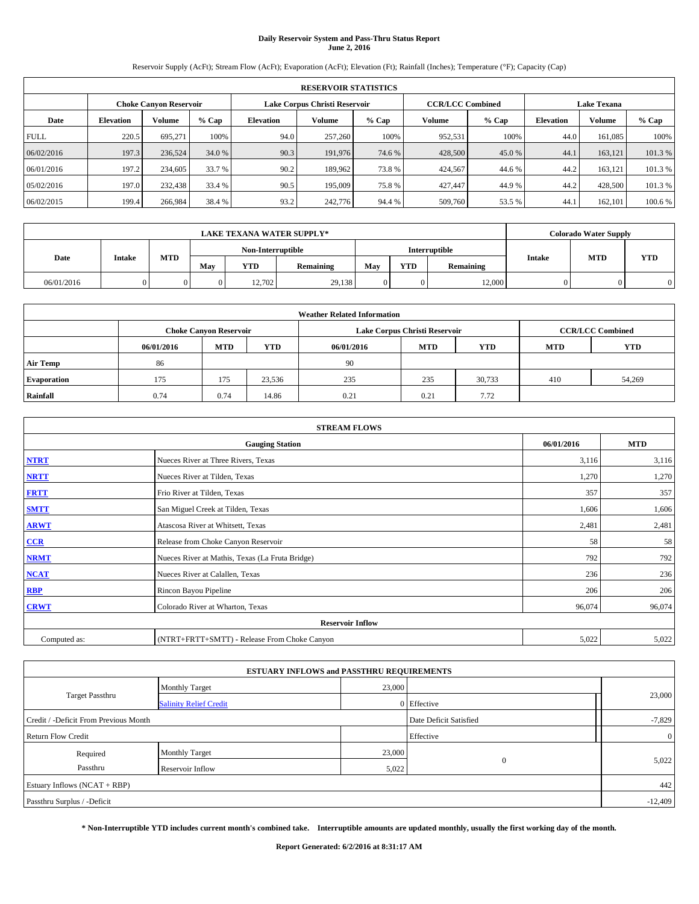# Daily Reservoir System and Pass-Thru Status Report
## June 2, 2016

Reservoir Supply (AcFt); Stream Flow (AcFt); Evaporation (AcFt); Elevation (Ft); Rainfall (Inches); Temperature (°F); Capacity (Cap)

| RESERVOIR STATISTICS | | | | | | | | | | | |
|---|---|---|---|---|---|---|---|---|---|---|---|
| | Choke Canyon Reservoir | | | Lake Corpus Christi Reservoir | | | CCR/LCC Combined | | Lake Texana | | |
| Date | Elevation | Volume | % Cap | Elevation | Volume | % Cap | Volume | % Cap | Elevation | Volume | % Cap |
| FULL | 220.5 | 695,271 | 100% | 94.0 | 257,260 | 100% | 952,531 | 100% | 44.0 | 161,085 | 100% |
| 06/02/2016 | 197.3 | 236,524 | 34.0 % | 90.3 | 191,976 | 74.6 % | 428,500 | 45.0 % | 44.1 | 163,121 | 101.3 % |
| 06/01/2016 | 197.2 | 234,605 | 33.7 % | 90.2 | 189,962 | 73.8 % | 424,567 | 44.6 % | 44.2 | 163,121 | 101.3 % |
| 05/02/2016 | 197.0 | 232,438 | 33.4 % | 90.5 | 195,009 | 75.8 % | 427,447 | 44.9 % | 44.2 | 428,500 | 101.3 % |
| 06/02/2015 | 199.4 | 266,984 | 38.4 % | 93.2 | 242,776 | 94.4 % | 509,760 | 53.5 % | 44.1 | 162,101 | 100.6 % |

| LAKE TEXANA WATER SUPPLY* | | | | | | | | | Colorado Water Supply | | |
|---|---|---|---|---|---|---|---|---|---|---|---|
| Date | Intake | MTD | Non-Interruptible | | | Interruptible | | | Intake | MTD | YTD |
| | | | May | YTD | Remaining | May | YTD | Remaining | | | |
| 06/01/2016 | 0 | 0 | 0 | 12,702 | 29,138 | 0 | 0 | 12,000 | 0 | 0 | 0 |

| Weather Related Information | | | | | | | | |
|---|---|---|---|---|---|---|---|---|
| | Choke Canyon Reservoir | | | Lake Corpus Christi Reservoir | | | CCR/LCC Combined | |
| | 06/01/2016 | MTD | YTD | 06/01/2016 | MTD | YTD | MTD | YTD |
| Air Temp | 86 | | | 90 | | | | |
| Evaporation | 175 | 175 | 23,536 | 235 | 235 | 30,733 | 410 | 54,269 |
| Rainfall | 0.74 | 0.74 | 14.86 | 0.21 | 0.21 | 7.72 | | |

| STREAM FLOWS | | | |
|---|---|---|---|
| | Gauging Station | 06/01/2016 | MTD |
| NTRT | Nueces River at Three Rivers, Texas | 3,116 | 3,116 |
| NRTT | Nueces River at Tilden, Texas | 1,270 | 1,270 |
| FRTT | Frio River at Tilden, Texas | 357 | 357 |
| SMTT | San Miguel Creek at Tilden, Texas | 1,606 | 1,606 |
| ARWT | Atascosa River at Whitsett, Texas | 2,481 | 2,481 |
| CCR | Release from Choke Canyon Reservoir | 58 | 58 |
| NRMT | Nueces River at Mathis, Texas (La Fruta Bridge) | 792 | 792 |
| NCAT | Nueces River at Calallen, Texas | 236 | 236 |
| RBP | Rincon Bayou Pipeline | 206 | 206 |
| CRWT | Colorado River at Wharton, Texas | 96,074 | 96,074 |
| Reservoir Inflow | | | |
| Computed as: | (NTRT+FRTT+SMTT) - Release From Choke Canyon | 5,022 | 5,022 |

| ESTUARY INFLOWS and PASSTHRU REQUIREMENTS | | | | |
|---|---|---|---|---|
| Target Passthru | Monthly Target | 23,000 | | 23,000 |
| | Salinity Relief Credit | 0 | Effective | |
| Credit / -Deficit From Previous Month | | | Date Deficit Satisfied | -7,829 |
| Return Flow Credit | | | Effective | 0 |
| Required Passthru | Monthly Target | 23,000 | 0 | 5,022 |
| | Reservoir Inflow | 5,022 | | |
| Estuary Inflows (NCAT + RBP) | | | | 442 |
| Passthru Surplus / -Deficit | | | | -12,409 |

**\* Non-Interruptible YTD includes current month's combined take. Interruptible amounts are updated monthly, usually the first working day of the month.**

**Report Generated: 6/2/2016 at 8:31:17 AM**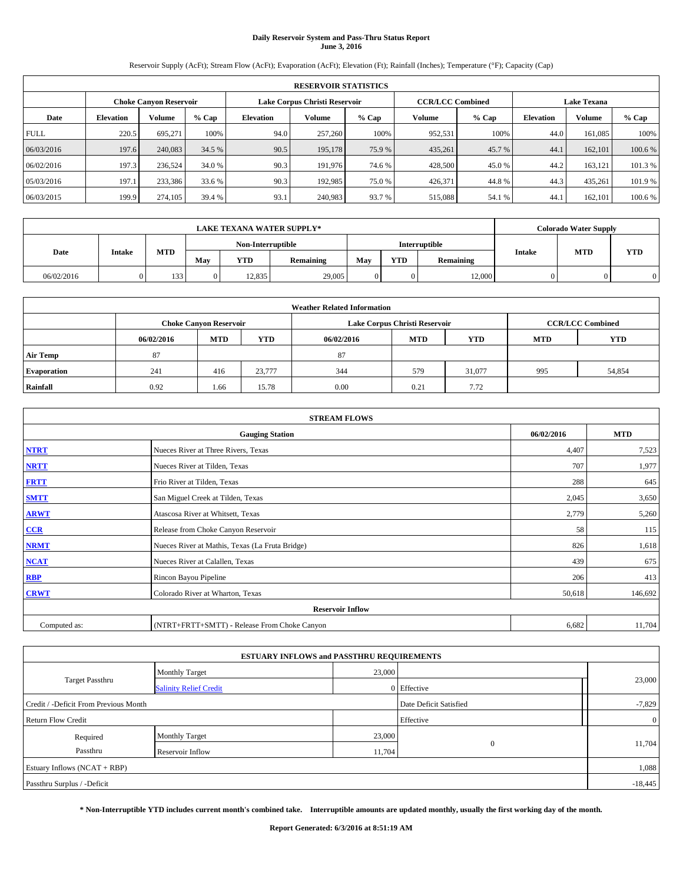**Daily Reservoir System and Pass-Thru Status Report**
**June 3, 2016**

Reservoir Supply (AcFt); Stream Flow (AcFt); Evaporation (AcFt); Elevation (Ft); Rainfall (Inches); Temperature (°F); Capacity (Cap)

| RESERVOIR STATISTICS | | | | | | | | | | | |
|---|---|---|---|---|---|---|---|---|---|---|---|
| | Choke Canyon Reservoir | | | Lake Corpus Christi Reservoir | | | CCR/LCC Combined | | Lake Texana | | |
| Date | Elevation | Volume | % Cap | Elevation | Volume | % Cap | Volume | % Cap | Elevation | Volume | % Cap |
| FULL | 220.5 | 695,271 | 100% | 94.0 | 257,260 | 100% | 952,531 | 100% | 44.0 | 161,085 | 100% |
| 06/03/2016 | 197.6 | 240,083 | 34.5 % | 90.5 | 195,178 | 75.9 % | 435,261 | 45.7 % | 44.1 | 162,101 | 100.6 % |
| 06/02/2016 | 197.3 | 236,524 | 34.0 % | 90.3 | 191,976 | 74.6 % | 428,500 | 45.0 % | 44.2 | 163,121 | 101.3 % |
| 05/03/2016 | 197.1 | 233,386 | 33.6 % | 90.3 | 192,985 | 75.0 % | 426,371 | 44.8 % | 44.3 | 435,261 | 101.9 % |
| 06/03/2015 | 199.9 | 274,105 | 39.4 % | 93.1 | 240,983 | 93.7 % | 515,088 | 54.1 % | 44.1 | 162,101 | 100.6 % |

| LAKE TEXANA WATER SUPPLY* | | | | | | | | | Colorado Water Supply | | |
|---|---|---|---|---|---|---|---|---|---|---|---|
| | | | Non-Interruptible | | | Interruptible | | | | | |
| Date | Intake | MTD | May | YTD | Remaining | May | YTD | Remaining | Intake | MTD | YTD |
| 06/02/2016 | 0 | 133 | 0 | 12,835 | 29,005 | 0 | 0 | 12,000 | 0 | 0 | 0 |

| Weather Related Information | | | | | | | | |
|---|---|---|---|---|---|---|---|---|
| | Choke Canyon Reservoir | | | Lake Corpus Christi Reservoir | | | CCR/LCC Combined | |
| | 06/02/2016 | MTD | YTD | 06/02/2016 | MTD | YTD | MTD | YTD |
| Air Temp | 87 | | | 87 | | | | |
| Evaporation | 241 | 416 | 23,777 | 344 | 579 | 31,077 | 995 | 54,854 |
| Rainfall | 0.92 | 1.66 | 15.78 | 0.00 | 0.21 | 7.72 | | |

| STREAM FLOWS | | | |
|---|---|---|---|
| | Gauging Station | 06/02/2016 | MTD |
| NTRT | Nueces River at Three Rivers, Texas | 4,407 | 7,523 |
| NRTT | Nueces River at Tilden, Texas | 707 | 1,977 |
| FRTT | Frio River at Tilden, Texas | 288 | 645 |
| SMTT | San Miguel Creek at Tilden, Texas | 2,045 | 3,650 |
| ARWT | Atascosa River at Whitsett, Texas | 2,779 | 5,260 |
| CCR | Release from Choke Canyon Reservoir | 58 | 115 |
| NRMT | Nueces River at Mathis, Texas (La Fruta Bridge) | 826 | 1,618 |
| NCAT | Nueces River at Calallen, Texas | 439 | 675 |
| RBP | Rincon Bayou Pipeline | 206 | 413 |
| CRWT | Colorado River at Wharton, Texas | 50,618 | 146,692 |
| Reservoir Inflow | | | |
| Computed as: | (NTRT+FRTT+SMTT) - Release From Choke Canyon | 6,682 | 11,704 |

| ESTUARY INFLOWS and PASSTHRU REQUIREMENTS | | | | |
|---|---|---|---|---|
| Target Passthru | Monthly Target | 23,000 | | 23,000 |
| | Salinity Relief Credit | 0 | Effective | |
| Credit / -Deficit From Previous Month | | | Date Deficit Satisfied | -7,829 |
| Return Flow Credit | | | Effective | 0 |
| Required Passthru | Monthly Target | 23,000 | 0 | 11,704 |
| | Reservoir Inflow | 11,704 | | |
| Estuary Inflows (NCAT + RBP) | | | | 1,088 |
| Passthru Surplus / -Deficit | | | | -18,445 |

**\* Non-Interruptible YTD includes current month's combined take. Interruptible amounts are updated monthly, usually the first working day of the month.**

**Report Generated: 6/3/2016 at 8:51:19 AM**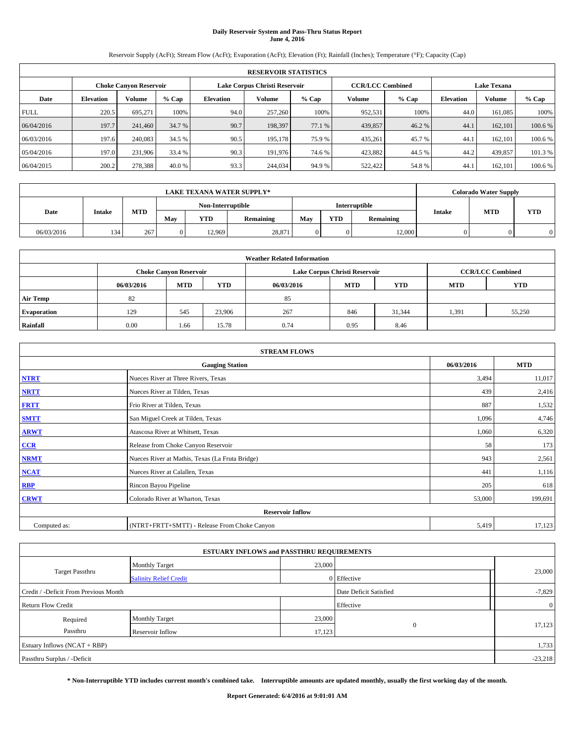# Daily Reservoir System and Pass-Thru Status Report
## June 4, 2016

Reservoir Supply (AcFt); Stream Flow (AcFt); Evaporation (AcFt); Elevation (Ft); Rainfall (Inches); Temperature (°F); Capacity (Cap)

| RESERVOIR STATISTICS | | | | | | | | | | | |
|---|---|---|---|---|---|---|---|---|---|---|---|
| | Choke Canyon Reservoir | | | Lake Corpus Christi Reservoir | | | CCR/LCC Combined | | Lake Texana | | |
| Date | Elevation | Volume | % Cap | Elevation | Volume | % Cap | Volume | % Cap | Elevation | Volume | % Cap |
| FULL | 220.5 | 695,271 | 100% | 94.0 | 257,260 | 100% | 952,531 | 100% | 44.0 | 161,085 | 100% |
| 06/04/2016 | 197.7 | 241,460 | 34.7 % | 90.7 | 198,397 | 77.1 % | 439,857 | 46.2 % | 44.1 | 162,101 | 100.6 % |
| 06/03/2016 | 197.6 | 240,083 | 34.5 % | 90.5 | 195,178 | 75.9 % | 435,261 | 45.7 % | 44.1 | 162,101 | 100.6 % |
| 05/04/2016 | 197.0 | 231,906 | 33.4 % | 90.3 | 191,976 | 74.6 % | 423,882 | 44.5 % | 44.2 | 439,857 | 101.3 % |
| 06/04/2015 | 200.2 | 278,388 | 40.0 % | 93.3 | 244,034 | 94.9 % | 522,422 | 54.8 % | 44.1 | 162,101 | 100.6 % |

| LAKE TEXANA WATER SUPPLY* | | | | | | | | | Colorado Water Supply | | |
|---|---|---|---|---|---|---|---|---|---|---|---|
| Date | Intake | MTD | Non-Interruptible | | | Interruptible | | | Intake | MTD | YTD |
| | | | May | YTD | Remaining | May | YTD | Remaining | | | |
| 06/03/2016 | 134 | 267 | 0 | 12,969 | 28,871 | 0 | 0 | 12,000 | 0 | 0 | 0 |

| Weather Related Information | | | | | | | | |
|---|---|---|---|---|---|---|---|---|
| | Choke Canyon Reservoir | | | Lake Corpus Christi Reservoir | | | CCR/LCC Combined | |
| | 06/03/2016 | MTD | YTD | 06/03/2016 | MTD | YTD | MTD | YTD |
| Air Temp | 82 | | | 85 | | | | |
| Evaporation | 129 | 545 | 23,906 | 267 | 846 | 31,344 | 1,391 | 55,250 |
| Rainfall | 0.00 | 1.66 | 15.78 | 0.74 | 0.95 | 8.46 | | |

| STREAM FLOWS | | | |
|---|---|---|---|
| | Gauging Station | 06/03/2016 | MTD |
| NTRT | Nueces River at Three Rivers, Texas | 3,494 | 11,017 |
| NRTT | Nueces River at Tilden, Texas | 439 | 2,416 |
| FRTT | Frio River at Tilden, Texas | 887 | 1,532 |
| SMTT | San Miguel Creek at Tilden, Texas | 1,096 | 4,746 |
| ARWT | Atascosa River at Whitsett, Texas | 1,060 | 6,320 |
| CCR | Release from Choke Canyon Reservoir | 58 | 173 |
| NRMT | Nueces River at Mathis, Texas (La Fruta Bridge) | 943 | 2,561 |
| NCAT | Nueces River at Calallen, Texas | 441 | 1,116 |
| RBP | Rincon Bayou Pipeline | 205 | 618 |
| CRWT | Colorado River at Wharton, Texas | 53,000 | 199,691 |
| | Reservoir Inflow | | |
| Computed as: | (NTRT+FRTT+SMTT) - Release From Choke Canyon | 5,419 | 17,123 |

| ESTUARY INFLOWS and PASSTHRU REQUIREMENTS | | | | |
|---|---|---|---|---|
| Target Passthru | Monthly Target | 23,000 | | 23,000 |
| | Salinity Relief Credit | 0 | Effective | |
| Credit / -Deficit From Previous Month | | | Date Deficit Satisfied | -7,829 |
| Return Flow Credit | | | Effective | 0 |
| Required Passthru | Monthly Target | 23,000 | 0 | 17,123 |
| | Reservoir Inflow | 17,123 | | |
| Estuary Inflows (NCAT + RBP) | | | | 1,733 |
| Passthru Surplus / -Deficit | | | | -23,218 |

**\* Non-Interruptible YTD includes current month's combined take. Interruptible amounts are updated monthly, usually the first working day of the month.**

**Report Generated: 6/4/2016 at 9:01:01 AM**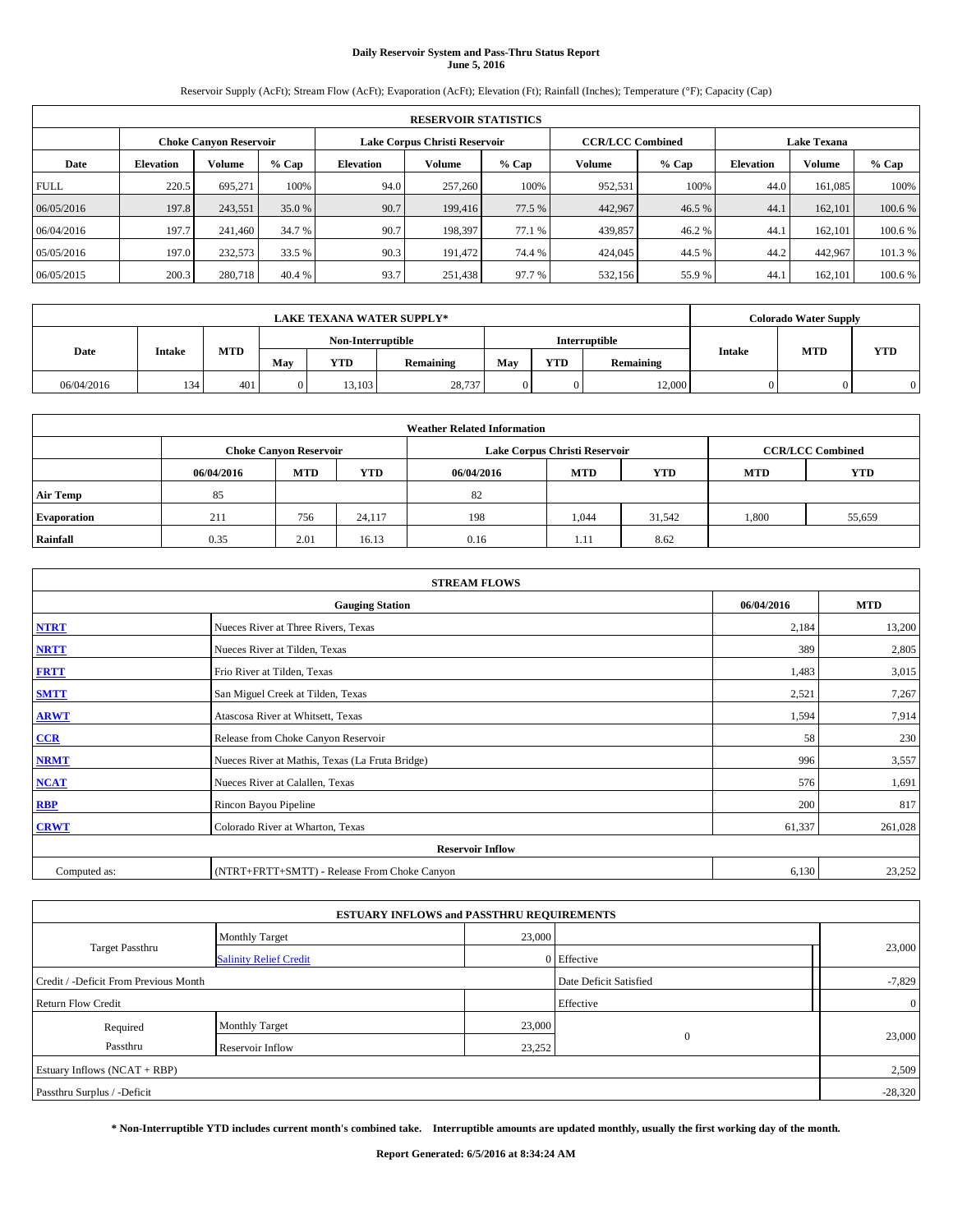# Daily Reservoir System and Pass-Thru Status Report
## June 5, 2016

Reservoir Supply (AcFt); Stream Flow (AcFt); Evaporation (AcFt); Elevation (Ft); Rainfall (Inches); Temperature (°F); Capacity (Cap)

| RESERVOIR STATISTICS | | | | | | | | | | | |
|---|---|---|---|---|---|---|---|---|---|---|---|
| | Choke Canyon Reservoir | | | Lake Corpus Christi Reservoir | | | CCR/LCC Combined | | Lake Texana | | |
| Date | Elevation | Volume | % Cap | Elevation | Volume | % Cap | Volume | % Cap | Elevation | Volume | % Cap |
| FULL | 220.5 | 695,271 | 100% | 94.0 | 257,260 | 100% | 952,531 | 100% | 44.0 | 161,085 | 100% |
| 06/05/2016 | 197.8 | 243,551 | 35.0 % | 90.7 | 199,416 | 77.5 % | 442,967 | 46.5 % | 44.1 | 162,101 | 100.6 % |
| 06/04/2016 | 197.7 | 241,460 | 34.7 % | 90.7 | 198,397 | 77.1 % | 439,857 | 46.2 % | 44.1 | 162,101 | 100.6 % |
| 05/05/2016 | 197.0 | 232,573 | 33.5 % | 90.3 | 191,472 | 74.4 % | 424,045 | 44.5 % | 44.2 | 442,967 | 101.3 % |
| 06/05/2015 | 200.3 | 280,718 | 40.4 % | 93.7 | 251,438 | 97.7 % | 532,156 | 55.9 % | 44.1 | 162,101 | 100.6 % |

| LAKE TEXANA WATER SUPPLY* | | | | | | | | | Colorado Water Supply | | |
|---|---|---|---|---|---|---|---|---|---|---|---|
| | | | Non-Interruptible | | | Interruptible | | | | | |
| Date | Intake | MTD | May | YTD | Remaining | May | YTD | Remaining | Intake | MTD | YTD |
| 06/04/2016 | 134 | 401 | 0 | 13,103 | 28,737 | 0 | 0 | 12,000 | 0 | 0 | 0 |

| Weather Related Information | | | | | | | | |
|---|---|---|---|---|---|---|---|---|
| | Choke Canyon Reservoir | | | Lake Corpus Christi Reservoir | | | CCR/LCC Combined | |
| | 06/04/2016 | MTD | YTD | 06/04/2016 | MTD | YTD | MTD | YTD |
| Air Temp | 85 | | | 82 | | | | |
| Evaporation | 211 | 756 | 24,117 | 198 | 1,044 | 31,542 | 1,800 | 55,659 |
| Rainfall | 0.35 | 2.01 | 16.13 | 0.16 | 1.11 | 8.62 | | |

| STREAM FLOWS | | | |
|---|---|---|---|
| | Gauging Station | 06/04/2016 | MTD |
| NTRT | Nueces River at Three Rivers, Texas | 2,184 | 13,200 |
| NRTT | Nueces River at Tilden, Texas | 389 | 2,805 |
| FRTT | Frio River at Tilden, Texas | 1,483 | 3,015 |
| SMTT | San Miguel Creek at Tilden, Texas | 2,521 | 7,267 |
| ARWT | Atascosa River at Whitsett, Texas | 1,594 | 7,914 |
| CCR | Release from Choke Canyon Reservoir | 58 | 230 |
| NRMT | Nueces River at Mathis, Texas (La Fruta Bridge) | 996 | 3,557 |
| NCAT | Nueces River at Calallen, Texas | 576 | 1,691 |
| RBP | Rincon Bayou Pipeline | 200 | 817 |
| CRWT | Colorado River at Wharton, Texas | 61,337 | 261,028 |
| Reservoir Inflow | | | |
| Computed as: | (NTRT+FRTT+SMTT) - Release From Choke Canyon | 6,130 | 23,252 |

| ESTUARY INFLOWS and PASSTHRU REQUIREMENTS | | | | |
|---|---|---|---|---|
| Target Passthru | Monthly Target | 23,000 | | 23,000 |
| | Salinity Relief Credit | 0 | Effective | |
| Credit / -Deficit From Previous Month | | | Date Deficit Satisfied | -7,829 |
| Return Flow Credit | | | Effective | 0 |
| Required Passthru | Monthly Target | 23,000 | 0 | 23,000 |
| | Reservoir Inflow | 23,252 | | |
| Estuary Inflows (NCAT + RBP) | | | | 2,509 |
| Passthru Surplus / -Deficit | | | | -28,320 |

**\* Non-Interruptible YTD includes current month's combined take. Interruptible amounts are updated monthly, usually the first working day of the month.**

**Report Generated: 6/5/2016 at 8:34:24 AM**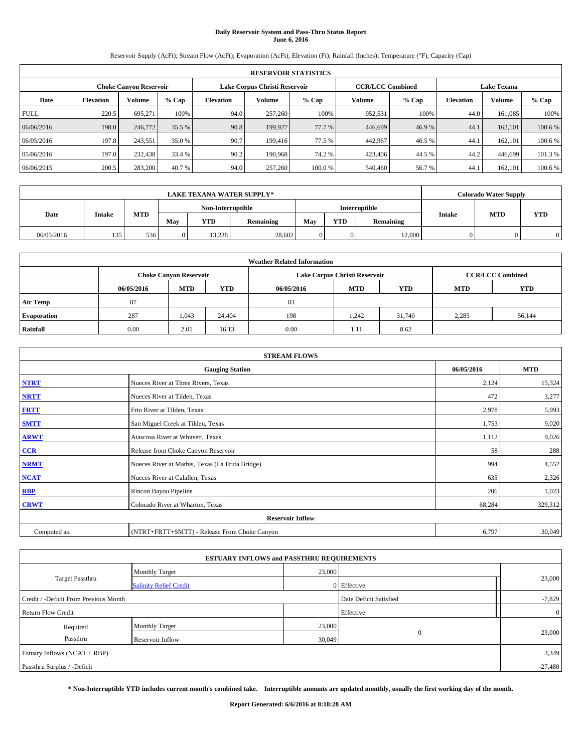# Daily Reservoir System and Pass-Thru Status Report
## June 6, 2016

Reservoir Supply (AcFt); Stream Flow (AcFt); Evaporation (AcFt); Elevation (Ft); Rainfall (Inches); Temperature (°F); Capacity (Cap)

| RESERVOIR STATISTICS | | | | | | | | | | | |
|---|---|---|---|---|---|---|---|---|---|---|---|
| | Choke Canyon Reservoir | | | Lake Corpus Christi Reservoir | | | CCR/LCC Combined | | Lake Texana | | |
| Date | Elevation | Volume | % Cap | Elevation | Volume | % Cap | Volume | % Cap | Elevation | Volume | % Cap |
| FULL | 220.5 | 695,271 | 100% | 94.0 | 257,260 | 100% | 952,531 | 100% | 44.0 | 161,085 | 100% |
| 06/06/2016 | 198.0 | 246,772 | 35.5 % | 90.8 | 199,927 | 77.7 % | 446,699 | 46.9 % | 44.1 | 162,101 | 100.6 % |
| 06/05/2016 | 197.8 | 243,551 | 35.0 % | 90.7 | 199,416 | 77.5 % | 442,967 | 46.5 % | 44.1 | 162,101 | 100.6 % |
| 05/06/2016 | 197.0 | 232,438 | 33.4 % | 90.2 | 190,968 | 74.2 % | 423,406 | 44.5 % | 44.2 | 446,699 | 101.3 % |
| 06/06/2015 | 200.5 | 283,200 | 40.7 % | 94.0 | 257,260 | 100.0 % | 540,460 | 56.7 % | 44.1 | 162,101 | 100.6 % |

| LAKE TEXANA WATER SUPPLY* | | | | | | | | | Colorado Water Supply | | |
|---|---|---|---|---|---|---|---|---|---|---|---|
| | | | Non-Interruptible | | | Interruptible | | | | | |
| Date | Intake | MTD | May | YTD | Remaining | May | YTD | Remaining | Intake | MTD | YTD |
| 06/05/2016 | 135 | 536 | 0 | 13,238 | 28,602 | 0 | 0 | 12,000 | 0 | 0 | 0 |

| Weather Related Information | | | | | | | | |
|---|---|---|---|---|---|---|---|---|
| | Choke Canyon Reservoir | | | Lake Corpus Christi Reservoir | | | CCR/LCC Combined | |
| | 06/05/2016 | MTD | YTD | 06/05/2016 | MTD | YTD | MTD | YTD |
| Air Temp | 87 | | | 83 | | | | |
| Evaporation | 287 | 1,043 | 24,404 | 198 | 1,242 | 31,740 | 2,285 | 56,144 |
| Rainfall | 0.00 | 2.01 | 16.13 | 0.00 | 1.11 | 8.62 | | |

| STREAM FLOWS | | | |
|---|---|---|---|
| Gauging Station | | 06/05/2016 | MTD |
| NTRT | Nueces River at Three Rivers, Texas | 2,124 | 15,324 |
| NRTT | Nueces River at Tilden, Texas | 472 | 3,277 |
| FRTT | Frio River at Tilden, Texas | 2,978 | 5,993 |
| SMTT | San Miguel Creek at Tilden, Texas | 1,753 | 9,020 |
| ARWT | Atascosa River at Whitsett, Texas | 1,112 | 9,026 |
| CCR | Release from Choke Canyon Reservoir | 58 | 288 |
| NRMT | Nueces River at Mathis, Texas (La Fruta Bridge) | 994 | 4,552 |
| NCAT | Nueces River at Calallen, Texas | 635 | 2,326 |
| RBP | Rincon Bayou Pipeline | 206 | 1,023 |
| CRWT | Colorado River at Wharton, Texas | 68,284 | 329,312 |
| Reservoir Inflow | | | |
| Computed as: | (NTRT+FRTT+SMTT) - Release From Choke Canyon | 6,797 | 30,049 |

| ESTUARY INFLOWS and PASSTHRU REQUIREMENTS | | | | |
|---|---|---|---|---|
| Target Passthru | Monthly Target | 23,000 | | 23,000 |
| | Salinity Relief Credit | 0 | Effective | |
| Credit / -Deficit From Previous Month | | | Date Deficit Satisfied | -7,829 |
| Return Flow Credit | | | Effective | 0 |
| Required Passthru | Monthly Target | 23,000 | 0 | 23,000 |
| | Reservoir Inflow | 30,049 | | |
| Estuary Inflows (NCAT + RBP) | | | | 3,349 |
| Passthru Surplus / -Deficit | | | | -27,480 |

**\* Non-Interruptible YTD includes current month's combined take. Interruptible amounts are updated monthly, usually the first working day of the month.**

**Report Generated: 6/6/2016 at 8:18:28 AM**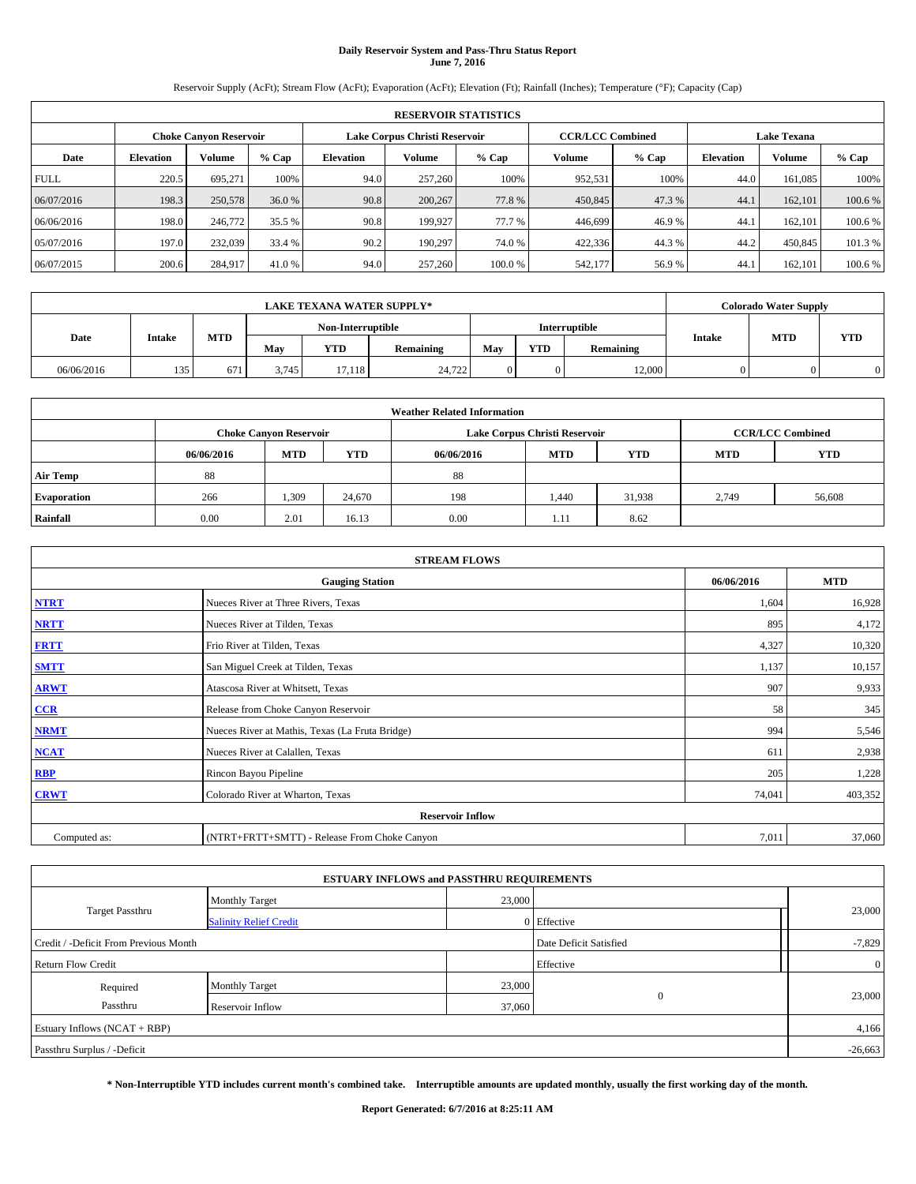# Daily Reservoir System and Pass-Thru Status Report
## June 7, 2016

Reservoir Supply (AcFt); Stream Flow (AcFt); Evaporation (AcFt); Elevation (Ft); Rainfall (Inches); Temperature (°F); Capacity (Cap)

| RESERVOIR STATISTICS | | | | | | | | | | | |
|---|---|---|---|---|---|---|---|---|---|---|---|
| | Choke Canyon Reservoir | | | Lake Corpus Christi Reservoir | | | CCR/LCC Combined | | Lake Texana | | |
| Date | Elevation | Volume | % Cap | Elevation | Volume | % Cap | Volume | % Cap | Elevation | Volume | % Cap |
| FULL | 220.5 | 695,271 | 100% | 94.0 | 257,260 | 100% | 952,531 | 100% | 44.0 | 161,085 | 100% |
| 06/07/2016 | 198.3 | 250,578 | 36.0 % | 90.8 | 200,267 | 77.8 % | 450,845 | 47.3 % | 44.1 | 162,101 | 100.6 % |
| 06/06/2016 | 198.0 | 246,772 | 35.5 % | 90.8 | 199,927 | 77.7 % | 446,699 | 46.9 % | 44.1 | 162,101 | 100.6 % |
| 05/07/2016 | 197.0 | 232,039 | 33.4 % | 90.2 | 190,297 | 74.0 % | 422,336 | 44.3 % | 44.2 | 450,845 | 101.3 % |
| 06/07/2015 | 200.6 | 284,917 | 41.0 % | 94.0 | 257,260 | 100.0 % | 542,177 | 56.9 % | 44.1 | 162,101 | 100.6 % |

| LAKE TEXANA WATER SUPPLY* | | | | | | | | | Colorado Water Supply | | |
|---|---|---|---|---|---|---|---|---|---|---|---|
| | | | Non-Interruptible | | | Interruptible | | | | | |
| Date | Intake | MTD | May | YTD | Remaining | May | YTD | Remaining | Intake | MTD | YTD |
| 06/06/2016 | 135 | 671 | 3,745 | 17,118 | 24,722 | 0 | 0 | 12,000 | 0 | 0 | 0 |

| Weather Related Information | | | | | | | | |
|---|---|---|---|---|---|---|---|---|
| | Choke Canyon Reservoir | | | Lake Corpus Christi Reservoir | | | CCR/LCC Combined | |
| | 06/06/2016 | MTD | YTD | 06/06/2016 | MTD | YTD | MTD | YTD |
| Air Temp | 88 | | | 88 | | | | |
| Evaporation | 266 | 1,309 | 24,670 | 198 | 1,440 | 31,938 | 2,749 | 56,608 |
| Rainfall | 0.00 | 2.01 | 16.13 | 0.00 | 1.11 | 8.62 | | |

| STREAM FLOWS | | | |
|---|---|---|---|
| | Gauging Station | 06/06/2016 | MTD |
| NTRT | Nueces River at Three Rivers, Texas | 1,604 | 16,928 |
| NRTT | Nueces River at Tilden, Texas | 895 | 4,172 |
| FRTT | Frio River at Tilden, Texas | 4,327 | 10,320 |
| SMTT | San Miguel Creek at Tilden, Texas | 1,137 | 10,157 |
| ARWT | Atascosa River at Whitsett, Texas | 907 | 9,933 |
| CCR | Release from Choke Canyon Reservoir | 58 | 345 |
| NRMT | Nueces River at Mathis, Texas (La Fruta Bridge) | 994 | 5,546 |
| NCAT | Nueces River at Calallen, Texas | 611 | 2,938 |
| RBP | Rincon Bayou Pipeline | 205 | 1,228 |
| CRWT | Colorado River at Wharton, Texas | 74,041 | 403,352 |
| | Reservoir Inflow | | |
| Computed as: | (NTRT+FRTT+SMTT) - Release From Choke Canyon | 7,011 | 37,060 |

| ESTUARY INFLOWS and PASSTHRU REQUIREMENTS | | | | |
|---|---|---|---|---|
| Target Passthru | Monthly Target | 23,000 | | 23,000 |
| | Salinity Relief Credit | 0 | Effective | |
| Credit / -Deficit From Previous Month | | | Date Deficit Satisfied | -7,829 |
| Return Flow Credit | | | Effective | 0 |
| Required Passthru | Monthly Target | 23,000 | 0 | 23,000 |
| | Reservoir Inflow | 37,060 | | |
| Estuary Inflows (NCAT + RBP) | | | | 4,166 |
| Passthru Surplus / -Deficit | | | | -26,663 |

**\* Non-Interruptible YTD includes current month's combined take. Interruptible amounts are updated monthly, usually the first working day of the month.**

**Report Generated: 6/7/2016 at 8:25:11 AM**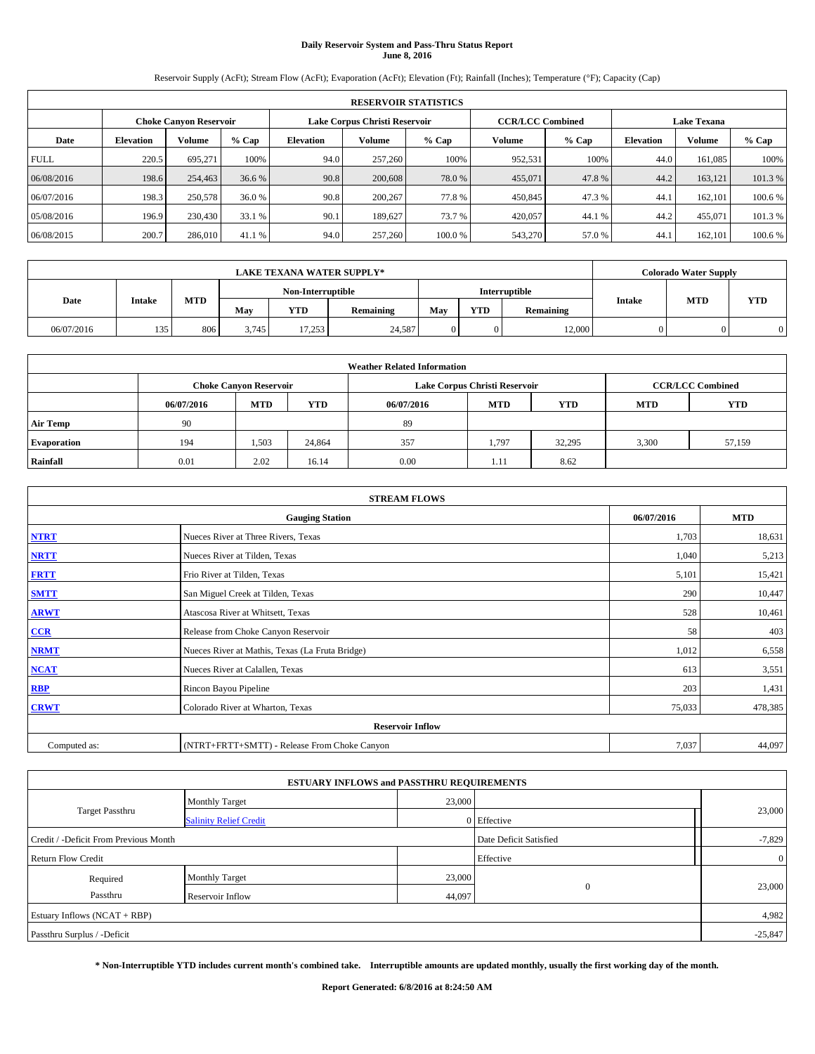# Daily Reservoir System and Pass-Thru Status Report
## June 8, 2016

Reservoir Supply (AcFt); Stream Flow (AcFt); Evaporation (AcFt); Elevation (Ft); Rainfall (Inches); Temperature (°F); Capacity (Cap)

| RESERVOIR STATISTICS | | | | | | | | | | | |
|---|---|---|---|---|---|---|---|---|---|---|---|
| | Choke Canyon Reservoir | | | Lake Corpus Christi Reservoir | | | CCR/LCC Combined | | Lake Texana | | |
| Date | Elevation | Volume | % Cap | Elevation | Volume | % Cap | Volume | % Cap | Elevation | Volume | % Cap |
| FULL | 220.5 | 695,271 | 100% | 94.0 | 257,260 | 100% | 952,531 | 100% | 44.0 | 161,085 | 100% |
| 06/08/2016 | 198.6 | 254,463 | 36.6 % | 90.8 | 200,608 | 78.0 % | 455,071 | 47.8 % | 44.2 | 163,121 | 101.3 % |
| 06/07/2016 | 198.3 | 250,578 | 36.0 % | 90.8 | 200,267 | 77.8 % | 450,845 | 47.3 % | 44.1 | 162,101 | 100.6 % |
| 05/08/2016 | 196.9 | 230,430 | 33.1 % | 90.1 | 189,627 | 73.7 % | 420,057 | 44.1 % | 44.2 | 455,071 | 101.3 % |
| 06/08/2015 | 200.7 | 286,010 | 41.1 % | 94.0 | 257,260 | 100.0 % | 543,270 | 57.0 % | 44.1 | 162,101 | 100.6 % |

| LAKE TEXANA WATER SUPPLY* | | | | | | | | | Colorado Water Supply | | |
|---|---|---|---|---|---|---|---|---|---|---|---|
| Date | Intake | MTD | Non-Interruptible | | | Interruptible | | | Intake | MTD | YTD |
| | | | May | YTD | Remaining | May | YTD | Remaining | | | |
| 06/07/2016 | 135 | 806 | 3,745 | 17,253 | 24,587 | 0 | 0 | 12,000 | 0 | 0 | 0 |

| Weather Related Information | | | | | | | | |
|---|---|---|---|---|---|---|---|---|
| | Choke Canyon Reservoir | | | Lake Corpus Christi Reservoir | | | CCR/LCC Combined | |
| | 06/07/2016 | MTD | YTD | 06/07/2016 | MTD | YTD | MTD | YTD |
| Air Temp | 90 | | | 89 | | | | |
| Evaporation | 194 | 1,503 | 24,864 | 357 | 1,797 | 32,295 | 3,300 | 57,159 |
| Rainfall | 0.01 | 2.02 | 16.14 | 0.00 | 1.11 | 8.62 | | |

| STREAM FLOWS | | | |
|---|---|---|---|
| Gauging Station | | 06/07/2016 | MTD |
| **NTRT** | Nueces River at Three Rivers, Texas | 1,703 | 18,631 |
| **NRTT** | Nueces River at Tilden, Texas | 1,040 | 5,213 |
| **FRTT** | Frio River at Tilden, Texas | 5,101 | 15,421 |
| **SMTT** | San Miguel Creek at Tilden, Texas | 290 | 10,447 |
| **ARWT** | Atascosa River at Whitsett, Texas | 528 | 10,461 |
| **CCR** | Release from Choke Canyon Reservoir | 58 | 403 |
| **NRMT** | Nueces River at Mathis, Texas (La Fruta Bridge) | 1,012 | 6,558 |
| **NCAT** | Nueces River at Calallen, Texas | 613 | 3,551 |
| **RBP** | Rincon Bayou Pipeline | 203 | 1,431 |
| **CRWT** | Colorado River at Wharton, Texas | 75,033 | 478,385 |
| Reservoir Inflow | | | |
| Computed as: | (NTRT+FRTT+SMTT) - Release From Choke Canyon | 7,037 | 44,097 |

| ESTUARY INFLOWS and PASSTHRU REQUIREMENTS | | | | |
|---|---|---|---|---|
| Target Passthru | Monthly Target | 23,000 | | 23,000 |
| | Salinity Relief Credit | 0 | Effective | |
| Credit / -Deficit From Previous Month | | | Date Deficit Satisfied | -7,829 |
| Return Flow Credit | | | Effective | 0 |
| Required Passthru | Monthly Target | 23,000 | 0 | 23,000 |
| | Reservoir Inflow | 44,097 | | |
| Estuary Inflows (NCAT + RBP) | | | | 4,982 |
| Passthru Surplus / -Deficit | | | | -25,847 |

**\* Non-Interruptible YTD includes current month's combined take. Interruptible amounts are updated monthly, usually the first working day of the month.**

**Report Generated: 6/8/2016 at 8:24:50 AM**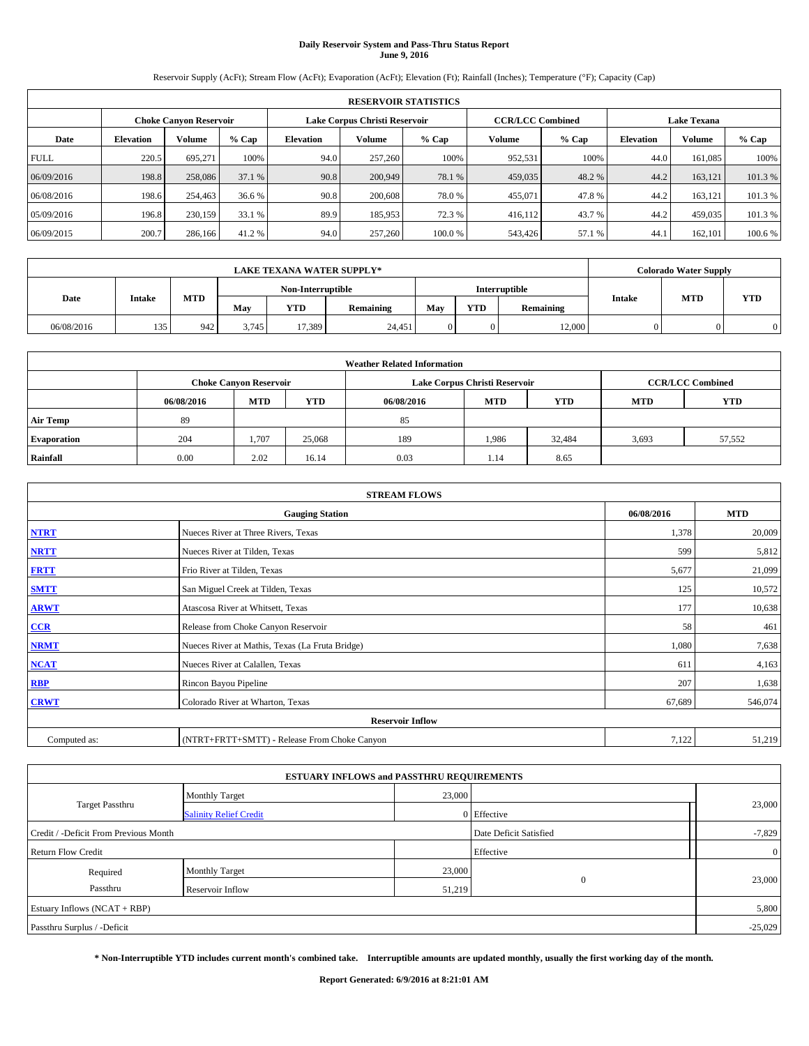# Daily Reservoir System and Pass-Thru Status Report
## June 9, 2016

Reservoir Supply (AcFt); Stream Flow (AcFt); Evaporation (AcFt); Elevation (Ft); Rainfall (Inches); Temperature (°F); Capacity (Cap)

| RESERVOIR STATISTICS | | | | | | | | | | | |
|---|---|---|---|---|---|---|---|---|---|---|---|
| | Choke Canyon Reservoir | | | Lake Corpus Christi Reservoir | | | CCR/LCC Combined | | Lake Texana | | |
| Date | Elevation | Volume | % Cap | Elevation | Volume | % Cap | Volume | % Cap | Elevation | Volume | % Cap |
| FULL | 220.5 | 695,271 | 100% | 94.0 | 257,260 | 100% | 952,531 | 100% | 44.0 | 161,085 | 100% |
| 06/09/2016 | 198.8 | 258,086 | 37.1 % | 90.8 | 200,949 | 78.1 % | 459,035 | 48.2 % | 44.2 | 163,121 | 101.3 % |
| 06/08/2016 | 198.6 | 254,463 | 36.6 % | 90.8 | 200,608 | 78.0 % | 455,071 | 47.8 % | 44.2 | 163,121 | 101.3 % |
| 05/09/2016 | 196.8 | 230,159 | 33.1 % | 89.9 | 185,953 | 72.3 % | 416,112 | 43.7 % | 44.2 | 459,035 | 101.3 % |
| 06/09/2015 | 200.7 | 286,166 | 41.2 % | 94.0 | 257,260 | 100.0 % | 543,426 | 57.1 % | 44.1 | 162,101 | 100.6 % |

| LAKE TEXANA WATER SUPPLY* | | | | | | | | | Colorado Water Supply | | |
|---|---|---|---|---|---|---|---|---|---|---|---|
| Date | Intake | MTD | Non-Interruptible | | | Interruptible | | | Intake | MTD | YTD |
| | | | May | YTD | Remaining | May | YTD | Remaining | | | |
| 06/08/2016 | 135 | 942 | 3,745 | 17,389 | 24,451 | 0 | 0 | 12,000 | 0 | 0 | 0 |

| Weather Related Information | | | | | | | | |
|---|---|---|---|---|---|---|---|---|
| | Choke Canyon Reservoir | | | Lake Corpus Christi Reservoir | | | CCR/LCC Combined | |
| | 06/08/2016 | MTD | YTD | 06/08/2016 | MTD | YTD | MTD | YTD |
| Air Temp | 89 | | | 85 | | | | |
| Evaporation | 204 | 1,707 | 25,068 | 189 | 1,986 | 32,484 | 3,693 | 57,552 |
| Rainfall | 0.00 | 2.02 | 16.14 | 0.03 | 1.14 | 8.65 | | |

| STREAM FLOWS | | | |
|---|---|---|---|
| Gauging Station | | 06/08/2016 | MTD |
| NTRT | Nueces River at Three Rivers, Texas | 1,378 | 20,009 |
| NRTT | Nueces River at Tilden, Texas | 599 | 5,812 |
| FRTT | Frio River at Tilden, Texas | 5,677 | 21,099 |
| SMTT | San Miguel Creek at Tilden, Texas | 125 | 10,572 |
| ARWT | Atascosa River at Whitsett, Texas | 177 | 10,638 |
| CCR | Release from Choke Canyon Reservoir | 58 | 461 |
| NRMT | Nueces River at Mathis, Texas (La Fruta Bridge) | 1,080 | 7,638 |
| NCAT | Nueces River at Calallen, Texas | 611 | 4,163 |
| RBP | Rincon Bayou Pipeline | 207 | 1,638 |
| CRWT | Colorado River at Wharton, Texas | 67,689 | 546,074 |
| Reservoir Inflow | | | |
| Computed as: | (NTRT+FRTT+SMTT) - Release From Choke Canyon | 7,122 | 51,219 |

| ESTUARY INFLOWS and PASSTHRU REQUIREMENTS | | | | |
|---|---|---|---|---|
| Target Passthru | Monthly Target | 23,000 | | 23,000 |
| | Salinity Relief Credit | 0 | Effective | |
| Credit / -Deficit From Previous Month | | | Date Deficit Satisfied | -7,829 |
| Return Flow Credit | | | Effective | 0 |
| Required Passthru | Monthly Target | 23,000 | 0 | 23,000 |
| | Reservoir Inflow | 51,219 | | |
| Estuary Inflows (NCAT + RBP) | | | | 5,800 |
| Passthru Surplus / -Deficit | | | | -25,029 |

**\* Non-Interruptible YTD includes current month's combined take. Interruptible amounts are updated monthly, usually the first working day of the month.**

**Report Generated: 6/9/2016 at 8:21:01 AM**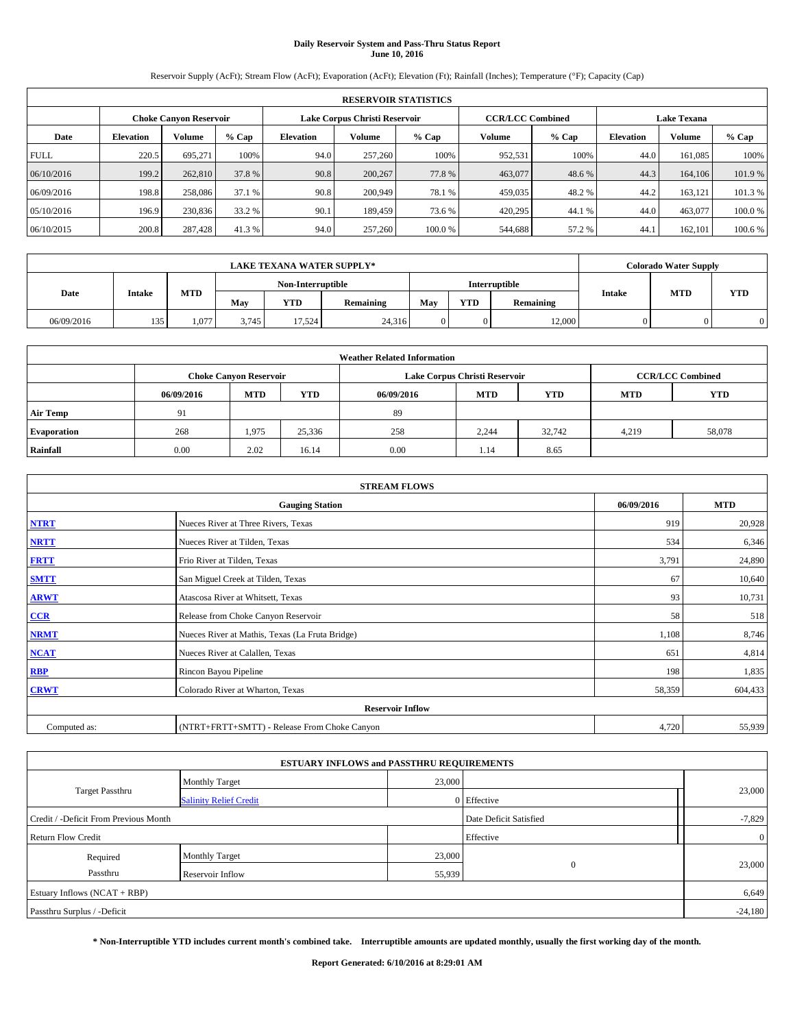# Daily Reservoir System and Pass-Thru Status Report
## June 10, 2016

Reservoir Supply (AcFt); Stream Flow (AcFt); Evaporation (AcFt); Elevation (Ft); Rainfall (Inches); Temperature (°F); Capacity (Cap)

| RESERVOIR STATISTICS | | | | | | | | | | | |
|---|---|---|---|---|---|---|---|---|---|---|---|
| | Choke Canyon Reservoir | | | Lake Corpus Christi Reservoir | | | CCR/LCC Combined | | Lake Texana | | |
| Date | Elevation | Volume | % Cap | Elevation | Volume | % Cap | Volume | % Cap | Elevation | Volume | % Cap |
| FULL | 220.5 | 695,271 | 100% | 94.0 | 257,260 | 100% | 952,531 | 100% | 44.0 | 161,085 | 100% |
| 06/10/2016 | 199.2 | 262,810 | 37.8 % | 90.8 | 200,267 | 77.8 % | 463,077 | 48.6 % | 44.3 | 164,106 | 101.9 % |
| 06/09/2016 | 198.8 | 258,086 | 37.1 % | 90.8 | 200,949 | 78.1 % | 459,035 | 48.2 % | 44.2 | 163,121 | 101.3 % |
| 05/10/2016 | 196.9 | 230,836 | 33.2 % | 90.1 | 189,459 | 73.6 % | 420,295 | 44.1 % | 44.0 | 463,077 | 100.0 % |
| 06/10/2015 | 200.8 | 287,428 | 41.3 % | 94.0 | 257,260 | 100.0 % | 544,688 | 57.2 % | 44.1 | 162,101 | 100.6 % |

| LAKE TEXANA WATER SUPPLY* | | | | | | | | | Colorado Water Supply | | |
|---|---|---|---|---|---|---|---|---|---|---|---|
| Date | Intake | MTD | Non-Interruptible | | | Interruptible | | | Intake | MTD | YTD |
| | | | May | YTD | Remaining | May | YTD | Remaining | | | |
| 06/09/2016 | 135 | 1,077 | 3,745 | 17,524 | 24,316 | 0 | 0 | 12,000 | 0 | 0 | 0 |

| Weather Related Information | | | | | | | | |
|---|---|---|---|---|---|---|---|---|
| | Choke Canyon Reservoir | | | Lake Corpus Christi Reservoir | | | CCR/LCC Combined | |
| | 06/09/2016 | MTD | YTD | 06/09/2016 | MTD | YTD | MTD | YTD |
| Air Temp | 91 | | | 89 | | | | |
| Evaporation | 268 | 1,975 | 25,336 | 258 | 2,244 | 32,742 | 4,219 | 58,078 |
| Rainfall | 0.00 | 2.02 | 16.14 | 0.00 | 1.14 | 8.65 | | |

| STREAM FLOWS | | | |
|---|---|---|---|
| | Gauging Station | 06/09/2016 | MTD |
| NTRT | Nueces River at Three Rivers, Texas | 919 | 20,928 |
| NRTT | Nueces River at Tilden, Texas | 534 | 6,346 |
| FRTT | Frio River at Tilden, Texas | 3,791 | 24,890 |
| SMTT | San Miguel Creek at Tilden, Texas | 67 | 10,640 |
| ARWT | Atascosa River at Whitsett, Texas | 93 | 10,731 |
| CCR | Release from Choke Canyon Reservoir | 58 | 518 |
| NRMT | Nueces River at Mathis, Texas (La Fruta Bridge) | 1,108 | 8,746 |
| NCAT | Nueces River at Calallen, Texas | 651 | 4,814 |
| RBP | Rincon Bayou Pipeline | 198 | 1,835 |
| CRWT | Colorado River at Wharton, Texas | 58,359 | 604,433 |
| | Reservoir Inflow | | |
| Computed as: | (NTRT+FRTT+SMTT) - Release From Choke Canyon | 4,720 | 55,939 |

| ESTUARY INFLOWS and PASSTHRU REQUIREMENTS | | | | |
|---|---|---|---|---|
| Target Passthru | Monthly Target | 23,000 | | 23,000 |
| | Salinity Relief Credit | 0 | Effective | |
| Credit / -Deficit From Previous Month | | | Date Deficit Satisfied | -7,829 |
| Return Flow Credit | | | Effective | 0 |
| Required Passthru | Monthly Target | 23,000 | 0 | 23,000 |
| | Reservoir Inflow | 55,939 | | |
| Estuary Inflows (NCAT + RBP) | | | | 6,649 |
| Passthru Surplus / -Deficit | | | | -24,180 |

**\* Non-Interruptible YTD includes current month's combined take. Interruptible amounts are updated monthly, usually the first working day of the month.**

**Report Generated: 6/10/2016 at 8:29:01 AM**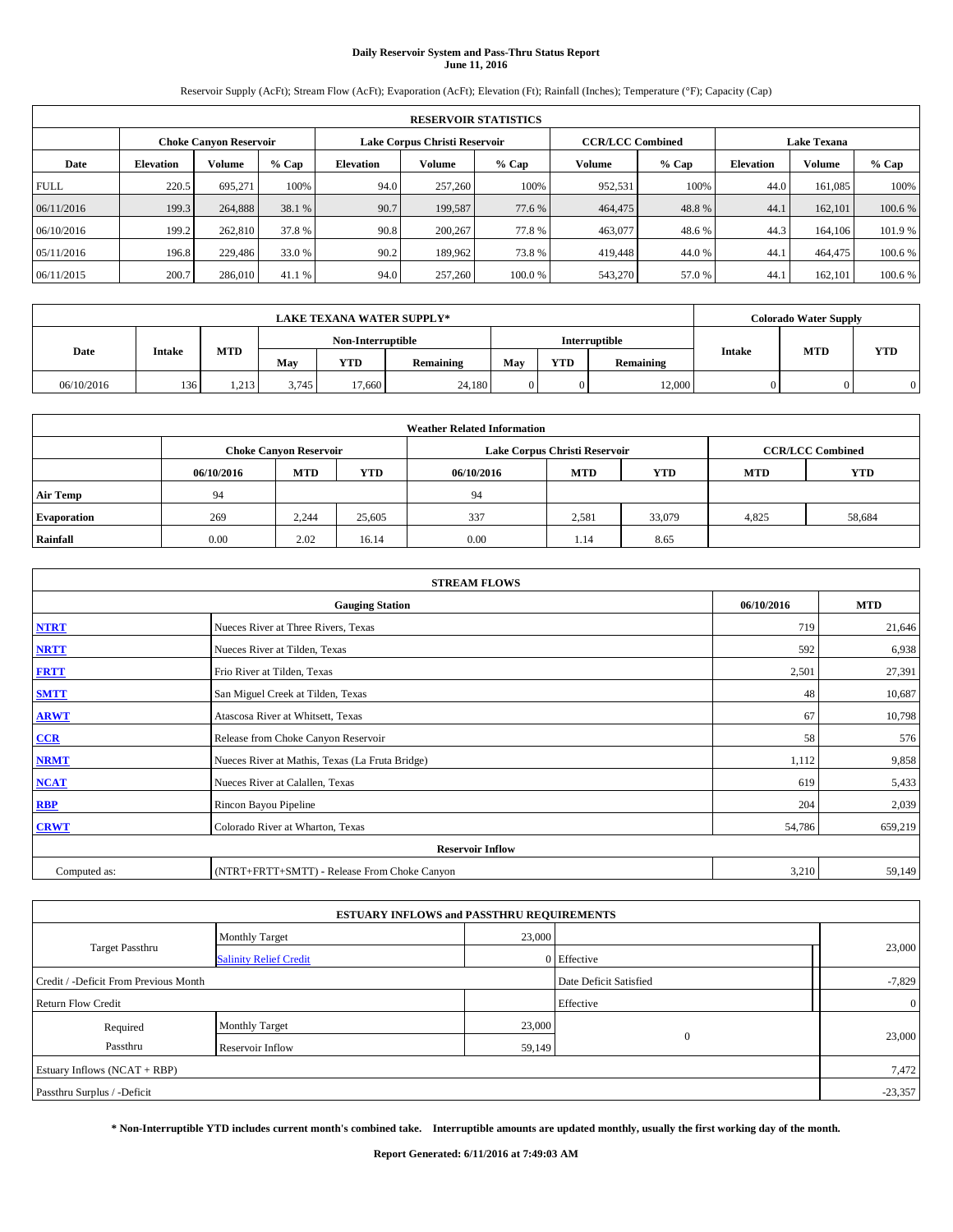# Daily Reservoir System and Pass-Thru Status Report
## June 11, 2016

Reservoir Supply (AcFt); Stream Flow (AcFt); Evaporation (AcFt); Elevation (Ft); Rainfall (Inches); Temperature (°F); Capacity (Cap)

| RESERVOIR STATISTICS | | | | | | | | | | | |
|---|---|---|---|---|---|---|---|---|---|---|---|
| | Choke Canyon Reservoir | | | Lake Corpus Christi Reservoir | | | CCR/LCC Combined | | Lake Texana | | |
| Date | Elevation | Volume | % Cap | Elevation | Volume | % Cap | Volume | % Cap | Elevation | Volume | % Cap |
| FULL | 220.5 | 695,271 | 100% | 94.0 | 257,260 | 100% | 952,531 | 100% | 44.0 | 161,085 | 100% |
| 06/11/2016 | 199.3 | 264,888 | 38.1 % | 90.7 | 199,587 | 77.6 % | 464,475 | 48.8 % | 44.1 | 162,101 | 100.6 % |
| 06/10/2016 | 199.2 | 262,810 | 37.8 % | 90.8 | 200,267 | 77.8 % | 463,077 | 48.6 % | 44.3 | 164,106 | 101.9 % |
| 05/11/2016 | 196.8 | 229,486 | 33.0 % | 90.2 | 189,962 | 73.8 % | 419,448 | 44.0 % | 44.1 | 464,475 | 100.6 % |
| 06/11/2015 | 200.7 | 286,010 | 41.1 % | 94.0 | 257,260 | 100.0 % | 543,270 | 57.0 % | 44.1 | 162,101 | 100.6 % |

| LAKE TEXANA WATER SUPPLY* | | | | | | | | | Colorado Water Supply | | |
|---|---|---|---|---|---|---|---|---|---|---|---|
| Date | Intake | MTD | Non-Interruptible | | | Interruptible | | | Intake | MTD | YTD |
| | | | May | YTD | Remaining | May | YTD | Remaining | | | |
| 06/10/2016 | 136 | 1,213 | 3,745 | 17,660 | 24,180 | 0 | 0 | 12,000 | 0 | 0 | 0 |

| Weather Related Information | | | | | | | | |
|---|---|---|---|---|---|---|---|---|
| | Choke Canyon Reservoir | | | Lake Corpus Christi Reservoir | | | CCR/LCC Combined | |
| | 06/10/2016 | MTD | YTD | 06/10/2016 | MTD | YTD | MTD | YTD |
| Air Temp | 94 | | | 94 | | | | |
| Evaporation | 269 | 2,244 | 25,605 | 337 | 2,581 | 33,079 | 4,825 | 58,684 |
| Rainfall | 0.00 | 2.02 | 16.14 | 0.00 | 1.14 | 8.65 | | |

| STREAM FLOWS | | | |
|---|---|---|---|
| | Gauging Station | 06/10/2016 | MTD |
| NTRT | Nueces River at Three Rivers, Texas | 719 | 21,646 |
| NRTT | Nueces River at Tilden, Texas | 592 | 6,938 |
| FRTT | Frio River at Tilden, Texas | 2,501 | 27,391 |
| SMTT | San Miguel Creek at Tilden, Texas | 48 | 10,687 |
| ARWT | Atascosa River at Whitsett, Texas | 67 | 10,798 |
| CCR | Release from Choke Canyon Reservoir | 58 | 576 |
| NRMT | Nueces River at Mathis, Texas (La Fruta Bridge) | 1,112 | 9,858 |
| NCAT | Nueces River at Calallen, Texas | 619 | 5,433 |
| RBP | Rincon Bayou Pipeline | 204 | 2,039 |
| CRWT | Colorado River at Wharton, Texas | 54,786 | 659,219 |
| **Reservoir Inflow** | | | |
| Computed as: | (NTRT+FRTT+SMTT) - Release From Choke Canyon | 3,210 | 59,149 |

| ESTUARY INFLOWS and PASSTHRU REQUIREMENTS | | | | |
|---|---|---|---|---|
| Target Passthru | Monthly Target | 23,000 | | 23,000 |
| | Salinity Relief Credit | 0 | Effective | |
| Credit / -Deficit From Previous Month | | | Date Deficit Satisfied | -7,829 |
| Return Flow Credit | | | Effective | 0 |
| Required Passthru | Monthly Target | 23,000 | 0 | 23,000 |
| | Reservoir Inflow | 59,149 | | |
| Estuary Inflows (NCAT + RBP) | | | | 7,472 |
| Passthru Surplus / -Deficit | | | | -23,357 |

**\* Non-Interruptible YTD includes current month's combined take. Interruptible amounts are updated monthly, usually the first working day of the month.**

**Report Generated: 6/11/2016 at 7:49:03 AM**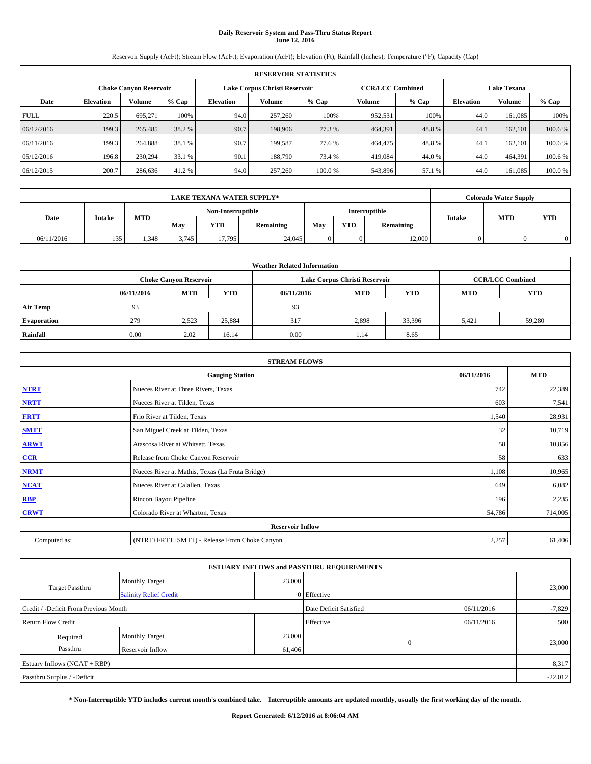# Daily Reservoir System and Pass-Thru Status Report
## June 12, 2016

Reservoir Supply (AcFt); Stream Flow (AcFt); Evaporation (AcFt); Elevation (Ft); Rainfall (Inches); Temperature (°F); Capacity (Cap)

| RESERVOIR STATISTICS | | | | | | | | | | | |
|---|---|---|---|---|---|---|---|---|---|---|---|
| | Choke Canyon Reservoir | | | Lake Corpus Christi Reservoir | | | CCR/LCC Combined | | Lake Texana | | |
| Date | Elevation | Volume | % Cap | Elevation | Volume | % Cap | Volume | % Cap | Elevation | Volume | % Cap |
| FULL | 220.5 | 695,271 | 100% | 94.0 | 257,260 | 100% | 952,531 | 100% | 44.0 | 161,085 | 100% |
| 06/12/2016 | 199.3 | 265,485 | 38.2 % | 90.7 | 198,906 | 77.3 % | 464,391 | 48.8 % | 44.1 | 162,101 | 100.6 % |
| 06/11/2016 | 199.3 | 264,888 | 38.1 % | 90.7 | 199,587 | 77.6 % | 464,475 | 48.8 % | 44.1 | 162,101 | 100.6 % |
| 05/12/2016 | 196.8 | 230,294 | 33.1 % | 90.1 | 188,790 | 73.4 % | 419,084 | 44.0 % | 44.0 | 464,391 | 100.6 % |
| 06/12/2015 | 200.7 | 286,636 | 41.2 % | 94.0 | 257,260 | 100.0 % | 543,896 | 57.1 % | 44.0 | 161,085 | 100.0 % |

| LAKE TEXANA WATER SUPPLY* | | | | | | | | | Colorado Water Supply | | |
|---|---|---|---|---|---|---|---|---|---|---|---|
| Date | Intake | MTD | Non-Interruptible | | | Interruptible | | | Intake | MTD | YTD |
| | | | May | YTD | Remaining | May | YTD | Remaining | | | |
| 06/11/2016 | 135 | 1,348 | 3,745 | 17,795 | 24,045 | 0 | 0 | 12,000 | 0 | 0 | 0 |

| Weather Related Information | | | | | | | | |
|---|---|---|---|---|---|---|---|---|
| | Choke Canyon Reservoir | | | Lake Corpus Christi Reservoir | | | CCR/LCC Combined | |
| | 06/11/2016 | MTD | YTD | 06/11/2016 | MTD | YTD | MTD | YTD |
| Air Temp | 93 | | | 93 | | | | |
| Evaporation | 279 | 2,523 | 25,884 | 317 | 2,898 | 33,396 | 5,421 | 59,280 |
| Rainfall | 0.00 | 2.02 | 16.14 | 0.00 | 1.14 | 8.65 | | |

| STREAM FLOWS | | | |
|---|---|---|---|
| Gauging Station | | 06/11/2016 | MTD |
| NTRT | Nueces River at Three Rivers, Texas | 742 | 22,389 |
| NRTT | Nueces River at Tilden, Texas | 603 | 7,541 |
| FRTT | Frio River at Tilden, Texas | 1,540 | 28,931 |
| SMTT | San Miguel Creek at Tilden, Texas | 32 | 10,719 |
| ARWT | Atascosa River at Whitsett, Texas | 58 | 10,856 |
| CCR | Release from Choke Canyon Reservoir | 58 | 633 |
| NRMT | Nueces River at Mathis, Texas (La Fruta Bridge) | 1,108 | 10,965 |
| NCAT | Nueces River at Calallen, Texas | 649 | 6,082 |
| RBP | Rincon Bayou Pipeline | 196 | 2,235 |
| CRWT | Colorado River at Wharton, Texas | 54,786 | 714,005 |
| Reservoir Inflow | | | |
| Computed as: | (NTRT+FRTT+SMTT) - Release From Choke Canyon | 2,257 | 61,406 |

| ESTUARY INFLOWS and PASSTHRU REQUIREMENTS | | | | | |
|---|---|---|---|---|---|
| Target Passthru | Monthly Target | 23,000 | | | 23,000 |
| | Salinity Relief Credit | 0 | Effective | | |
| Credit / -Deficit From Previous Month | | | Date Deficit Satisfied | 06/11/2016 | -7,829 |
| Return Flow Credit | | | Effective | 06/11/2016 | 500 |
| Required Passthru | Monthly Target | 23,000 | 0 | | 23,000 |
| | Reservoir Inflow | 61,406 | | | |
| Estuary Inflows (NCAT + RBP) | | | | | 8,317 |
| Passthru Surplus / -Deficit | | | | | -22,012 |

**\* Non-Interruptible YTD includes current month's combined take. Interruptible amounts are updated monthly, usually the first working day of the month.**

**Report Generated: 6/12/2016 at 8:06:04 AM**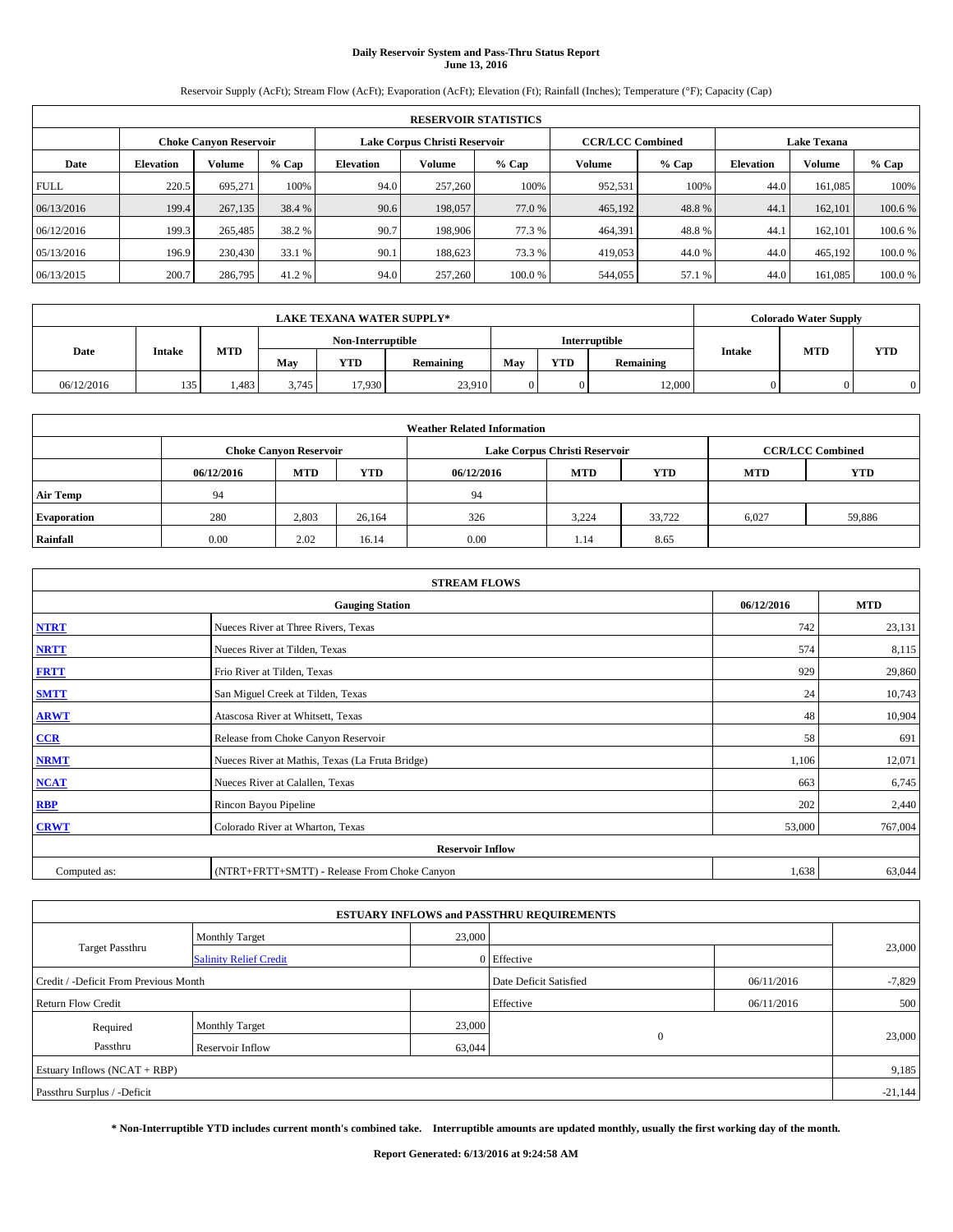**Daily Reservoir System and Pass-Thru Status Report**
**June 13, 2016**

Reservoir Supply (AcFt); Stream Flow (AcFt); Evaporation (AcFt); Elevation (Ft); Rainfall (Inches); Temperature (°F); Capacity (Cap)

| RESERVOIR STATISTICS | | | | | | | | | | | |
|---|---|---|---|---|---|---|---|---|---|---|---|
| | Choke Canyon Reservoir | | | Lake Corpus Christi Reservoir | | | CCR/LCC Combined | | Lake Texana | | |
| Date | Elevation | Volume | % Cap | Elevation | Volume | % Cap | Volume | % Cap | Elevation | Volume | % Cap |
| FULL | 220.5 | 695,271 | 100% | 94.0 | 257,260 | 100% | 952,531 | 100% | 44.0 | 161,085 | 100% |
| 06/13/2016 | 199.4 | 267,135 | 38.4 % | 90.6 | 198,057 | 77.0 % | 465,192 | 48.8 % | 44.1 | 162,101 | 100.6 % |
| 06/12/2016 | 199.3 | 265,485 | 38.2 % | 90.7 | 198,906 | 77.3 % | 464,391 | 48.8 % | 44.1 | 162,101 | 100.6 % |
| 05/13/2016 | 196.9 | 230,430 | 33.1 % | 90.1 | 188,623 | 73.3 % | 419,053 | 44.0 % | 44.0 | 465,192 | 100.0 % |
| 06/13/2015 | 200.7 | 286,795 | 41.2 % | 94.0 | 257,260 | 100.0 % | 544,055 | 57.1 % | 44.0 | 161,085 | 100.0 % |

| LAKE TEXANA WATER SUPPLY* | | | | | | | | | Colorado Water Supply | | |
|---|---|---|---|---|---|---|---|---|---|---|---|
| Date | Intake | MTD | Non-Interruptible | | | Interruptible | | | Intake | MTD | YTD |
| | | | May | YTD | Remaining | May | YTD | Remaining | | | |
| 06/12/2016 | 135 | 1,483 | 3,745 | 17,930 | 23,910 | 0 | 0 | 12,000 | 0 | 0 | 0 |

| Weather Related Information | | | | | | | | |
|---|---|---|---|---|---|---|---|---|
| | Choke Canyon Reservoir | | | Lake Corpus Christi Reservoir | | | CCR/LCC Combined | |
| | 06/12/2016 | MTD | YTD | 06/12/2016 | MTD | YTD | MTD | YTD |
| Air Temp | 94 | | | 94 | | | | |
| Evaporation | 280 | 2,803 | 26,164 | 326 | 3,224 | 33,722 | 6,027 | 59,886 |
| Rainfall | 0.00 | 2.02 | 16.14 | 0.00 | 1.14 | 8.65 | | |

| STREAM FLOWS | | | |
|---|---|---|---|
| Gauging Station | | 06/12/2016 | MTD |
| NTRT | Nueces River at Three Rivers, Texas | 742 | 23,131 |
| NRTT | Nueces River at Tilden, Texas | 574 | 8,115 |
| FRTT | Frio River at Tilden, Texas | 929 | 29,860 |
| SMTT | San Miguel Creek at Tilden, Texas | 24 | 10,743 |
| ARWT | Atascosa River at Whitsett, Texas | 48 | 10,904 |
| CCR | Release from Choke Canyon Reservoir | 58 | 691 |
| NRMT | Nueces River at Mathis, Texas (La Fruta Bridge) | 1,106 | 12,071 |
| NCAT | Nueces River at Calallen, Texas | 663 | 6,745 |
| RBP | Rincon Bayou Pipeline | 202 | 2,440 |
| CRWT | Colorado River at Wharton, Texas | 53,000 | 767,004 |
| Reservoir Inflow | | | |
| Computed as: | (NTRT+FRTT+SMTT) - Release From Choke Canyon | 1,638 | 63,044 |

| ESTUARY INFLOWS and PASSTHRU REQUIREMENTS | | | | | |
|---|---|---|---|---|---|
| Target Passthru | Monthly Target | 23,000 | | | 23,000 |
| | Salinity Relief Credit | 0 | Effective | | |
| Credit / -Deficit From Previous Month | | | Date Deficit Satisfied | 06/11/2016 | -7,829 |
| Return Flow Credit | | | Effective | 06/11/2016 | 500 |
| Required Passthru | Monthly Target | 23,000 | 0 | | 23,000 |
| | Reservoir Inflow | 63,044 | | | |
| Estuary Inflows (NCAT + RBP) | | | | | 9,185 |
| Passthru Surplus / -Deficit | | | | | -21,144 |

**\* Non-Interruptible YTD includes current month's combined take. Interruptible amounts are updated monthly, usually the first working day of the month.**

**Report Generated: 6/13/2016 at 9:24:58 AM**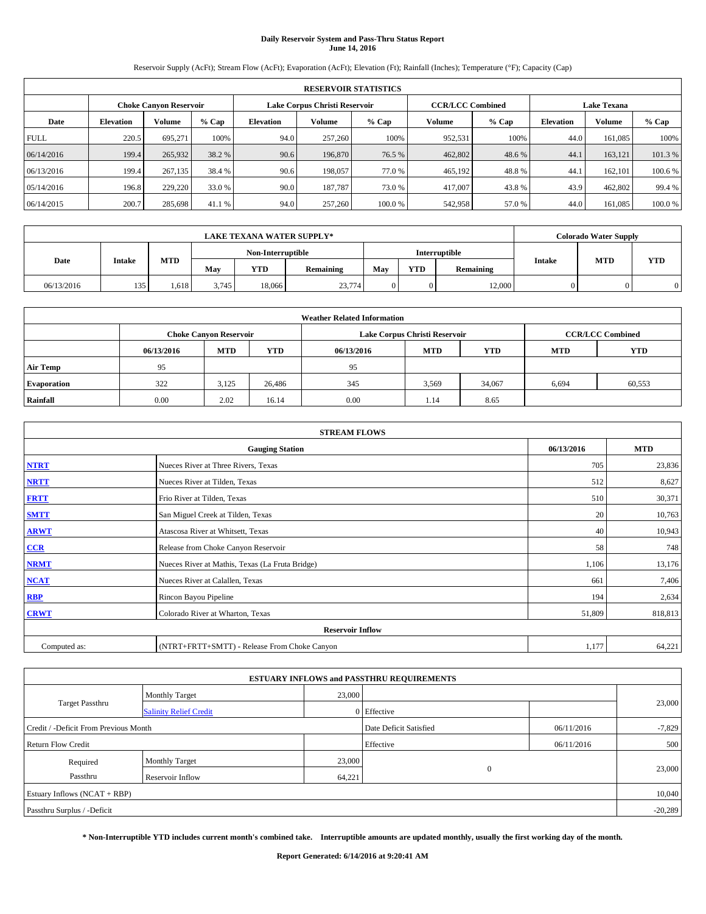# Daily Reservoir System and Pass-Thru Status Report
## June 14, 2016

Reservoir Supply (AcFt); Stream Flow (AcFt); Evaporation (AcFt); Elevation (Ft); Rainfall (Inches); Temperature (°F); Capacity (Cap)

| RESERVOIR STATISTICS | | | | | | | | | | | |
|---|---|---|---|---|---|---|---|---|---|---|---|
| | Choke Canyon Reservoir | | | Lake Corpus Christi Reservoir | | | CCR/LCC Combined | | Lake Texana | | |
| Date | Elevation | Volume | % Cap | Elevation | Volume | % Cap | Volume | % Cap | Elevation | Volume | % Cap |
| FULL | 220.5 | 695,271 | 100% | 94.0 | 257,260 | 100% | 952,531 | 100% | 44.0 | 161,085 | 100% |
| 06/14/2016 | 199.4 | 265,932 | 38.2 % | 90.6 | 196,870 | 76.5 % | 462,802 | 48.6 % | 44.1 | 163,121 | 101.3 % |
| 06/13/2016 | 199.4 | 267,135 | 38.4 % | 90.6 | 198,057 | 77.0 % | 465,192 | 48.8 % | 44.1 | 162,101 | 100.6 % |
| 05/14/2016 | 196.8 | 229,220 | 33.0 % | 90.0 | 187,787 | 73.0 % | 417,007 | 43.8 % | 43.9 | 462,802 | 99.4 % |
| 06/14/2015 | 200.7 | 285,698 | 41.1 % | 94.0 | 257,260 | 100.0 % | 542,958 | 57.0 % | 44.0 | 161,085 | 100.0 % |

| LAKE TEXANA WATER SUPPLY* | | | | | | | | | Colorado Water Supply | | |
|---|---|---|---|---|---|---|---|---|---|---|---|
| Date | Intake | MTD | Non-Interruptible | | | Interruptible | | | Intake | MTD | YTD |
| | | | May | YTD | Remaining | May | YTD | Remaining | | | |
| 06/13/2016 | 135 | 1,618 | 3,745 | 18,066 | 23,774 | 0 | 0 | 12,000 | 0 | 0 | 0 |

| Weather Related Information | | | | | | | | |
|---|---|---|---|---|---|---|---|---|
| | Choke Canyon Reservoir | | | Lake Corpus Christi Reservoir | | | CCR/LCC Combined | |
| | 06/13/2016 | MTD | YTD | 06/13/2016 | MTD | YTD | MTD | YTD |
| Air Temp | 95 | | | 95 | | | | |
| Evaporation | 322 | 3,125 | 26,486 | 345 | 3,569 | 34,067 | 6,694 | 60,553 |
| Rainfall | 0.00 | 2.02 | 16.14 | 0.00 | 1.14 | 8.65 | | |

| STREAM FLOWS | | | |
|---|---|---|---|
| Gauging Station | | 06/13/2016 | MTD |
| NTRT | Nueces River at Three Rivers, Texas | 705 | 23,836 |
| NRTT | Nueces River at Tilden, Texas | 512 | 8,627 |
| FRTT | Frio River at Tilden, Texas | 510 | 30,371 |
| SMTT | San Miguel Creek at Tilden, Texas | 20 | 10,763 |
| ARWT | Atascosa River at Whitsett, Texas | 40 | 10,943 |
| CCR | Release from Choke Canyon Reservoir | 58 | 748 |
| NRMT | Nueces River at Mathis, Texas (La Fruta Bridge) | 1,106 | 13,176 |
| NCAT | Nueces River at Calallen, Texas | 661 | 7,406 |
| RBP | Rincon Bayou Pipeline | 194 | 2,634 |
| CRWT | Colorado River at Wharton, Texas | 51,809 | 818,813 |
| Reservoir Inflow | | | |
| Computed as: | (NTRT+FRTT+SMTT) - Release From Choke Canyon | 1,177 | 64,221 |

| ESTUARY INFLOWS and PASSTHRU REQUIREMENTS | | | | | |
|---|---|---|---|---|---|
| Target Passthru | Monthly Target | 23,000 | | | 23,000 |
| | Salinity Relief Credit | 0 | Effective | | |
| Credit / -Deficit From Previous Month | | | Date Deficit Satisfied | 06/11/2016 | -7,829 |
| Return Flow Credit | | | Effective | 06/11/2016 | 500 |
| Required Passthru | Monthly Target | 23,000 | 0 | | 23,000 |
| | Reservoir Inflow | 64,221 | | | |
| Estuary Inflows (NCAT + RBP) | | | | | 10,040 |
| Passthru Surplus / -Deficit | | | | | -20,289 |

**\* Non-Interruptible YTD includes current month's combined take. Interruptible amounts are updated monthly, usually the first working day of the month.**

**Report Generated: 6/14/2016 at 9:20:41 AM**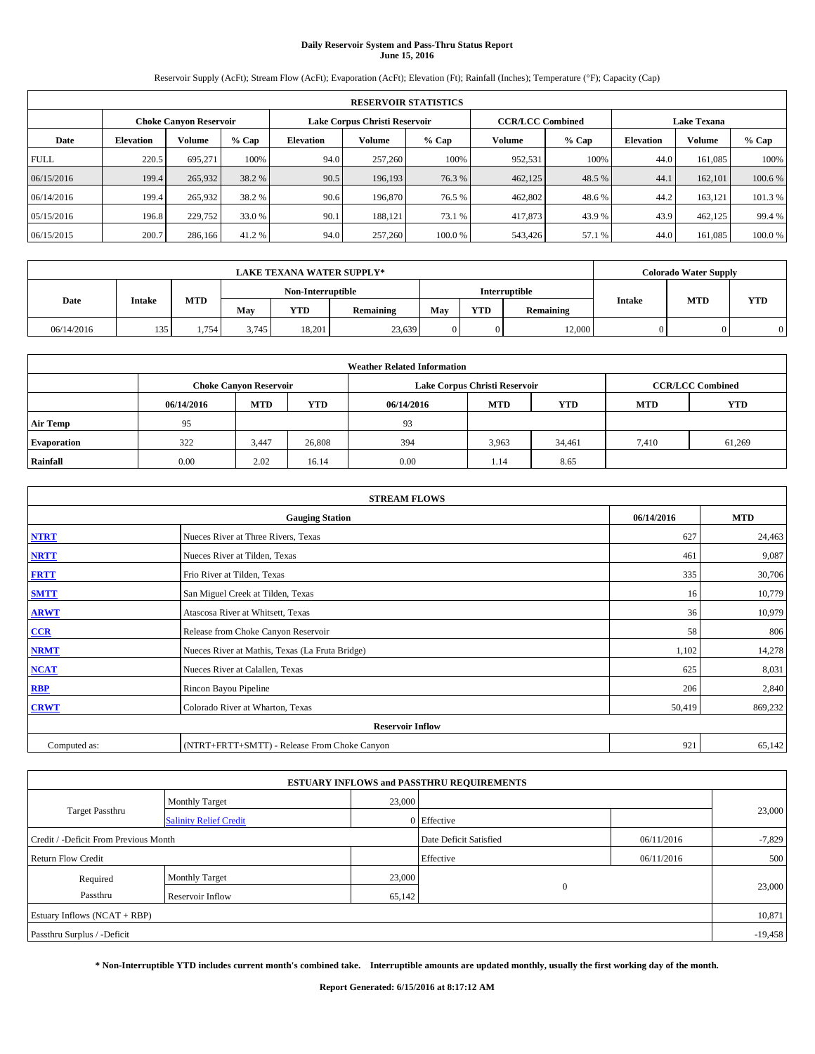# Daily Reservoir System and Pass-Thru Status Report
## June 15, 2016

Reservoir Supply (AcFt); Stream Flow (AcFt); Evaporation (AcFt); Elevation (Ft); Rainfall (Inches); Temperature (°F); Capacity (Cap)

| RESERVOIR STATISTICS | | | | | | | | | | | |
|---|---|---|---|---|---|---|---|---|---|---|---|
| | Choke Canyon Reservoir | | | Lake Corpus Christi Reservoir | | | CCR/LCC Combined | | Lake Texana | | |
| Date | Elevation | Volume | % Cap | Elevation | Volume | % Cap | Volume | % Cap | Elevation | Volume | % Cap |
| FULL | 220.5 | 695,271 | 100% | 94.0 | 257,260 | 100% | 952,531 | 100% | 44.0 | 161,085 | 100% |
| 06/15/2016 | 199.4 | 265,932 | 38.2 % | 90.5 | 196,193 | 76.3 % | 462,125 | 48.5 % | 44.1 | 162,101 | 100.6 % |
| 06/14/2016 | 199.4 | 265,932 | 38.2 % | 90.6 | 196,870 | 76.5 % | 462,802 | 48.6 % | 44.2 | 163,121 | 101.3 % |
| 05/15/2016 | 196.8 | 229,752 | 33.0 % | 90.1 | 188,121 | 73.1 % | 417,873 | 43.9 % | 43.9 | 462,125 | 99.4 % |
| 06/15/2015 | 200.7 | 286,166 | 41.2 % | 94.0 | 257,260 | 100.0 % | 543,426 | 57.1 % | 44.0 | 161,085 | 100.0 % |

| LAKE TEXANA WATER SUPPLY* | | | | | | | | | Colorado Water Supply | | |
|---|---|---|---|---|---|---|---|---|---|---|---|
| Date | Intake | MTD | Non-Interruptible | | | Interruptible | | | Intake | MTD | YTD |
| | | | May | YTD | Remaining | May | YTD | Remaining | | | |
| 06/14/2016 | 135 | 1,754 | 3,745 | 18,201 | 23,639 | 0 | 0 | 12,000 | 0 | 0 | 0 |

| Weather Related Information | | | | | | | | |
|---|---|---|---|---|---|---|---|---|
| | Choke Canyon Reservoir | | | Lake Corpus Christi Reservoir | | | CCR/LCC Combined | |
| | 06/14/2016 | MTD | YTD | 06/14/2016 | MTD | YTD | MTD | YTD |
| Air Temp | 95 | | | 93 | | | | |
| Evaporation | 322 | 3,447 | 26,808 | 394 | 3,963 | 34,461 | 7,410 | 61,269 |
| Rainfall | 0.00 | 2.02 | 16.14 | 0.00 | 1.14 | 8.65 | | |

| STREAM FLOWS | | | |
|---|---|---|---|
| Gauging Station | | 06/14/2016 | MTD |
| NTRT | Nueces River at Three Rivers, Texas | 627 | 24,463 |
| NRTT | Nueces River at Tilden, Texas | 461 | 9,087 |
| FRTT | Frio River at Tilden, Texas | 335 | 30,706 |
| SMTT | San Miguel Creek at Tilden, Texas | 16 | 10,779 |
| ARWT | Atascosa River at Whitsett, Texas | 36 | 10,979 |
| CCR | Release from Choke Canyon Reservoir | 58 | 806 |
| NRMT | Nueces River at Mathis, Texas (La Fruta Bridge) | 1,102 | 14,278 |
| NCAT | Nueces River at Calallen, Texas | 625 | 8,031 |
| RBP | Rincon Bayou Pipeline | 206 | 2,840 |
| CRWT | Colorado River at Wharton, Texas | 50,419 | 869,232 |
| Reservoir Inflow | | | |
| Computed as: | (NTRT+FRTT+SMTT) - Release From Choke Canyon | 921 | 65,142 |

| ESTUARY INFLOWS and PASSTHRU REQUIREMENTS | | | | | |
|---|---|---|---|---|---|
| Target Passthru | Monthly Target | 23,000 | | | 23,000 |
| | Salinity Relief Credit | 0 | Effective | | |
| Credit / -Deficit From Previous Month | | | Date Deficit Satisfied | 06/11/2016 | -7,829 |
| Return Flow Credit | | | Effective | 06/11/2016 | 500 |
| Required Passthru | Monthly Target | 23,000 | 0 | | 23,000 |
| | Reservoir Inflow | 65,142 | | | |
| Estuary Inflows (NCAT + RBP) | | | | | 10,871 |
| Passthru Surplus / -Deficit | | | | | -19,458 |

**\* Non-Interruptible YTD includes current month's combined take. Interruptible amounts are updated monthly, usually the first working day of the month.**

**Report Generated: 6/15/2016 at 8:17:12 AM**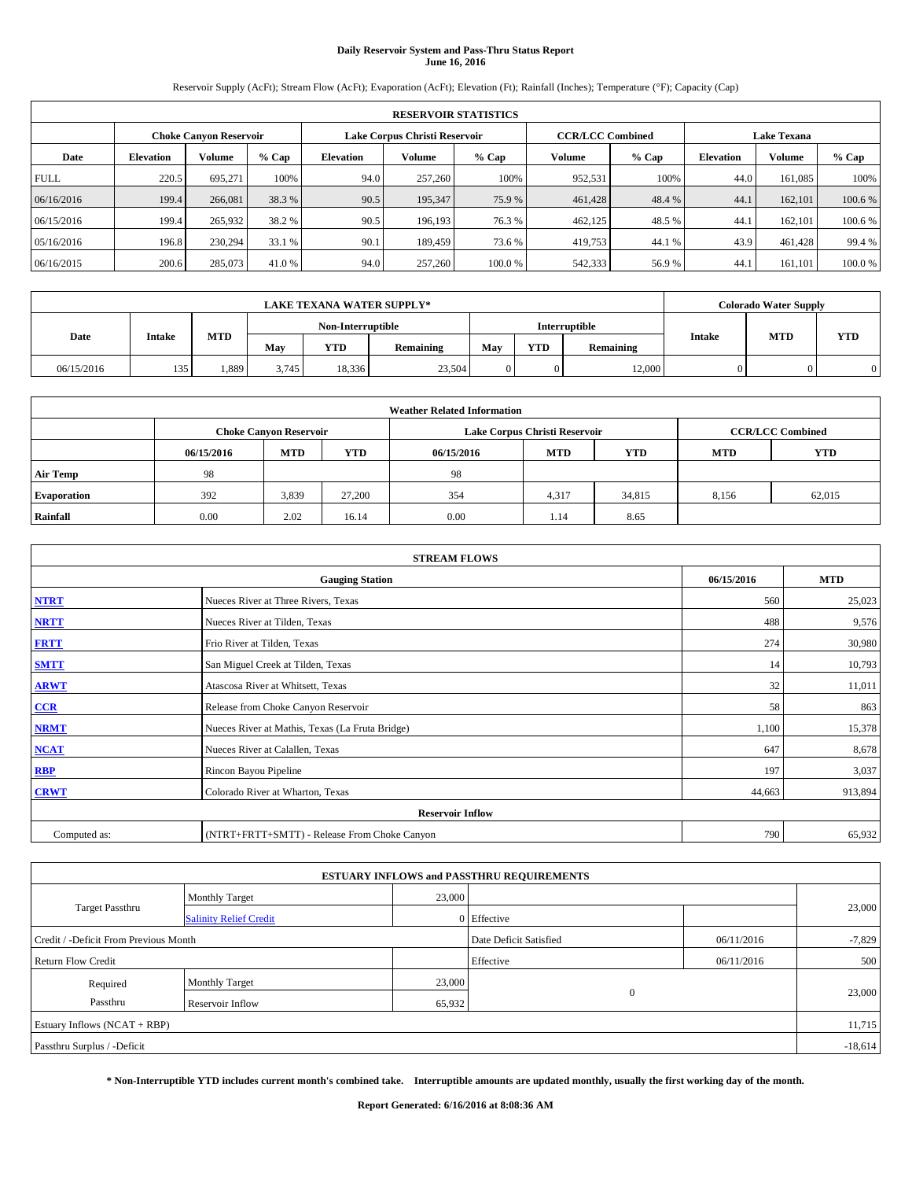# Daily Reservoir System and Pass-Thru Status Report
## June 16, 2016

Reservoir Supply (AcFt); Stream Flow (AcFt); Evaporation (AcFt); Elevation (Ft); Rainfall (Inches); Temperature (°F); Capacity (Cap)

| RESERVOIR STATISTICS | | | | | | | | | | | |
|---|---|---|---|---|---|---|---|---|---|---|---|
| | Choke Canyon Reservoir | | | Lake Corpus Christi Reservoir | | | CCR/LCC Combined | | Lake Texana | | |
| Date | Elevation | Volume | % Cap | Elevation | Volume | % Cap | Volume | % Cap | Elevation | Volume | % Cap |
| FULL | 220.5 | 695,271 | 100% | 94.0 | 257,260 | 100% | 952,531 | 100% | 44.0 | 161,085 | 100% |
| 06/16/2016 | 199.4 | 266,081 | 38.3 % | 90.5 | 195,347 | 75.9 % | 461,428 | 48.4 % | 44.1 | 162,101 | 100.6 % |
| 06/15/2016 | 199.4 | 265,932 | 38.2 % | 90.5 | 196,193 | 76.3 % | 462,125 | 48.5 % | 44.1 | 162,101 | 100.6 % |
| 05/16/2016 | 196.8 | 230,294 | 33.1 % | 90.1 | 189,459 | 73.6 % | 419,753 | 44.1 % | 43.9 | 461,428 | 99.4 % |
| 06/16/2015 | 200.6 | 285,073 | 41.0 % | 94.0 | 257,260 | 100.0 % | 542,333 | 56.9 % | 44.1 | 161,101 | 100.0 % |

| LAKE TEXANA WATER SUPPLY* | | | | | | | | | Colorado Water Supply | | |
|---|---|---|---|---|---|---|---|---|---|---|---|
| Date | Intake | MTD | Non-Interruptible | | | Interruptible | | | Intake | MTD | YTD |
| | | | May | YTD | Remaining | May | YTD | Remaining | | | |
| 06/15/2016 | 135 | 1,889 | 3,745 | 18,336 | 23,504 | 0 | 0 | 12,000 | 0 | 0 | 0 |

| Weather Related Information | | | | | | | | |
|---|---|---|---|---|---|---|---|---|
| | Choke Canyon Reservoir | | | Lake Corpus Christi Reservoir | | | CCR/LCC Combined | |
| | 06/15/2016 | MTD | YTD | 06/15/2016 | MTD | YTD | MTD | YTD |
| Air Temp | 98 | | | 98 | | | | |
| Evaporation | 392 | 3,839 | 27,200 | 354 | 4,317 | 34,815 | 8,156 | 62,015 |
| Rainfall | 0.00 | 2.02 | 16.14 | 0.00 | 1.14 | 8.65 | | |

| STREAM FLOWS | | | |
|---|---|---|---|
| Gauging Station | | 06/15/2016 | MTD |
| NTRT | Nueces River at Three Rivers, Texas | 560 | 25,023 |
| NRTT | Nueces River at Tilden, Texas | 488 | 9,576 |
| FRTT | Frio River at Tilden, Texas | 274 | 30,980 |
| SMTT | San Miguel Creek at Tilden, Texas | 14 | 10,793 |
| ARWT | Atascosa River at Whitsett, Texas | 32 | 11,011 |
| CCR | Release from Choke Canyon Reservoir | 58 | 863 |
| NRMT | Nueces River at Mathis, Texas (La Fruta Bridge) | 1,100 | 15,378 |
| NCAT | Nueces River at Calallen, Texas | 647 | 8,678 |
| RBP | Rincon Bayou Pipeline | 197 | 3,037 |
| CRWT | Colorado River at Wharton, Texas | 44,663 | 913,894 |
| Reservoir Inflow | | | |
| Computed as: | (NTRT+FRTT+SMTT) - Release From Choke Canyon | 790 | 65,932 |

| ESTUARY INFLOWS and PASSTHRU REQUIREMENTS | | | | | |
|---|---|---|---|---|---|
| Target Passthru | Monthly Target | 23,000 | | | 23,000 |
| | Salinity Relief Credit | 0 | Effective | | |
| Credit / -Deficit From Previous Month | | | Date Deficit Satisfied | 06/11/2016 | -7,829 |
| Return Flow Credit | | | Effective | 06/11/2016 | 500 |
| Required Passthru | Monthly Target | 23,000 | 0 | | 23,000 |
| | Reservoir Inflow | 65,932 | | | |
| Estuary Inflows (NCAT + RBP) | | | | | 11,715 |
| Passthru Surplus / -Deficit | | | | | -18,614 |

**\* Non-Interruptible YTD includes current month's combined take. Interruptible amounts are updated monthly, usually the first working day of the month.**

**Report Generated: 6/16/2016 at 8:08:36 AM**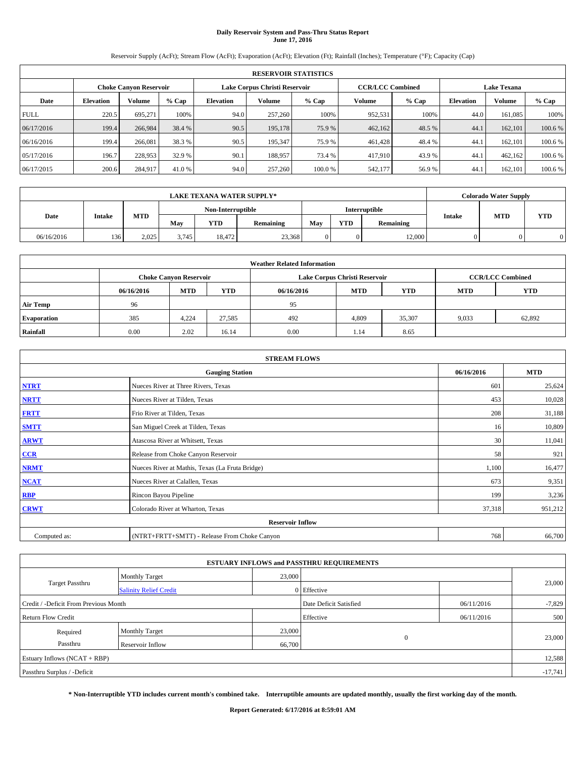**Daily Reservoir System and Pass-Thru Status Report**
**June 17, 2016**

Reservoir Supply (AcFt); Stream Flow (AcFt); Evaporation (AcFt); Elevation (Ft); Rainfall (Inches); Temperature (°F); Capacity (Cap)

| RESERVOIR STATISTICS | | | | | | | | | | | |
|---|---|---|---|---|---|---|---|---|---|---|---|
| | Choke Canyon Reservoir | | | Lake Corpus Christi Reservoir | | | CCR/LCC Combined | | Lake Texana | | |
| Date | Elevation | Volume | % Cap | Elevation | Volume | % Cap | Volume | % Cap | Elevation | Volume | % Cap |
| FULL | 220.5 | 695,271 | 100% | 94.0 | 257,260 | 100% | 952,531 | 100% | 44.0 | 161,085 | 100% |
| 06/17/2016 | 199.4 | 266,984 | 38.4 % | 90.5 | 195,178 | 75.9 % | 462,162 | 48.5 % | 44.1 | 162,101 | 100.6 % |
| 06/16/2016 | 199.4 | 266,081 | 38.3 % | 90.5 | 195,347 | 75.9 % | 461,428 | 48.4 % | 44.1 | 162,101 | 100.6 % |
| 05/17/2016 | 196.7 | 228,953 | 32.9 % | 90.1 | 188,957 | 73.4 % | 417,910 | 43.9 % | 44.1 | 462,162 | 100.6 % |
| 06/17/2015 | 200.6 | 284,917 | 41.0 % | 94.0 | 257,260 | 100.0 % | 542,177 | 56.9 % | 44.1 | 162,101 | 100.6 % |

| LAKE TEXANA WATER SUPPLY* | | | | | | | | | Colorado Water Supply | | |
|---|---|---|---|---|---|---|---|---|---|---|---|
| Date | Intake | MTD | Non-Interruptible | | | Interruptible | | | Intake | MTD | YTD |
| | | | May | YTD | Remaining | May | YTD | Remaining | | | |
| 06/16/2016 | 136 | 2,025 | 3,745 | 18,472 | 23,368 | 0 | 0 | 12,000 | 0 | 0 | 0 |

| Weather Related Information | | | | | | | | |
|---|---|---|---|---|---|---|---|---|
| | Choke Canyon Reservoir | | | Lake Corpus Christi Reservoir | | | CCR/LCC Combined | |
| | 06/16/2016 | MTD | YTD | 06/16/2016 | MTD | YTD | MTD | YTD |
| Air Temp | 96 | | | 95 | | | | |
| Evaporation | 385 | 4,224 | 27,585 | 492 | 4,809 | 35,307 | 9,033 | 62,892 |
| Rainfall | 0.00 | 2.02 | 16.14 | 0.00 | 1.14 | 8.65 | | |

| STREAM FLOWS | | | |
|---|---|---|---|
| Gauging Station | | 06/16/2016 | MTD |
| NTRT | Nueces River at Three Rivers, Texas | 601 | 25,624 |
| NRTT | Nueces River at Tilden, Texas | 453 | 10,028 |
| FRTT | Frio River at Tilden, Texas | 208 | 31,188 |
| SMTT | San Miguel Creek at Tilden, Texas | 16 | 10,809 |
| ARWT | Atascosa River at Whitsett, Texas | 30 | 11,041 |
| CCR | Release from Choke Canyon Reservoir | 58 | 921 |
| NRMT | Nueces River at Mathis, Texas (La Fruta Bridge) | 1,100 | 16,477 |
| NCAT | Nueces River at Calallen, Texas | 673 | 9,351 |
| RBP | Rincon Bayou Pipeline | 199 | 3,236 |
| CRWT | Colorado River at Wharton, Texas | 37,318 | 951,212 |
| Reservoir Inflow | | | |
| Computed as: | (NTRT+FRTT+SMTT) - Release From Choke Canyon | 768 | 66,700 |

| ESTUARY INFLOWS and PASSTHRU REQUIREMENTS | | | | | |
|---|---|---|---|---|---|
| Target Passthru | Monthly Target | 23,000 | | | 23,000 |
| | Salinity Relief Credit | 0 | Effective | | |
| Credit / -Deficit From Previous Month | | | Date Deficit Satisfied | 06/11/2016 | -7,829 |
| Return Flow Credit | | | Effective | 06/11/2016 | 500 |
| Required Passthru | Monthly Target | 23,000 | 0 | | 23,000 |
| | Reservoir Inflow | 66,700 | | | |
| Estuary Inflows (NCAT + RBP) | | | | | 12,588 |
| Passthru Surplus / -Deficit | | | | | -17,741 |

**\* Non-Interruptible YTD includes current month's combined take. Interruptible amounts are updated monthly, usually the first working day of the month.**

**Report Generated: 6/17/2016 at 8:59:01 AM**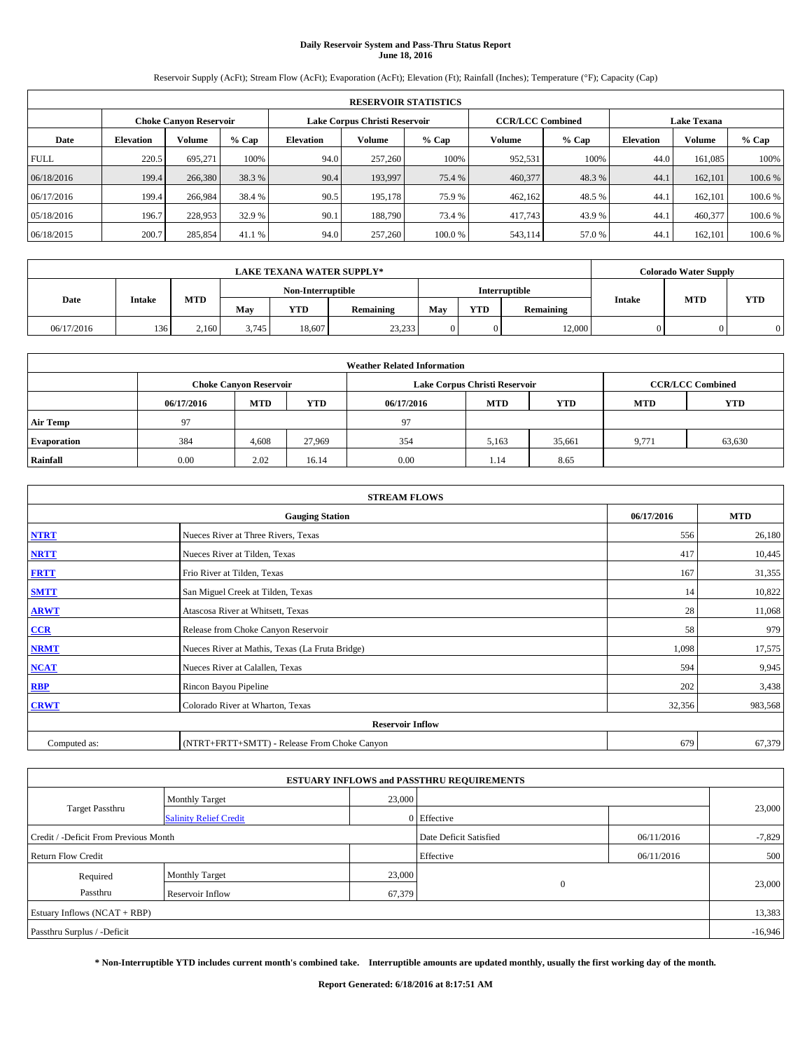# Daily Reservoir System and Pass-Thru Status Report
## June 18, 2016

Reservoir Supply (AcFt); Stream Flow (AcFt); Evaporation (AcFt); Elevation (Ft); Rainfall (Inches); Temperature (°F); Capacity (Cap)

| RESERVOIR STATISTICS | | | | | | | | | | | |
|---|---|---|---|---|---|---|---|---|---|---|---|
| | Choke Canyon Reservoir | | | Lake Corpus Christi Reservoir | | | CCR/LCC Combined | | Lake Texana | | |
| Date | Elevation | Volume | % Cap | Elevation | Volume | % Cap | Volume | % Cap | Elevation | Volume | % Cap |
| FULL | 220.5 | 695,271 | 100% | 94.0 | 257,260 | 100% | 952,531 | 100% | 44.0 | 161,085 | 100% |
| 06/18/2016 | 199.4 | 266,380 | 38.3 % | 90.4 | 193,997 | 75.4 % | 460,377 | 48.3 % | 44.1 | 162,101 | 100.6 % |
| 06/17/2016 | 199.4 | 266,984 | 38.4 % | 90.5 | 195,178 | 75.9 % | 462,162 | 48.5 % | 44.1 | 162,101 | 100.6 % |
| 05/18/2016 | 196.7 | 228,953 | 32.9 % | 90.1 | 188,790 | 73.4 % | 417,743 | 43.9 % | 44.1 | 460,377 | 100.6 % |
| 06/18/2015 | 200.7 | 285,854 | 41.1 % | 94.0 | 257,260 | 100.0 % | 543,114 | 57.0 % | 44.1 | 162,101 | 100.6 % |

| LAKE TEXANA WATER SUPPLY* | | | | | | | | | Colorado Water Supply | | |
|---|---|---|---|---|---|---|---|---|---|---|---|
| Date | Intake | MTD | Non-Interruptible | | | Interruptible | | | Intake | MTD | YTD |
| | | | May | YTD | Remaining | May | YTD | Remaining | | | |
| 06/17/2016 | 136 | 2,160 | 3,745 | 18,607 | 23,233 | 0 | 0 | 12,000 | 0 | 0 | 0 |

| Weather Related Information | | | | | | | | |
|---|---|---|---|---|---|---|---|---|
| | Choke Canyon Reservoir | | | Lake Corpus Christi Reservoir | | | CCR/LCC Combined | |
| | 06/17/2016 | MTD | YTD | 06/17/2016 | MTD | YTD | MTD | YTD |
| Air Temp | 97 | | | 97 | | | | |
| Evaporation | 384 | 4,608 | 27,969 | 354 | 5,163 | 35,661 | 9,771 | 63,630 |
| Rainfall | 0.00 | 2.02 | 16.14 | 0.00 | 1.14 | 8.65 | | |

| STREAM FLOWS | | | |
|---|---|---|---|
| | Gauging Station | 06/17/2016 | MTD |
| NTRT | Nueces River at Three Rivers, Texas | 556 | 26,180 |
| NRTT | Nueces River at Tilden, Texas | 417 | 10,445 |
| FRTT | Frio River at Tilden, Texas | 167 | 31,355 |
| SMTT | San Miguel Creek at Tilden, Texas | 14 | 10,822 |
| ARWT | Atascosa River at Whitsett, Texas | 28 | 11,068 |
| CCR | Release from Choke Canyon Reservoir | 58 | 979 |
| NRMT | Nueces River at Mathis, Texas (La Fruta Bridge) | 1,098 | 17,575 |
| NCAT | Nueces River at Calallen, Texas | 594 | 9,945 |
| RBP | Rincon Bayou Pipeline | 202 | 3,438 |
| CRWT | Colorado River at Wharton, Texas | 32,356 | 983,568 |
| | Reservoir Inflow | | |
| Computed as: | (NTRT+FRTT+SMTT) - Release From Choke Canyon | 679 | 67,379 |

| ESTUARY INFLOWS and PASSTHRU REQUIREMENTS | | | | | |
|---|---|---|---|---|---|
| Target Passthru | Monthly Target | 23,000 | | | 23,000 |
| | Salinity Relief Credit | 0 | Effective | | |
| Credit / -Deficit From Previous Month | | | Date Deficit Satisfied | 06/11/2016 | -7,829 |
| Return Flow Credit | | | Effective | 06/11/2016 | 500 |
| Required Passthru | Monthly Target | 23,000 | 0 | | 23,000 |
| | Reservoir Inflow | 67,379 | | | |
| Estuary Inflows (NCAT + RBP) | | | | | 13,383 |
| Passthru Surplus / -Deficit | | | | | -16,946 |

**\* Non-Interruptible YTD includes current month's combined take. Interruptible amounts are updated monthly, usually the first working day of the month.**

**Report Generated: 6/18/2016 at 8:17:51 AM**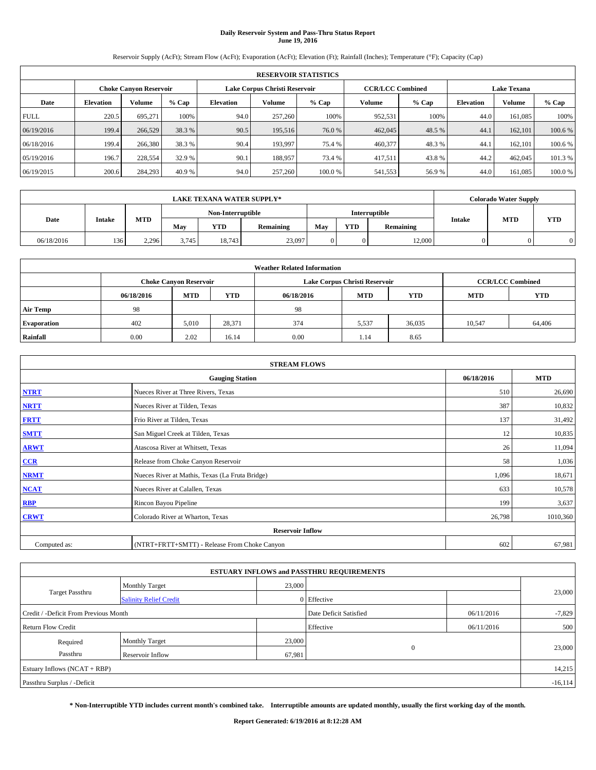# Daily Reservoir System and Pass-Thru Status Report
**June 19, 2016**

Reservoir Supply (AcFt); Stream Flow (AcFt); Evaporation (AcFt); Elevation (Ft); Rainfall (Inches); Temperature (°F); Capacity (Cap)

| RESERVOIR STATISTICS | | | | | | | | | | | |
|---|---|---|---|---|---|---|---|---|---|---|---|
| | Choke Canyon Reservoir | | | Lake Corpus Christi Reservoir | | | CCR/LCC Combined | | Lake Texana | | |
| Date | Elevation | Volume | % Cap | Elevation | Volume | % Cap | Volume | % Cap | Elevation | Volume | % Cap |
| FULL | 220.5 | 695,271 | 100% | 94.0 | 257,260 | 100% | 952,531 | 100% | 44.0 | 161,085 | 100% |
| 06/19/2016 | 199.4 | 266,529 | 38.3 % | 90.5 | 195,516 | 76.0 % | 462,045 | 48.5 % | 44.1 | 162,101 | 100.6 % |
| 06/18/2016 | 199.4 | 266,380 | 38.3 % | 90.4 | 193,997 | 75.4 % | 460,377 | 48.3 % | 44.1 | 162,101 | 100.6 % |
| 05/19/2016 | 196.7 | 228,554 | 32.9 % | 90.1 | 188,957 | 73.4 % | 417,511 | 43.8 % | 44.2 | 462,045 | 101.3 % |
| 06/19/2015 | 200.6 | 284,293 | 40.9 % | 94.0 | 257,260 | 100.0 % | 541,553 | 56.9 % | 44.0 | 161,085 | 100.0 % |

| LAKE TEXANA WATER SUPPLY* | | | | | | | | | Colorado Water Supply | | |
|---|---|---|---|---|---|---|---|---|---|---|---|
| Date | Intake | MTD | Non-Interruptible | | | Interruptible | | | Intake | MTD | YTD |
| | | | May | YTD | Remaining | May | YTD | Remaining | | | |
| 06/18/2016 | 136 | 2,296 | 3,745 | 18,743 | 23,097 | 0 | 0 | 12,000 | 0 | 0 | 0 |

| Weather Related Information | | | | | | | | |
|---|---|---|---|---|---|---|---|---|
| | Choke Canyon Reservoir | | | Lake Corpus Christi Reservoir | | | CCR/LCC Combined | |
| | 06/18/2016 | MTD | YTD | 06/18/2016 | MTD | YTD | MTD | YTD |
| Air Temp | 98 | | | 98 | | | | |
| Evaporation | 402 | 5,010 | 28,371 | 374 | 5,537 | 36,035 | 10,547 | 64,406 |
| Rainfall | 0.00 | 2.02 | 16.14 | 0.00 | 1.14 | 8.65 | | |

| STREAM FLOWS | | | |
|---|---|---|---|
| | Gauging Station | 06/18/2016 | MTD |
| NTRT | Nueces River at Three Rivers, Texas | 510 | 26,690 |
| NRTT | Nueces River at Tilden, Texas | 387 | 10,832 |
| FRTT | Frio River at Tilden, Texas | 137 | 31,492 |
| SMTT | San Miguel Creek at Tilden, Texas | 12 | 10,835 |
| ARWT | Atascosa River at Whitsett, Texas | 26 | 11,094 |
| CCR | Release from Choke Canyon Reservoir | 58 | 1,036 |
| NRMT | Nueces River at Mathis, Texas (La Fruta Bridge) | 1,096 | 18,671 |
| NCAT | Nueces River at Calallen, Texas | 633 | 10,578 |
| RBP | Rincon Bayou Pipeline | 199 | 3,637 |
| CRWT | Colorado River at Wharton, Texas | 26,798 | 1010,360 |
| | Reservoir Inflow | | |
| Computed as: | (NTRT+FRTT+SMTT) - Release From Choke Canyon | 602 | 67,981 |

| ESTUARY INFLOWS and PASSTHRU REQUIREMENTS | | | | | |
|---|---|---|---|---|---|
| Target Passthru | Monthly Target | 23,000 | | | 23,000 |
| | Salinity Relief Credit | 0 | Effective | | |
| Credit / -Deficit From Previous Month | | | Date Deficit Satisfied | 06/11/2016 | -7,829 |
| Return Flow Credit | | | Effective | 06/11/2016 | 500 |
| Required Passthru | Monthly Target | 23,000 | 0 | | 23,000 |
| | Reservoir Inflow | 67,981 | | | |
| Estuary Inflows (NCAT + RBP) | | | | | 14,215 |
| Passthru Surplus / -Deficit | | | | | -16,114 |

**\* Non-Interruptible YTD includes current month's combined take. Interruptible amounts are updated monthly, usually the first working day of the month.**

**Report Generated: 6/19/2016 at 8:12:28 AM**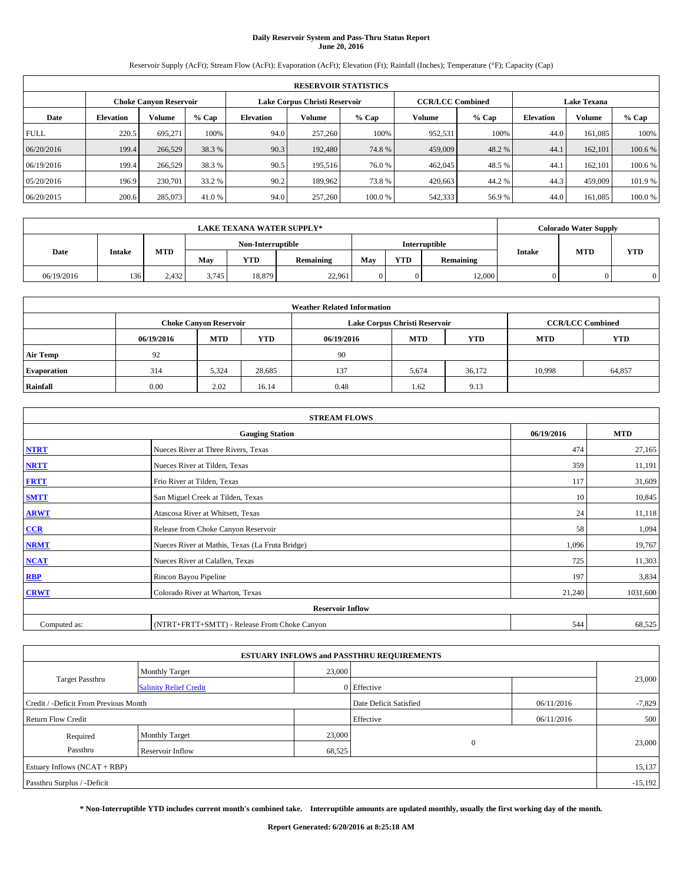# Daily Reservoir System and Pass-Thru Status Report
## June 20, 2016

Reservoir Supply (AcFt); Stream Flow (AcFt); Evaporation (AcFt); Elevation (Ft); Rainfall (Inches); Temperature (°F); Capacity (Cap)

| RESERVOIR STATISTICS | | | | | | | | | | | |
|---|---|---|---|---|---|---|---|---|---|---|---|
| | Choke Canyon Reservoir | | | Lake Corpus Christi Reservoir | | | CCR/LCC Combined | | Lake Texana | | |
| Date | Elevation | Volume | % Cap | Elevation | Volume | % Cap | Volume | % Cap | Elevation | Volume | % Cap |
| FULL | 220.5 | 695,271 | 100% | 94.0 | 257,260 | 100% | 952,531 | 100% | 44.0 | 161,085 | 100% |
| 06/20/2016 | 199.4 | 266,529 | 38.3 % | 90.3 | 192,480 | 74.8 % | 459,009 | 48.2 % | 44.1 | 162,101 | 100.6 % |
| 06/19/2016 | 199.4 | 266,529 | 38.3 % | 90.5 | 195,516 | 76.0 % | 462,045 | 48.5 % | 44.1 | 162,101 | 100.6 % |
| 05/20/2016 | 196.9 | 230,701 | 33.2 % | 90.2 | 189,962 | 73.8 % | 420,663 | 44.2 % | 44.3 | 459,009 | 101.9 % |
| 06/20/2015 | 200.6 | 285,073 | 41.0 % | 94.0 | 257,260 | 100.0 % | 542,333 | 56.9 % | 44.0 | 161,085 | 100.0 % |

| LAKE TEXANA WATER SUPPLY* | | | | | | | | | Colorado Water Supply | | |
|---|---|---|---|---|---|---|---|---|---|---|---|
| Date | Intake | MTD | Non-Interruptible | | | Interruptible | | | Intake | MTD | YTD |
| | | | May | YTD | Remaining | May | YTD | Remaining | | | |
| 06/19/2016 | 136 | 2,432 | 3,745 | 18,879 | 22,961 | 0 | 0 | 12,000 | 0 | 0 | 0 |

| Weather Related Information | | | | | | | | |
|---|---|---|---|---|---|---|---|---|
| | Choke Canyon Reservoir | | | Lake Corpus Christi Reservoir | | | CCR/LCC Combined | |
| | 06/19/2016 | MTD | YTD | 06/19/2016 | MTD | YTD | MTD | YTD |
| Air Temp | 92 | | | 90 | | | | |
| Evaporation | 314 | 5,324 | 28,685 | 137 | 5,674 | 36,172 | 10,998 | 64,857 |
| Rainfall | 0.00 | 2.02 | 16.14 | 0.48 | 1.62 | 9.13 | | |

| STREAM FLOWS | | | |
|---|---|---|---|
| | Gauging Station | 06/19/2016 | MTD |
| NTRT | Nueces River at Three Rivers, Texas | 474 | 27,165 |
| NRTT | Nueces River at Tilden, Texas | 359 | 11,191 |
| FRTT | Frio River at Tilden, Texas | 117 | 31,609 |
| SMTT | San Miguel Creek at Tilden, Texas | 10 | 10,845 |
| ARWT | Atascosa River at Whitsett, Texas | 24 | 11,118 |
| CCR | Release from Choke Canyon Reservoir | 58 | 1,094 |
| NRMT | Nueces River at Mathis, Texas (La Fruta Bridge) | 1,096 | 19,767 |
| NCAT | Nueces River at Calallen, Texas | 725 | 11,303 |
| RBP | Rincon Bayou Pipeline | 197 | 3,834 |
| CRWT | Colorado River at Wharton, Texas | 21,240 | 1031,600 |
| | Reservoir Inflow | | |
| Computed as: | (NTRT+FRTT+SMTT) - Release From Choke Canyon | 544 | 68,525 |

| ESTUARY INFLOWS and PASSTHRU REQUIREMENTS | | | | | |
|---|---|---|---|---|---|
| Target Passthru | Monthly Target | 23,000 | | | 23,000 |
| | Salinity Relief Credit | 0 | Effective | | |
| Credit / -Deficit From Previous Month | | | Date Deficit Satisfied | 06/11/2016 | -7,829 |
| Return Flow Credit | | | Effective | 06/11/2016 | 500 |
| Required Passthru | Monthly Target | 23,000 | 0 | | 23,000 |
| | Reservoir Inflow | 68,525 | | | |
| Estuary Inflows (NCAT + RBP) | | | | | 15,137 |
| Passthru Surplus / -Deficit | | | | | -15,192 |

**\* Non-Interruptible YTD includes current month's combined take. Interruptible amounts are updated monthly, usually the first working day of the month.**

**Report Generated: 6/20/2016 at 8:25:18 AM**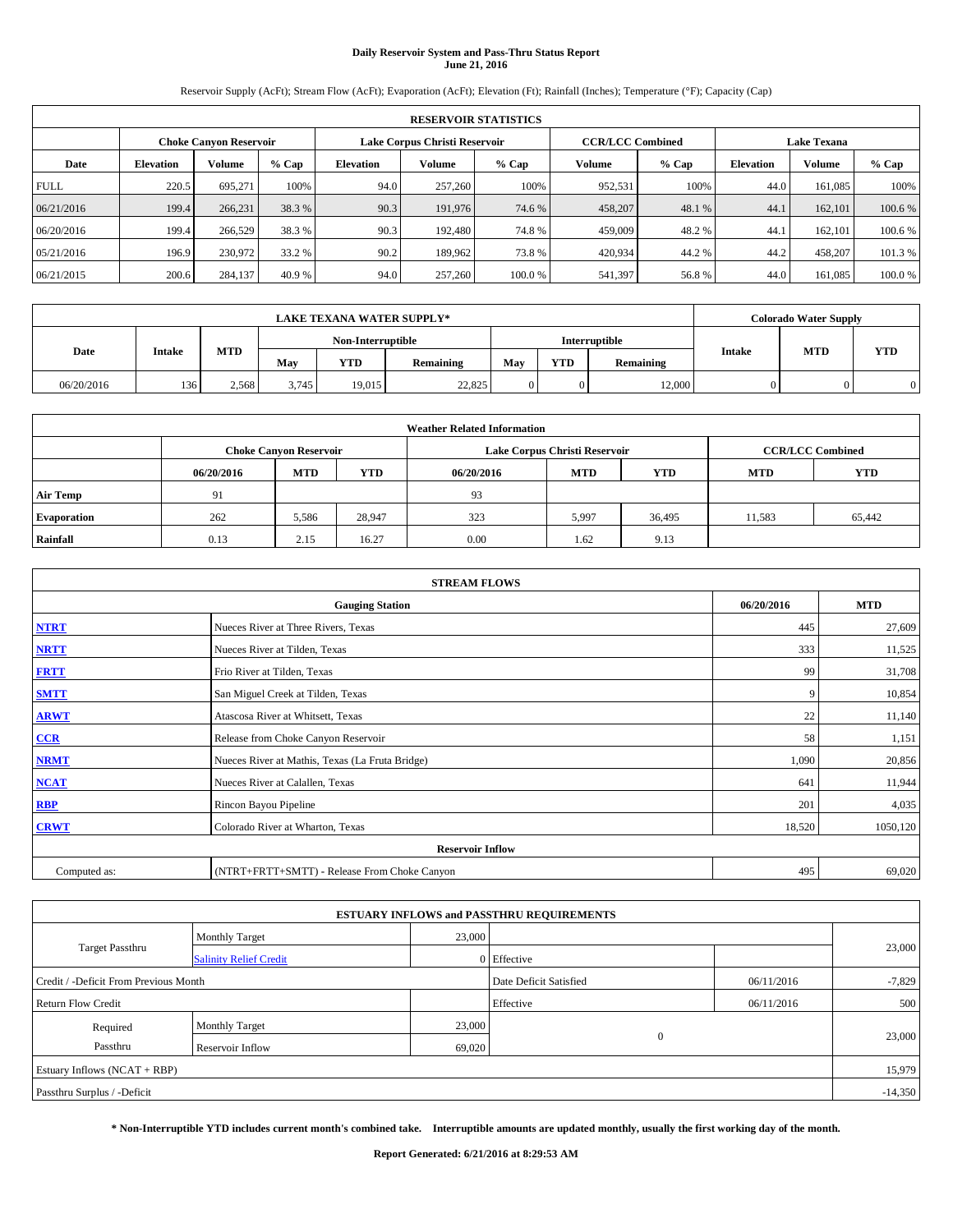# Daily Reservoir System and Pass-Thru Status Report
## June 21, 2016

Reservoir Supply (AcFt); Stream Flow (AcFt); Evaporation (AcFt); Elevation (Ft); Rainfall (Inches); Temperature (°F); Capacity (Cap)

| RESERVOIR STATISTICS | | | | | | | | | | | |
|---|---|---|---|---|---|---|---|---|---|---|---|
| | Choke Canyon Reservoir | | | Lake Corpus Christi Reservoir | | | CCR/LCC Combined | | Lake Texana | | |
| Date | Elevation | Volume | % Cap | Elevation | Volume | % Cap | Volume | % Cap | Elevation | Volume | % Cap |
| FULL | 220.5 | 695,271 | 100% | 94.0 | 257,260 | 100% | 952,531 | 100% | 44.0 | 161,085 | 100% |
| 06/21/2016 | 199.4 | 266,231 | 38.3 % | 90.3 | 191,976 | 74.6 % | 458,207 | 48.1 % | 44.1 | 162,101 | 100.6 % |
| 06/20/2016 | 199.4 | 266,529 | 38.3 % | 90.3 | 192,480 | 74.8 % | 459,009 | 48.2 % | 44.1 | 162,101 | 100.6 % |
| 05/21/2016 | 196.9 | 230,972 | 33.2 % | 90.2 | 189,962 | 73.8 % | 420,934 | 44.2 % | 44.2 | 458,207 | 101.3 % |
| 06/21/2015 | 200.6 | 284,137 | 40.9 % | 94.0 | 257,260 | 100.0 % | 541,397 | 56.8 % | 44.0 | 161,085 | 100.0 % |

| LAKE TEXANA WATER SUPPLY* | | | | | | | | | Colorado Water Supply | | |
|---|---|---|---|---|---|---|---|---|---|---|---|
| Date | Intake | MTD | Non-Interruptible | | | Interruptible | | | Intake | MTD | YTD |
| | | | May | YTD | Remaining | May | YTD | Remaining | | | |
| 06/20/2016 | 136 | 2,568 | 3,745 | 19,015 | 22,825 | 0 | 0 | 12,000 | 0 | 0 | 0 |

| Weather Related Information | | | | | | | | |
|---|---|---|---|---|---|---|---|---|
| | Choke Canyon Reservoir | | | Lake Corpus Christi Reservoir | | | CCR/LCC Combined | |
| | 06/20/2016 | MTD | YTD | 06/20/2016 | MTD | YTD | MTD | YTD |
| Air Temp | 91 | | | 93 | | | | |
| Evaporation | 262 | 5,586 | 28,947 | 323 | 5,997 | 36,495 | 11,583 | 65,442 |
| Rainfall | 0.13 | 2.15 | 16.27 | 0.00 | 1.62 | 9.13 | | |

| STREAM FLOWS | | | |
|---|---|---|---|
| | Gauging Station | 06/20/2016 | MTD |
| NTRT | Nueces River at Three Rivers, Texas | 445 | 27,609 |
| NRTT | Nueces River at Tilden, Texas | 333 | 11,525 |
| FRTT | Frio River at Tilden, Texas | 99 | 31,708 |
| SMTT | San Miguel Creek at Tilden, Texas | 9 | 10,854 |
| ARWT | Atascosa River at Whitsett, Texas | 22 | 11,140 |
| CCR | Release from Choke Canyon Reservoir | 58 | 1,151 |
| NRMT | Nueces River at Mathis, Texas (La Fruta Bridge) | 1,090 | 20,856 |
| NCAT | Nueces River at Calallen, Texas | 641 | 11,944 |
| RBP | Rincon Bayou Pipeline | 201 | 4,035 |
| CRWT | Colorado River at Wharton, Texas | 18,520 | 1050,120 |
| **Reservoir Inflow** | | | |
| Computed as: | (NTRT+FRTT+SMTT) - Release From Choke Canyon | 495 | 69,020 |

| ESTUARY INFLOWS and PASSTHRU REQUIREMENTS | | | | | |
|---|---|---|---|---|---|
| Target Passthru | Monthly Target | 23,000 | | | 23,000 |
| | Salinity Relief Credit | 0 | Effective | | |
| Credit / -Deficit From Previous Month | | | Date Deficit Satisfied | 06/11/2016 | -7,829 |
| Return Flow Credit | | | Effective | 06/11/2016 | 500 |
| Required Passthru | Monthly Target | 23,000 | 0 | | 23,000 |
| | Reservoir Inflow | 69,020 | | | |
| Estuary Inflows (NCAT + RBP) | | | | | 15,979 |
| Passthru Surplus / -Deficit | | | | | -14,350 |

**\* Non-Interruptible YTD includes current month's combined take. Interruptible amounts are updated monthly, usually the first working day of the month.**

**Report Generated: 6/21/2016 at 8:29:53 AM**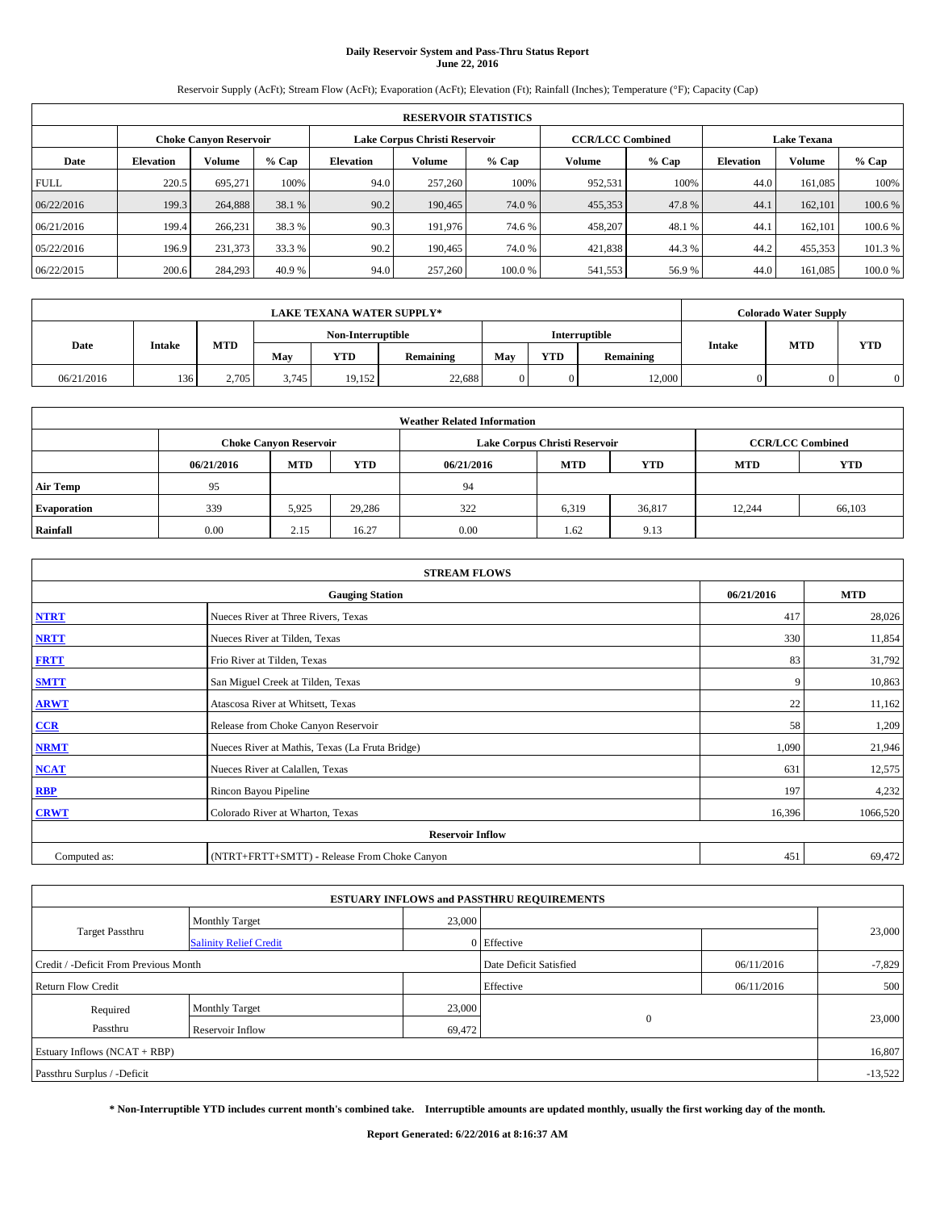# Daily Reservoir System and Pass-Thru Status Report
## June 22, 2016

Reservoir Supply (AcFt); Stream Flow (AcFt); Evaporation (AcFt); Elevation (Ft); Rainfall (Inches); Temperature (°F); Capacity (Cap)

| RESERVOIR STATISTICS | | | | | | | | | | | |
|---|---|---|---|---|---|---|---|---|---|---|---|
| | Choke Canyon Reservoir | | | Lake Corpus Christi Reservoir | | | CCR/LCC Combined | | Lake Texana | | |
| Date | Elevation | Volume | % Cap | Elevation | Volume | % Cap | Volume | % Cap | Elevation | Volume | % Cap |
| FULL | 220.5 | 695,271 | 100% | 94.0 | 257,260 | 100% | 952,531 | 100% | 44.0 | 161,085 | 100% |
| 06/22/2016 | 199.3 | 264,888 | 38.1 % | 90.2 | 190,465 | 74.0 % | 455,353 | 47.8 % | 44.1 | 162,101 | 100.6 % |
| 06/21/2016 | 199.4 | 266,231 | 38.3 % | 90.3 | 191,976 | 74.6 % | 458,207 | 48.1 % | 44.1 | 162,101 | 100.6 % |
| 05/22/2016 | 196.9 | 231,373 | 33.3 % | 90.2 | 190,465 | 74.0 % | 421,838 | 44.3 % | 44.2 | 455,353 | 101.3 % |
| 06/22/2015 | 200.6 | 284,293 | 40.9 % | 94.0 | 257,260 | 100.0 % | 541,553 | 56.9 % | 44.0 | 161,085 | 100.0 % |

| LAKE TEXANA WATER SUPPLY* | | | | | | | | | Colorado Water Supply | | |
|---|---|---|---|---|---|---|---|---|---|---|---|
| Date | Intake | MTD | Non-Interruptible | | | Interruptible | | | Intake | MTD | YTD |
| | | | May | YTD | Remaining | May | YTD | Remaining | | | |
| 06/21/2016 | 136 | 2,705 | 3,745 | 19,152 | 22,688 | 0 | 0 | 12,000 | 0 | 0 | 0 |

| Weather Related Information | | | | | | | | |
|---|---|---|---|---|---|---|---|---|
| | Choke Canyon Reservoir | | | Lake Corpus Christi Reservoir | | | CCR/LCC Combined | |
| | 06/21/2016 | MTD | YTD | 06/21/2016 | MTD | YTD | MTD | YTD |
| Air Temp | 95 | | | 94 | | | | |
| Evaporation | 339 | 5,925 | 29,286 | 322 | 6,319 | 36,817 | 12,244 | 66,103 |
| Rainfall | 0.00 | 2.15 | 16.27 | 0.00 | 1.62 | 9.13 | | |

| STREAM FLOWS | | | |
|---|---|---|---|
| Gauging Station | | 06/21/2016 | MTD |
| NTRT | Nueces River at Three Rivers, Texas | 417 | 28,026 |
| NRTT | Nueces River at Tilden, Texas | 330 | 11,854 |
| FRTT | Frio River at Tilden, Texas | 83 | 31,792 |
| SMTT | San Miguel Creek at Tilden, Texas | 9 | 10,863 |
| ARWT | Atascosa River at Whitsett, Texas | 22 | 11,162 |
| CCR | Release from Choke Canyon Reservoir | 58 | 1,209 |
| NRMT | Nueces River at Mathis, Texas (La Fruta Bridge) | 1,090 | 21,946 |
| NCAT | Nueces River at Calallen, Texas | 631 | 12,575 |
| RBP | Rincon Bayou Pipeline | 197 | 4,232 |
| CRWT | Colorado River at Wharton, Texas | 16,396 | 1066,520 |
| Reservoir Inflow | | | |
| Computed as: | (NTRT+FRTT+SMTT) - Release From Choke Canyon | 451 | 69,472 |

| ESTUARY INFLOWS and PASSTHRU REQUIREMENTS | | | | | |
|---|---|---|---|---|---|
| Target Passthru | Monthly Target | 23,000 | | | 23,000 |
| | Salinity Relief Credit | 0 | Effective | | |
| Credit / -Deficit From Previous Month | | | Date Deficit Satisfied | 06/11/2016 | -7,829 |
| Return Flow Credit | | | Effective | 06/11/2016 | 500 |
| Required Passthru | Monthly Target | 23,000 | 0 | | 23,000 |
| | Reservoir Inflow | 69,472 | | | |
| Estuary Inflows (NCAT + RBP) | | | | | 16,807 |
| Passthru Surplus / -Deficit | | | | | -13,522 |

**\* Non-Interruptible YTD includes current month's combined take. Interruptible amounts are updated monthly, usually the first working day of the month.**

**Report Generated: 6/22/2016 at 8:16:37 AM**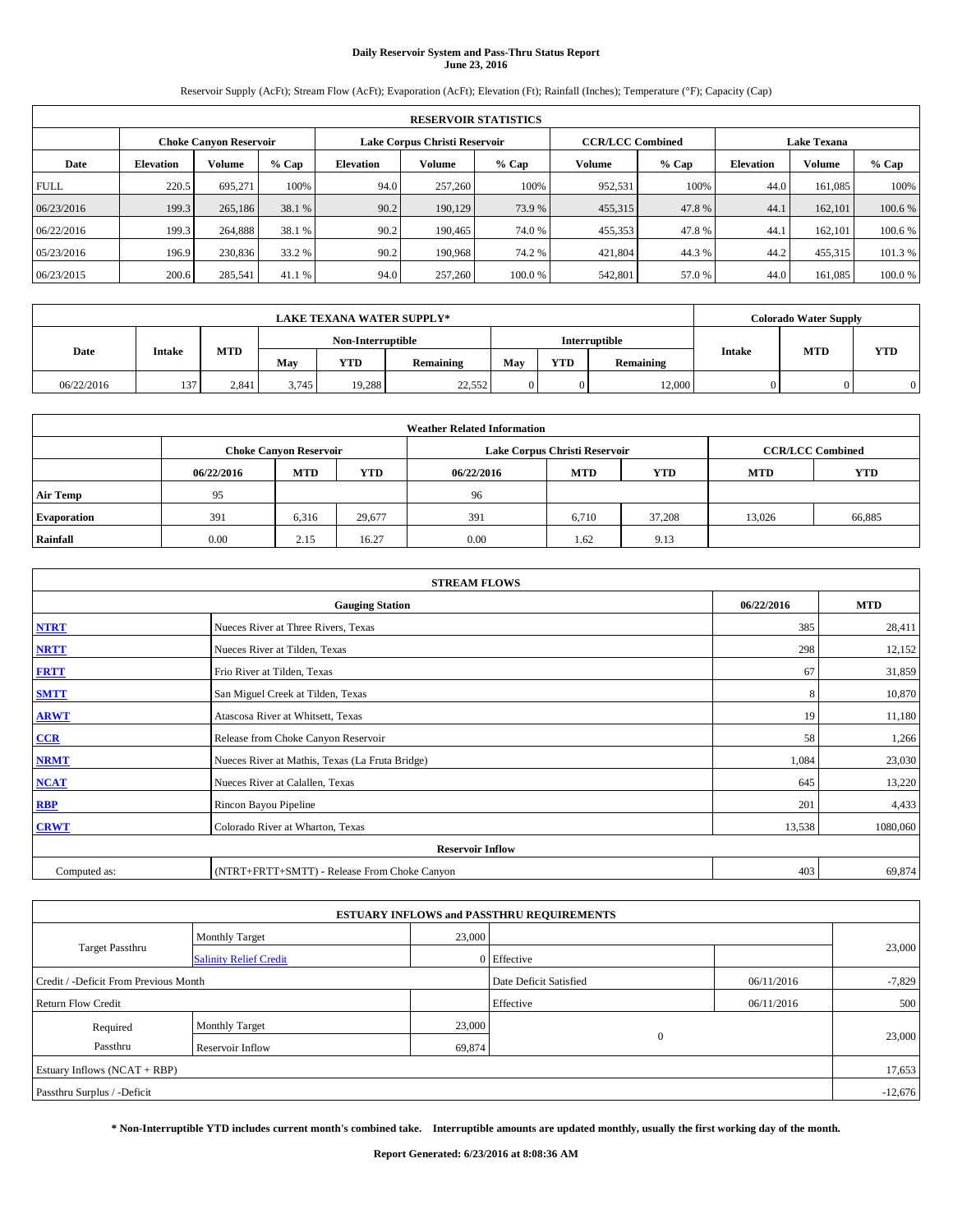# Daily Reservoir System and Pass-Thru Status Report
## June 23, 2016

Reservoir Supply (AcFt); Stream Flow (AcFt); Evaporation (AcFt); Elevation (Ft); Rainfall (Inches); Temperature (°F); Capacity (Cap)

| RESERVOIR STATISTICS | | | | | | | | | | | |
|---|---|---|---|---|---|---|---|---|---|---|---|
| | Choke Canyon Reservoir | | | Lake Corpus Christi Reservoir | | | CCR/LCC Combined | | Lake Texana | | |
| Date | Elevation | Volume | % Cap | Elevation | Volume | % Cap | Volume | % Cap | Elevation | Volume | % Cap |
| FULL | 220.5 | 695,271 | 100% | 94.0 | 257,260 | 100% | 952,531 | 100% | 44.0 | 161,085 | 100% |
| 06/23/2016 | 199.3 | 265,186 | 38.1 % | 90.2 | 190,129 | 73.9 % | 455,315 | 47.8 % | 44.1 | 162,101 | 100.6 % |
| 06/22/2016 | 199.3 | 264,888 | 38.1 % | 90.2 | 190,465 | 74.0 % | 455,353 | 47.8 % | 44.1 | 162,101 | 100.6 % |
| 05/23/2016 | 196.9 | 230,836 | 33.2 % | 90.2 | 190,968 | 74.2 % | 421,804 | 44.3 % | 44.2 | 455,315 | 101.3 % |
| 06/23/2015 | 200.6 | 285,541 | 41.1 % | 94.0 | 257,260 | 100.0 % | 542,801 | 57.0 % | 44.0 | 161,085 | 100.0 % |

| LAKE TEXANA WATER SUPPLY* | | | | | | | | | Colorado Water Supply | | |
|---|---|---|---|---|---|---|---|---|---|---|---|
| Date | Intake | MTD | Non-Interruptible | | | Interruptible | | | Intake | MTD | YTD |
| | | | May | YTD | Remaining | May | YTD | Remaining | | | |
| 06/22/2016 | 137 | 2,841 | 3,745 | 19,288 | 22,552 | 0 | 0 | 12,000 | 0 | 0 | 0 |

| Weather Related Information | | | | | | | | |
|---|---|---|---|---|---|---|---|---|
| | Choke Canyon Reservoir | | | Lake Corpus Christi Reservoir | | | CCR/LCC Combined | |
| | 06/22/2016 | MTD | YTD | 06/22/2016 | MTD | YTD | MTD | YTD |
| Air Temp | 95 | | | 96 | | | | |
| Evaporation | 391 | 6,316 | 29,677 | 391 | 6,710 | 37,208 | 13,026 | 66,885 |
| Rainfall | 0.00 | 2.15 | 16.27 | 0.00 | 1.62 | 9.13 | | |

| STREAM FLOWS | | | |
|---|---|---|---|
| | Gauging Station | 06/22/2016 | MTD |
| NTRT | Nueces River at Three Rivers, Texas | 385 | 28,411 |
| NRTT | Nueces River at Tilden, Texas | 298 | 12,152 |
| FRTT | Frio River at Tilden, Texas | 67 | 31,859 |
| SMTT | San Miguel Creek at Tilden, Texas | 8 | 10,870 |
| ARWT | Atascosa River at Whitsett, Texas | 19 | 11,180 |
| CCR | Release from Choke Canyon Reservoir | 58 | 1,266 |
| NRMT | Nueces River at Mathis, Texas (La Fruta Bridge) | 1,084 | 23,030 |
| NCAT | Nueces River at Calallen, Texas | 645 | 13,220 |
| RBP | Rincon Bayou Pipeline | 201 | 4,433 |
| CRWT | Colorado River at Wharton, Texas | 13,538 | 1080,060 |
| Reservoir Inflow | | | |
| Computed as: | (NTRT+FRTT+SMTT) - Release From Choke Canyon | 403 | 69,874 |

| ESTUARY INFLOWS and PASSTHRU REQUIREMENTS | | | | | |
|---|---|---|---|---|---|
| Target Passthru | Monthly Target | 23,000 | | | 23,000 |
| | Salinity Relief Credit | 0 | Effective | | |
| Credit / -Deficit From Previous Month | | | Date Deficit Satisfied | 06/11/2016 | -7,829 |
| Return Flow Credit | | | Effective | 06/11/2016 | 500 |
| Required Passthru | Monthly Target | 23,000 | 0 | | 23,000 |
| | Reservoir Inflow | 69,874 | | | |
| Estuary Inflows (NCAT + RBP) | | | | | 17,653 |
| Passthru Surplus / -Deficit | | | | | -12,676 |

**\* Non-Interruptible YTD includes current month's combined take. Interruptible amounts are updated monthly, usually the first working day of the month.**

**Report Generated: 6/23/2016 at 8:08:36 AM**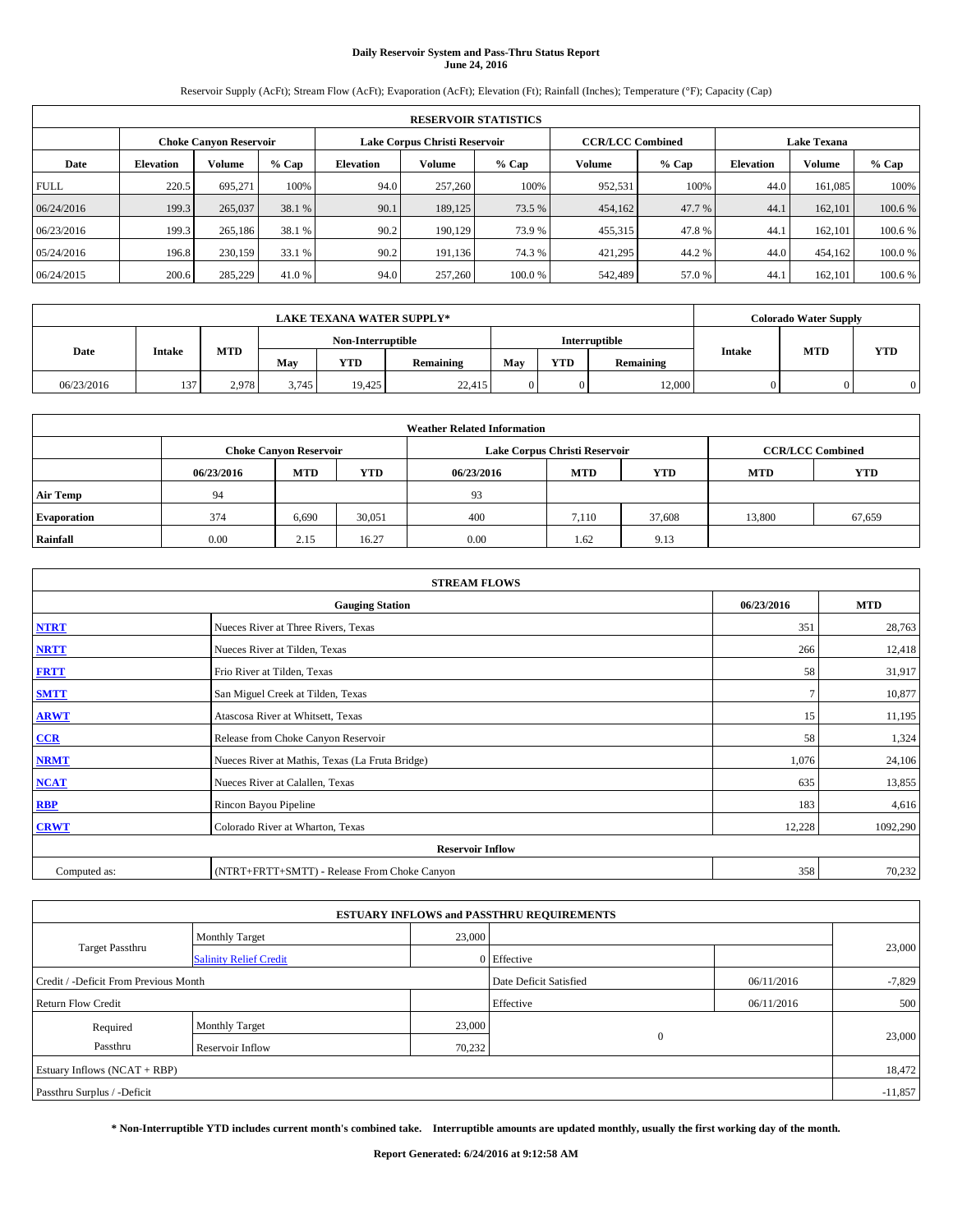# Daily Reservoir System and Pass-Thru Status Report
## June 24, 2016

Reservoir Supply (AcFt); Stream Flow (AcFt); Evaporation (AcFt); Elevation (Ft); Rainfall (Inches); Temperature (°F); Capacity (Cap)

| RESERVOIR STATISTICS | | | | | | | | | | | |
|---|---|---|---|---|---|---|---|---|---|---|---|
| | Choke Canyon Reservoir | | | Lake Corpus Christi Reservoir | | | CCR/LCC Combined | | Lake Texana | | |
| Date | Elevation | Volume | % Cap | Elevation | Volume | % Cap | Volume | % Cap | Elevation | Volume | % Cap |
| FULL | 220.5 | 695,271 | 100% | 94.0 | 257,260 | 100% | 952,531 | 100% | 44.0 | 161,085 | 100% |
| 06/24/2016 | 199.3 | 265,037 | 38.1 % | 90.1 | 189,125 | 73.5 % | 454,162 | 47.7 % | 44.1 | 162,101 | 100.6 % |
| 06/23/2016 | 199.3 | 265,186 | 38.1 % | 90.2 | 190,129 | 73.9 % | 455,315 | 47.8 % | 44.1 | 162,101 | 100.6 % |
| 05/24/2016 | 196.8 | 230,159 | 33.1 % | 90.2 | 191,136 | 74.3 % | 421,295 | 44.2 % | 44.0 | 454,162 | 100.0 % |
| 06/24/2015 | 200.6 | 285,229 | 41.0 % | 94.0 | 257,260 | 100.0 % | 542,489 | 57.0 % | 44.1 | 162,101 | 100.6 % |

| LAKE TEXANA WATER SUPPLY* | | | | | | | | | Colorado Water Supply | | |
|---|---|---|---|---|---|---|---|---|---|---|---|
| Date | Intake | MTD | Non-Interruptible | | | Interruptible | | | Intake | MTD | YTD |
| | | | May | YTD | Remaining | May | YTD | Remaining | | | |
| 06/23/2016 | 137 | 2,978 | 3,745 | 19,425 | 22,415 | 0 | 0 | 12,000 | 0 | 0 | 0 |

| Weather Related Information | | | | | | | | |
|---|---|---|---|---|---|---|---|---|
| | Choke Canyon Reservoir | | | Lake Corpus Christi Reservoir | | | CCR/LCC Combined | |
| | 06/23/2016 | MTD | YTD | 06/23/2016 | MTD | YTD | MTD | YTD |
| Air Temp | 94 | | | 93 | | | | |
| Evaporation | 374 | 6,690 | 30,051 | 400 | 7,110 | 37,608 | 13,800 | 67,659 |
| Rainfall | 0.00 | 2.15 | 16.27 | 0.00 | 1.62 | 9.13 | | |

| STREAM FLOWS | | | |
|---|---|---|---|
| | Gauging Station | 06/23/2016 | MTD |
| NTRT | Nueces River at Three Rivers, Texas | 351 | 28,763 |
| NRTT | Nueces River at Tilden, Texas | 266 | 12,418 |
| FRTT | Frio River at Tilden, Texas | 58 | 31,917 |
| SMTT | San Miguel Creek at Tilden, Texas | 7 | 10,877 |
| ARWT | Atascosa River at Whitsett, Texas | 15 | 11,195 |
| CCR | Release from Choke Canyon Reservoir | 58 | 1,324 |
| NRMT | Nueces River at Mathis, Texas (La Fruta Bridge) | 1,076 | 24,106 |
| NCAT | Nueces River at Calallen, Texas | 635 | 13,855 |
| RBP | Rincon Bayou Pipeline | 183 | 4,616 |
| CRWT | Colorado River at Wharton, Texas | 12,228 | 1092,290 |
| Reservoir Inflow | | | |
| Computed as: | (NTRT+FRTT+SMTT) - Release From Choke Canyon | 358 | 70,232 |

| ESTUARY INFLOWS and PASSTHRU REQUIREMENTS | | | | | |
|---|---|---|---|---|---|
| Target Passthru | Monthly Target | 23,000 | | | 23,000 |
| | Salinity Relief Credit | 0 | Effective | | |
| Credit / -Deficit From Previous Month | | | Date Deficit Satisfied | 06/11/2016 | -7,829 |
| Return Flow Credit | | | Effective | 06/11/2016 | 500 |
| Required Passthru | Monthly Target | 23,000 | 0 | | 23,000 |
| | Reservoir Inflow | 70,232 | | | |
| Estuary Inflows (NCAT + RBP) | | | | | 18,472 |
| Passthru Surplus / -Deficit | | | | | -11,857 |

**\* Non-Interruptible YTD includes current month's combined take. Interruptible amounts are updated monthly, usually the first working day of the month.**

**Report Generated: 6/24/2016 at 9:12:58 AM**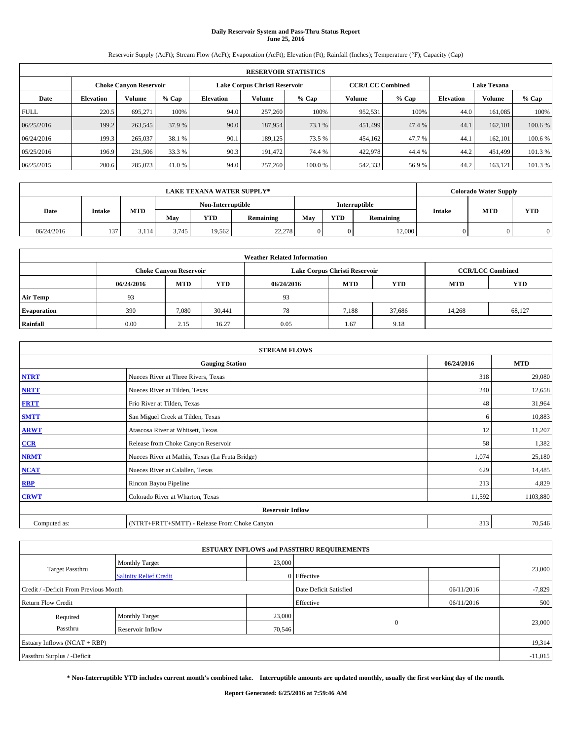# Daily Reservoir System and Pass-Thru Status Report
## June 25, 2016

Reservoir Supply (AcFt); Stream Flow (AcFt); Evaporation (AcFt); Elevation (Ft); Rainfall (Inches); Temperature (°F); Capacity (Cap)

| RESERVOIR STATISTICS | | | | | | | | | | | |
|---|---|---|---|---|---|---|---|---|---|---|---|
| | Choke Canyon Reservoir | | | Lake Corpus Christi Reservoir | | | CCR/LCC Combined | | Lake Texana | | |
| Date | Elevation | Volume | % Cap | Elevation | Volume | % Cap | Volume | % Cap | Elevation | Volume | % Cap |
| FULL | 220.5 | 695,271 | 100% | 94.0 | 257,260 | 100% | 952,531 | 100% | 44.0 | 161,085 | 100% |
| 06/25/2016 | 199.2 | 263,545 | 37.9 % | 90.0 | 187,954 | 73.1 % | 451,499 | 47.4 % | 44.1 | 162,101 | 100.6 % |
| 06/24/2016 | 199.3 | 265,037 | 38.1 % | 90.1 | 189,125 | 73.5 % | 454,162 | 47.7 % | 44.1 | 162,101 | 100.6 % |
| 05/25/2016 | 196.9 | 231,506 | 33.3 % | 90.3 | 191,472 | 74.4 % | 422,978 | 44.4 % | 44.2 | 451,499 | 101.3 % |
| 06/25/2015 | 200.6 | 285,073 | 41.0 % | 94.0 | 257,260 | 100.0 % | 542,333 | 56.9 % | 44.2 | 163,121 | 101.3 % |

| LAKE TEXANA WATER SUPPLY* | | | | | | | | | Colorado Water Supply | | |
|---|---|---|---|---|---|---|---|---|---|---|---|
| Date | Intake | MTD | Non-Interruptible | | | Interruptible | | | Intake | MTD | YTD |
| | | | May | YTD | Remaining | May | YTD | Remaining | | | |
| 06/24/2016 | 137 | 3,114 | 3,745 | 19,562 | 22,278 | 0 | 0 | 12,000 | 0 | 0 | 0 |

| Weather Related Information | | | | | | | | |
|---|---|---|---|---|---|---|---|---|
| | Choke Canyon Reservoir | | | Lake Corpus Christi Reservoir | | | CCR/LCC Combined | |
| | 06/24/2016 | MTD | YTD | 06/24/2016 | MTD | YTD | MTD | YTD |
| Air Temp | 93 | | | 93 | | | | |
| Evaporation | 390 | 7,080 | 30,441 | 78 | 7,188 | 37,686 | 14,268 | 68,127 |
| Rainfall | 0.00 | 2.15 | 16.27 | 0.05 | 1.67 | 9.18 | | |

| STREAM FLOWS | | | |
|---|---|---|---|
| Gauging Station | | 06/24/2016 | MTD |
| NTRT | Nueces River at Three Rivers, Texas | 318 | 29,080 |
| NRTT | Nueces River at Tilden, Texas | 240 | 12,658 |
| FRTT | Frio River at Tilden, Texas | 48 | 31,964 |
| SMTT | San Miguel Creek at Tilden, Texas | 6 | 10,883 |
| ARWT | Atascosa River at Whitsett, Texas | 12 | 11,207 |
| CCR | Release from Choke Canyon Reservoir | 58 | 1,382 |
| NRMT | Nueces River at Mathis, Texas (La Fruta Bridge) | 1,074 | 25,180 |
| NCAT | Nueces River at Calallen, Texas | 629 | 14,485 |
| RBP | Rincon Bayou Pipeline | 213 | 4,829 |
| CRWT | Colorado River at Wharton, Texas | 11,592 | 1103,880 |
| Reservoir Inflow | | | |
| Computed as: | (NTRT+FRTT+SMTT) - Release From Choke Canyon | 313 | 70,546 |

| ESTUARY INFLOWS and PASSTHRU REQUIREMENTS | | | | | |
|---|---|---|---|---|---|
| Target Passthru | Monthly Target | 23,000 | | | 23,000 |
| | Salinity Relief Credit | 0 | Effective | | |
| Credit / -Deficit From Previous Month | | | Date Deficit Satisfied | 06/11/2016 | -7,829 |
| Return Flow Credit | | | Effective | 06/11/2016 | 500 |
| Required Passthru | Monthly Target | 23,000 | 0 | | 23,000 |
| | Reservoir Inflow | 70,546 | | | |
| Estuary Inflows (NCAT + RBP) | | | | | 19,314 |
| Passthru Surplus / -Deficit | | | | | -11,015 |

**\* Non-Interruptible YTD includes current month's combined take. Interruptible amounts are updated monthly, usually the first working day of the month.**

**Report Generated: 6/25/2016 at 7:59:46 AM**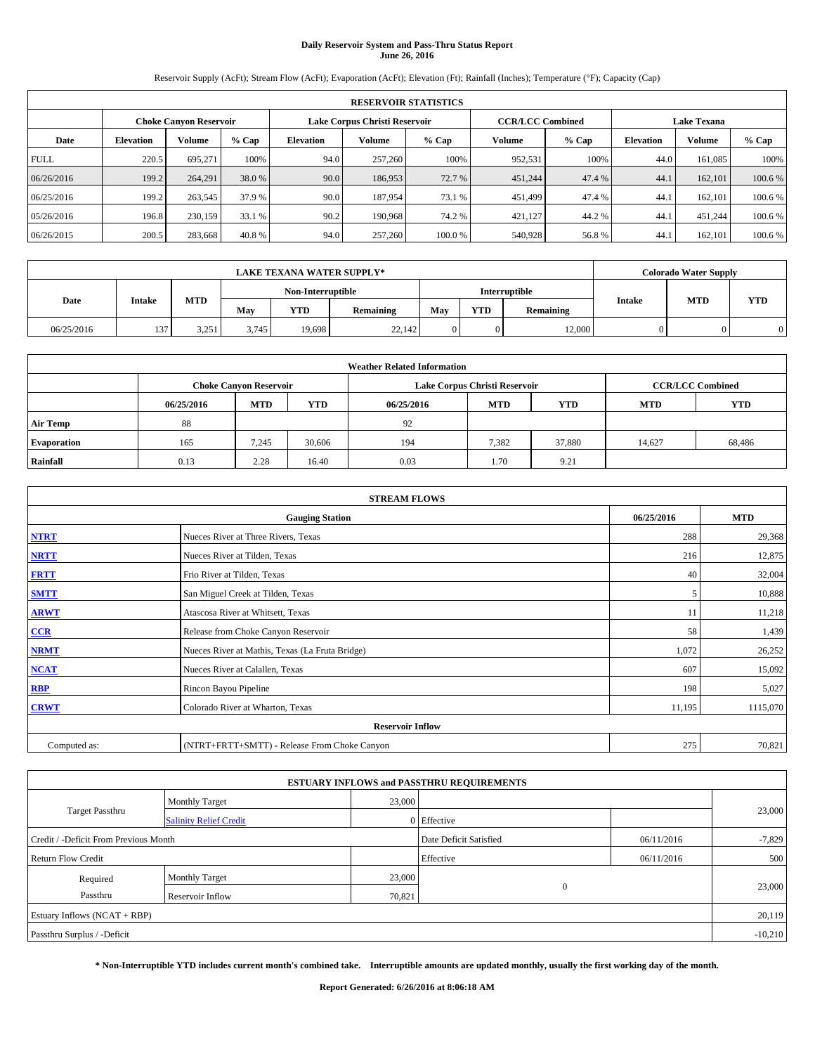# Daily Reservoir System and Pass-Thru Status Report
## June 26, 2016

Reservoir Supply (AcFt); Stream Flow (AcFt); Evaporation (AcFt); Elevation (Ft); Rainfall (Inches); Temperature (°F); Capacity (Cap)

| RESERVOIR STATISTICS | | | | | | | | | | | |
|---|---|---|---|---|---|---|---|---|---|---|---|
| | Choke Canyon Reservoir | | | Lake Corpus Christi Reservoir | | | CCR/LCC Combined | | Lake Texana | | |
| Date | Elevation | Volume | % Cap | Elevation | Volume | % Cap | Volume | % Cap | Elevation | Volume | % Cap |
| FULL | 220.5 | 695,271 | 100% | 94.0 | 257,260 | 100% | 952,531 | 100% | 44.0 | 161,085 | 100% |
| 06/26/2016 | 199.2 | 264,291 | 38.0 % | 90.0 | 186,953 | 72.7 % | 451,244 | 47.4 % | 44.1 | 162,101 | 100.6 % |
| 06/25/2016 | 199.2 | 263,545 | 37.9 % | 90.0 | 187,954 | 73.1 % | 451,499 | 47.4 % | 44.1 | 162,101 | 100.6 % |
| 05/26/2016 | 196.8 | 230,159 | 33.1 % | 90.2 | 190,968 | 74.2 % | 421,127 | 44.2 % | 44.1 | 451,244 | 100.6 % |
| 06/26/2015 | 200.5 | 283,668 | 40.8 % | 94.0 | 257,260 | 100.0 % | 540,928 | 56.8 % | 44.1 | 162,101 | 100.6 % |

| LAKE TEXANA WATER SUPPLY* | | | | | | | | | Colorado Water Supply | | |
|---|---|---|---|---|---|---|---|---|---|---|---|
| Date | Intake | MTD | Non-Interruptible | | | Interruptible | | | Intake | MTD | YTD |
| | | | May | YTD | Remaining | May | YTD | Remaining | | | |
| 06/25/2016 | 137 | 3,251 | 3,745 | 19,698 | 22,142 | 0 | 0 | 12,000 | 0 | 0 | 0 |

| Weather Related Information | | | | | | | | |
|---|---|---|---|---|---|---|---|---|
| | Choke Canyon Reservoir | | | Lake Corpus Christi Reservoir | | | CCR/LCC Combined | |
| | 06/25/2016 | MTD | YTD | 06/25/2016 | MTD | YTD | MTD | YTD |
| Air Temp | 88 | | | 92 | | | | |
| Evaporation | 165 | 7,245 | 30,606 | 194 | 7,382 | 37,880 | 14,627 | 68,486 |
| Rainfall | 0.13 | 2.28 | 16.40 | 0.03 | 1.70 | 9.21 | | |

| STREAM FLOWS | | | |
|---|---|---|---|
| Gauging Station | | 06/25/2016 | MTD |
| NTRT | Nueces River at Three Rivers, Texas | 288 | 29,368 |
| NRTT | Nueces River at Tilden, Texas | 216 | 12,875 |
| FRTT | Frio River at Tilden, Texas | 40 | 32,004 |
| SMTT | San Miguel Creek at Tilden, Texas | 5 | 10,888 |
| ARWT | Atascosa River at Whitsett, Texas | 11 | 11,218 |
| CCR | Release from Choke Canyon Reservoir | 58 | 1,439 |
| NRMT | Nueces River at Mathis, Texas (La Fruta Bridge) | 1,072 | 26,252 |
| NCAT | Nueces River at Calallen, Texas | 607 | 15,092 |
| RBP | Rincon Bayou Pipeline | 198 | 5,027 |
| CRWT | Colorado River at Wharton, Texas | 11,195 | 1115,070 |
| Reservoir Inflow | | | |
| Computed as: | (NTRT+FRTT+SMTT) - Release From Choke Canyon | 275 | 70,821 |

| ESTUARY INFLOWS and PASSTHRU REQUIREMENTS | | | | | |
|---|---|---|---|---|---|
| Target Passthru | Monthly Target | 23,000 | | | 23,000 |
| | Salinity Relief Credit | 0 | Effective | | |
| Credit / -Deficit From Previous Month | | | Date Deficit Satisfied | 06/11/2016 | -7,829 |
| Return Flow Credit | | | Effective | 06/11/2016 | 500 |
| Required Passthru | Monthly Target | 23,000 | 0 | | 23,000 |
| | Reservoir Inflow | 70,821 | | | |
| Estuary Inflows (NCAT + RBP) | | | | | 20,119 |
| Passthru Surplus / -Deficit | | | | | -10,210 |

**\* Non-Interruptible YTD includes current month's combined take. Interruptible amounts are updated monthly, usually the first working day of the month.**

**Report Generated: 6/26/2016 at 8:06:18 AM**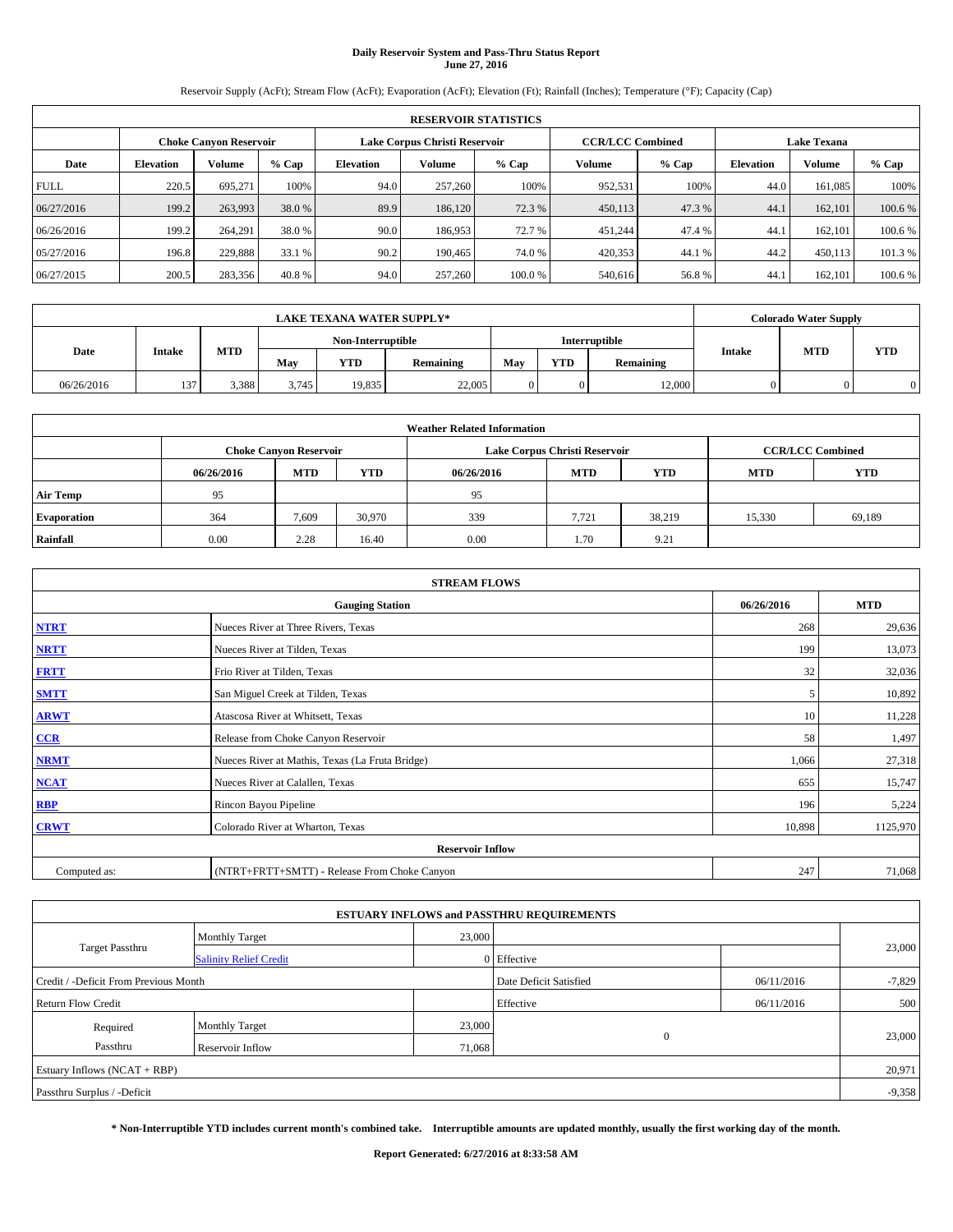# Daily Reservoir System and Pass-Thru Status Report
## June 27, 2016

Reservoir Supply (AcFt); Stream Flow (AcFt); Evaporation (AcFt); Elevation (Ft); Rainfall (Inches); Temperature (°F); Capacity (Cap)

| RESERVOIR STATISTICS | | | | | | | | | | | |
|---|---|---|---|---|---|---|---|---|---|---|---|
| | Choke Canyon Reservoir | | | Lake Corpus Christi Reservoir | | | CCR/LCC Combined | | Lake Texana | | |
| Date | Elevation | Volume | % Cap | Elevation | Volume | % Cap | Volume | % Cap | Elevation | Volume | % Cap |
| FULL | 220.5 | 695,271 | 100% | 94.0 | 257,260 | 100% | 952,531 | 100% | 44.0 | 161,085 | 100% |
| 06/27/2016 | 199.2 | 263,993 | 38.0 % | 89.9 | 186,120 | 72.3 % | 450,113 | 47.3 % | 44.1 | 162,101 | 100.6 % |
| 06/26/2016 | 199.2 | 264,291 | 38.0 % | 90.0 | 186,953 | 72.7 % | 451,244 | 47.4 % | 44.1 | 162,101 | 100.6 % |
| 05/27/2016 | 196.8 | 229,888 | 33.1 % | 90.2 | 190,465 | 74.0 % | 420,353 | 44.1 % | 44.2 | 450,113 | 101.3 % |
| 06/27/2015 | 200.5 | 283,356 | 40.8 % | 94.0 | 257,260 | 100.0 % | 540,616 | 56.8 % | 44.1 | 162,101 | 100.6 % |

| LAKE TEXANA WATER SUPPLY* | | | | | | | | | Colorado Water Supply | | |
|---|---|---|---|---|---|---|---|---|---|---|---|
| Date | Intake | MTD | Non-Interruptible | | | Interruptible | | | Intake | MTD | YTD |
| | | | May | YTD | Remaining | May | YTD | Remaining | | | |
| 06/26/2016 | 137 | 3,388 | 3,745 | 19,835 | 22,005 | 0 | 0 | 12,000 | 0 | 0 | 0 |

| Weather Related Information | | | | | | | | |
|---|---|---|---|---|---|---|---|---|
| | Choke Canyon Reservoir | | | Lake Corpus Christi Reservoir | | | CCR/LCC Combined | |
| | 06/26/2016 | MTD | YTD | 06/26/2016 | MTD | YTD | MTD | YTD |
| Air Temp | 95 | | | 95 | | | | |
| Evaporation | 364 | 7,609 | 30,970 | 339 | 7,721 | 38,219 | 15,330 | 69,189 |
| Rainfall | 0.00 | 2.28 | 16.40 | 0.00 | 1.70 | 9.21 | | |

| STREAM FLOWS | | | |
|---|---|---|---|
| | Gauging Station | 06/26/2016 | MTD |
| NTRT | Nueces River at Three Rivers, Texas | 268 | 29,636 |
| NRTT | Nueces River at Tilden, Texas | 199 | 13,073 |
| FRTT | Frio River at Tilden, Texas | 32 | 32,036 |
| SMTT | San Miguel Creek at Tilden, Texas | 5 | 10,892 |
| ARWT | Atascosa River at Whitsett, Texas | 10 | 11,228 |
| CCR | Release from Choke Canyon Reservoir | 58 | 1,497 |
| NRMT | Nueces River at Mathis, Texas (La Fruta Bridge) | 1,066 | 27,318 |
| NCAT | Nueces River at Calallen, Texas | 655 | 15,747 |
| RBP | Rincon Bayou Pipeline | 196 | 5,224 |
| CRWT | Colorado River at Wharton, Texas | 10,898 | 1125,970 |
| Reservoir Inflow | | | |
| Computed as: | (NTRT+FRTT+SMTT) - Release From Choke Canyon | 247 | 71,068 |

| ESTUARY INFLOWS and PASSTHRU REQUIREMENTS | | | | | |
|---|---|---|---|---|---|
| Target Passthru | Monthly Target | 23,000 | | | 23,000 |
| | Salinity Relief Credit | 0 | Effective | | |
| Credit / -Deficit From Previous Month | | | Date Deficit Satisfied | 06/11/2016 | -7,829 |
| Return Flow Credit | | | Effective | 06/11/2016 | 500 |
| Required Passthru | Monthly Target | 23,000 | 0 | | 23,000 |
| | Reservoir Inflow | 71,068 | | | |
| Estuary Inflows (NCAT + RBP) | | | | | 20,971 |
| Passthru Surplus / -Deficit | | | | | -9,358 |

**\* Non-Interruptible YTD includes current month's combined take. Interruptible amounts are updated monthly, usually the first working day of the month.**

**Report Generated: 6/27/2016 at 8:33:58 AM**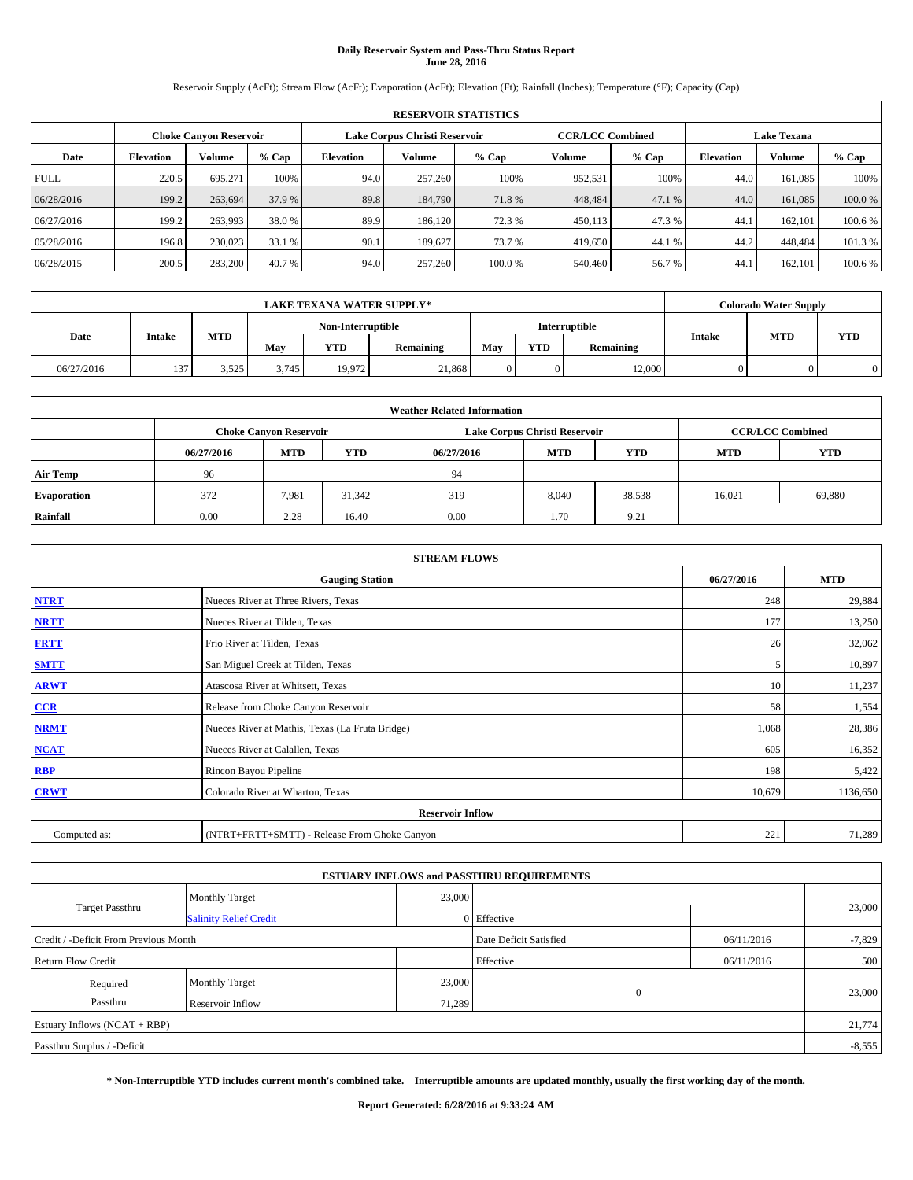# Daily Reservoir System and Pass-Thru Status Report
## June 28, 2016

Reservoir Supply (AcFt); Stream Flow (AcFt); Evaporation (AcFt); Elevation (Ft); Rainfall (Inches); Temperature (°F); Capacity (Cap)

| RESERVOIR STATISTICS | | | | | | | | | | | |
|---|---|---|---|---|---|---|---|---|---|---|---|
| | Choke Canyon Reservoir | | | Lake Corpus Christi Reservoir | | | CCR/LCC Combined | | Lake Texana | | |
| Date | Elevation | Volume | % Cap | Elevation | Volume | % Cap | Volume | % Cap | Elevation | Volume | % Cap |
| FULL | 220.5 | 695,271 | 100% | 94.0 | 257,260 | 100% | 952,531 | 100% | 44.0 | 161,085 | 100% |
| 06/28/2016 | 199.2 | 263,694 | 37.9 % | 89.8 | 184,790 | 71.8 % | 448,484 | 47.1 % | 44.0 | 161,085 | 100.0 % |
| 06/27/2016 | 199.2 | 263,993 | 38.0 % | 89.9 | 186,120 | 72.3 % | 450,113 | 47.3 % | 44.1 | 162,101 | 100.6 % |
| 05/28/2016 | 196.8 | 230,023 | 33.1 % | 90.1 | 189,627 | 73.7 % | 419,650 | 44.1 % | 44.2 | 448,484 | 101.3 % |
| 06/28/2015 | 200.5 | 283,200 | 40.7 % | 94.0 | 257,260 | 100.0 % | 540,460 | 56.7 % | 44.1 | 162,101 | 100.6 % |

| LAKE TEXANA WATER SUPPLY* | | | | | | | | | Colorado Water Supply | | |
|---|---|---|---|---|---|---|---|---|---|---|---|
| Date | Intake | MTD | Non-Interruptible | | | Interruptible | | | Intake | MTD | YTD |
| | | | May | YTD | Remaining | May | YTD | Remaining | | | |
| 06/27/2016 | 137 | 3,525 | 3,745 | 19,972 | 21,868 | 0 | 0 | 12,000 | 0 | 0 | 0 |

| Weather Related Information | | | | | | | | |
|---|---|---|---|---|---|---|---|---|
| | Choke Canyon Reservoir | | | Lake Corpus Christi Reservoir | | | CCR/LCC Combined | |
| | 06/27/2016 | MTD | YTD | 06/27/2016 | MTD | YTD | MTD | YTD |
| Air Temp | 96 | | | 94 | | | | |
| Evaporation | 372 | 7,981 | 31,342 | 319 | 8,040 | 38,538 | 16,021 | 69,880 |
| Rainfall | 0.00 | 2.28 | 16.40 | 0.00 | 1.70 | 9.21 | | |

| STREAM FLOWS | | | |
|---|---|---|---|
| | Gauging Station | 06/27/2016 | MTD |
| NTRT | Nueces River at Three Rivers, Texas | 248 | 29,884 |
| NRTT | Nueces River at Tilden, Texas | 177 | 13,250 |
| FRTT | Frio River at Tilden, Texas | 26 | 32,062 |
| SMTT | San Miguel Creek at Tilden, Texas | 5 | 10,897 |
| ARWT | Atascosa River at Whitsett, Texas | 10 | 11,237 |
| CCR | Release from Choke Canyon Reservoir | 58 | 1,554 |
| NRMT | Nueces River at Mathis, Texas (La Fruta Bridge) | 1,068 | 28,386 |
| NCAT | Nueces River at Calallen, Texas | 605 | 16,352 |
| RBP | Rincon Bayou Pipeline | 198 | 5,422 |
| CRWT | Colorado River at Wharton, Texas | 10,679 | 1136,650 |
| Reservoir Inflow | | | |
| Computed as: | (NTRT+FRTT+SMTT) - Release From Choke Canyon | 221 | 71,289 |

| ESTUARY INFLOWS and PASSTHRU REQUIREMENTS | | | | | |
|---|---|---|---|---|---|
| Target Passthru | Monthly Target | 23,000 | | | 23,000 |
| | Salinity Relief Credit | 0 | Effective | | |
| Credit / -Deficit From Previous Month | | | Date Deficit Satisfied | 06/11/2016 | -7,829 |
| Return Flow Credit | | | Effective | 06/11/2016 | 500 |
| Required Passthru | Monthly Target | 23,000 | 0 | | 23,000 |
| | Reservoir Inflow | 71,289 | | | |
| Estuary Inflows (NCAT + RBP) | | | | | 21,774 |
| Passthru Surplus / -Deficit | | | | | -8,555 |

**\* Non-Interruptible YTD includes current month's combined take. Interruptible amounts are updated monthly, usually the first working day of the month.**

**Report Generated: 6/28/2016 at 9:33:24 AM**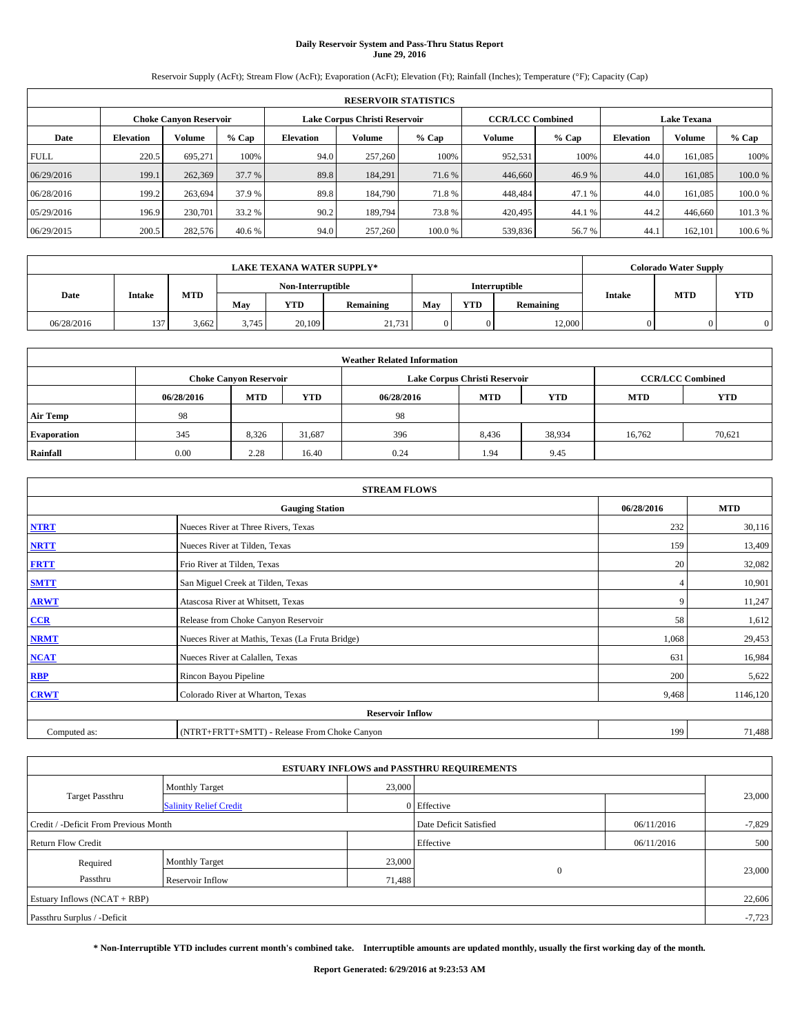# Daily Reservoir System and Pass-Thru Status Report
## June 29, 2016

Reservoir Supply (AcFt); Stream Flow (AcFt); Evaporation (AcFt); Elevation (Ft); Rainfall (Inches); Temperature (°F); Capacity (Cap)

| RESERVOIR STATISTICS | | | | | | | | | | | |
|---|---|---|---|---|---|---|---|---|---|---|---|
| | Choke Canyon Reservoir | | | Lake Corpus Christi Reservoir | | | CCR/LCC Combined | | Lake Texana | | |
| Date | Elevation | Volume | % Cap | Elevation | Volume | % Cap | Volume | % Cap | Elevation | Volume | % Cap |
| FULL | 220.5 | 695,271 | 100% | 94.0 | 257,260 | 100% | 952,531 | 100% | 44.0 | 161,085 | 100% |
| 06/29/2016 | 199.1 | 262,369 | 37.7 % | 89.8 | 184,291 | 71.6 % | 446,660 | 46.9 % | 44.0 | 161,085 | 100.0 % |
| 06/28/2016 | 199.2 | 263,694 | 37.9 % | 89.8 | 184,790 | 71.8 % | 448,484 | 47.1 % | 44.0 | 161,085 | 100.0 % |
| 05/29/2016 | 196.9 | 230,701 | 33.2 % | 90.2 | 189,794 | 73.8 % | 420,495 | 44.1 % | 44.2 | 446,660 | 101.3 % |
| 06/29/2015 | 200.5 | 282,576 | 40.6 % | 94.0 | 257,260 | 100.0 % | 539,836 | 56.7 % | 44.1 | 162,101 | 100.6 % |

| LAKE TEXANA WATER SUPPLY* | | | | | | | | | Colorado Water Supply | | |
|---|---|---|---|---|---|---|---|---|---|---|---|
| Date | Intake | MTD | Non-Interruptible | | | Interruptible | | | Intake | MTD | YTD |
| | | | May | YTD | Remaining | May | YTD | Remaining | | | |
| 06/28/2016 | 137 | 3,662 | 3,745 | 20,109 | 21,731 | 0 | 0 | 12,000 | 0 | 0 | 0 |

| Weather Related Information | | | | | | | | |
|---|---|---|---|---|---|---|---|---|
| | Choke Canyon Reservoir | | | Lake Corpus Christi Reservoir | | | CCR/LCC Combined | |
| | 06/28/2016 | MTD | YTD | 06/28/2016 | MTD | YTD | MTD | YTD |
| Air Temp | 98 | | | 98 | | | | |
| Evaporation | 345 | 8,326 | 31,687 | 396 | 8,436 | 38,934 | 16,762 | 70,621 |
| Rainfall | 0.00 | 2.28 | 16.40 | 0.24 | 1.94 | 9.45 | | |

| STREAM FLOWS | | | |
|---|---|---|---|
| | Gauging Station | 06/28/2016 | MTD |
| NTRT | Nueces River at Three Rivers, Texas | 232 | 30,116 |
| NRTT | Nueces River at Tilden, Texas | 159 | 13,409 |
| FRTT | Frio River at Tilden, Texas | 20 | 32,082 |
| SMTT | San Miguel Creek at Tilden, Texas | 4 | 10,901 |
| ARWT | Atascosa River at Whitsett, Texas | 9 | 11,247 |
| CCR | Release from Choke Canyon Reservoir | 58 | 1,612 |
| NRMT | Nueces River at Mathis, Texas (La Fruta Bridge) | 1,068 | 29,453 |
| NCAT | Nueces River at Calallen, Texas | 631 | 16,984 |
| RBP | Rincon Bayou Pipeline | 200 | 5,622 |
| CRWT | Colorado River at Wharton, Texas | 9,468 | 1146,120 |
| | Reservoir Inflow | | |
| Computed as: | (NTRT+FRTT+SMTT) - Release From Choke Canyon | 199 | 71,488 |

| ESTUARY INFLOWS and PASSTHRU REQUIREMENTS | | | | | |
|---|---|---|---|---|---|
| Target Passthru | Monthly Target | 23,000 | | | 23,000 |
| | Salinity Relief Credit | 0 | Effective | | |
| Credit / -Deficit From Previous Month | | | Date Deficit Satisfied | 06/11/2016 | -7,829 |
| Return Flow Credit | | | Effective | 06/11/2016 | 500 |
| Required Passthru | Monthly Target | 23,000 | 0 | | 23,000 |
| | Reservoir Inflow | 71,488 | | | |
| Estuary Inflows (NCAT + RBP) | | | | | 22,606 |
| Passthru Surplus / -Deficit | | | | | -7,723 |

**\* Non-Interruptible YTD includes current month's combined take. Interruptible amounts are updated monthly, usually the first working day of the month.**

**Report Generated: 6/29/2016 at 9:23:53 AM**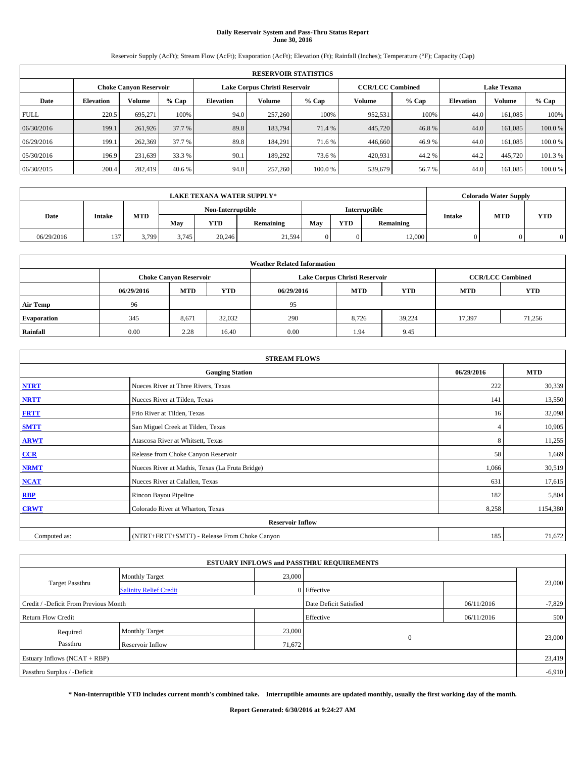**Daily Reservoir System and Pass-Thru Status Report**
**June 30, 2016**

Reservoir Supply (AcFt); Stream Flow (AcFt); Evaporation (AcFt); Elevation (Ft); Rainfall (Inches); Temperature (°F); Capacity (Cap)

| RESERVOIR STATISTICS | | | | | | | | | | | |
|---|---|---|---|---|---|---|---|---|---|---|---|
| | Choke Canyon Reservoir | | | Lake Corpus Christi Reservoir | | | CCR/LCC Combined | | Lake Texana | | |
| Date | Elevation | Volume | % Cap | Elevation | Volume | % Cap | Volume | % Cap | Elevation | Volume | % Cap |
| FULL | 220.5 | 695,271 | 100% | 94.0 | 257,260 | 100% | 952,531 | 100% | 44.0 | 161,085 | 100% |
| 06/30/2016 | 199.1 | 261,926 | 37.7 % | 89.8 | 183,794 | 71.4 % | 445,720 | 46.8 % | 44.0 | 161,085 | 100.0 % |
| 06/29/2016 | 199.1 | 262,369 | 37.7 % | 89.8 | 184,291 | 71.6 % | 446,660 | 46.9 % | 44.0 | 161,085 | 100.0 % |
| 05/30/2016 | 196.9 | 231,639 | 33.3 % | 90.1 | 189,292 | 73.6 % | 420,931 | 44.2 % | 44.2 | 445,720 | 101.3 % |
| 06/30/2015 | 200.4 | 282,419 | 40.6 % | 94.0 | 257,260 | 100.0 % | 539,679 | 56.7 % | 44.0 | 161,085 | 100.0 % |

| LAKE TEXANA WATER SUPPLY* | | | | | | | | | Colorado Water Supply | | |
|---|---|---|---|---|---|---|---|---|---|---|---|
| Date | Intake | MTD | Non-Interruptible | | | Interruptible | | | Intake | MTD | YTD |
| | | | May | YTD | Remaining | May | YTD | Remaining | | | |
| 06/29/2016 | 137 | 3,799 | 3,745 | 20,246 | 21,594 | 0 | 0 | 12,000 | 0 | 0 | 0 |

| Weather Related Information | | | | | | | | |
|---|---|---|---|---|---|---|---|---|
| | Choke Canyon Reservoir | | | Lake Corpus Christi Reservoir | | | CCR/LCC Combined | |
| | 06/29/2016 | MTD | YTD | 06/29/2016 | MTD | YTD | MTD | YTD |
| Air Temp | 96 | | | 95 | | | | |
| Evaporation | 345 | 8,671 | 32,032 | 290 | 8,726 | 39,224 | 17,397 | 71,256 |
| Rainfall | 0.00 | 2.28 | 16.40 | 0.00 | 1.94 | 9.45 | | |

| STREAM FLOWS | | | |
|---|---|---|---|
| | Gauging Station | 06/29/2016 | MTD |
| NTRT | Nueces River at Three Rivers, Texas | 222 | 30,339 |
| NRTT | Nueces River at Tilden, Texas | 141 | 13,550 |
| FRTT | Frio River at Tilden, Texas | 16 | 32,098 |
| SMTT | San Miguel Creek at Tilden, Texas | 4 | 10,905 |
| ARWT | Atascosa River at Whitsett, Texas | 8 | 11,255 |
| CCR | Release from Choke Canyon Reservoir | 58 | 1,669 |
| NRMT | Nueces River at Mathis, Texas (La Fruta Bridge) | 1,066 | 30,519 |
| NCAT | Nueces River at Calallen, Texas | 631 | 17,615 |
| RBP | Rincon Bayou Pipeline | 182 | 5,804 |
| CRWT | Colorado River at Wharton, Texas | 8,258 | 1154,380 |
| Reservoir Inflow | | | |
| Computed as: | (NTRT+FRTT+SMTT) - Release From Choke Canyon | 185 | 71,672 |

| ESTUARY INFLOWS and PASSTHRU REQUIREMENTS | | | | | |
|---|---|---|---|---|---|
| Target Passthru | Monthly Target | 23,000 | | | 23,000 |
| | Salinity Relief Credit | 0 | Effective | | |
| Credit / -Deficit From Previous Month | | | Date Deficit Satisfied | 06/11/2016 | -7,829 |
| Return Flow Credit | | | Effective | 06/11/2016 | 500 |
| Required Passthru | Monthly Target | 23,000 | 0 | | 23,000 |
| | Reservoir Inflow | 71,672 | | | |
| Estuary Inflows (NCAT + RBP) | | | | | 23,419 |
| Passthru Surplus / -Deficit | | | | | -6,910 |

**\* Non-Interruptible YTD includes current month's combined take. Interruptible amounts are updated monthly, usually the first working day of the month.**

**Report Generated: 6/30/2016 at 9:24:27 AM**